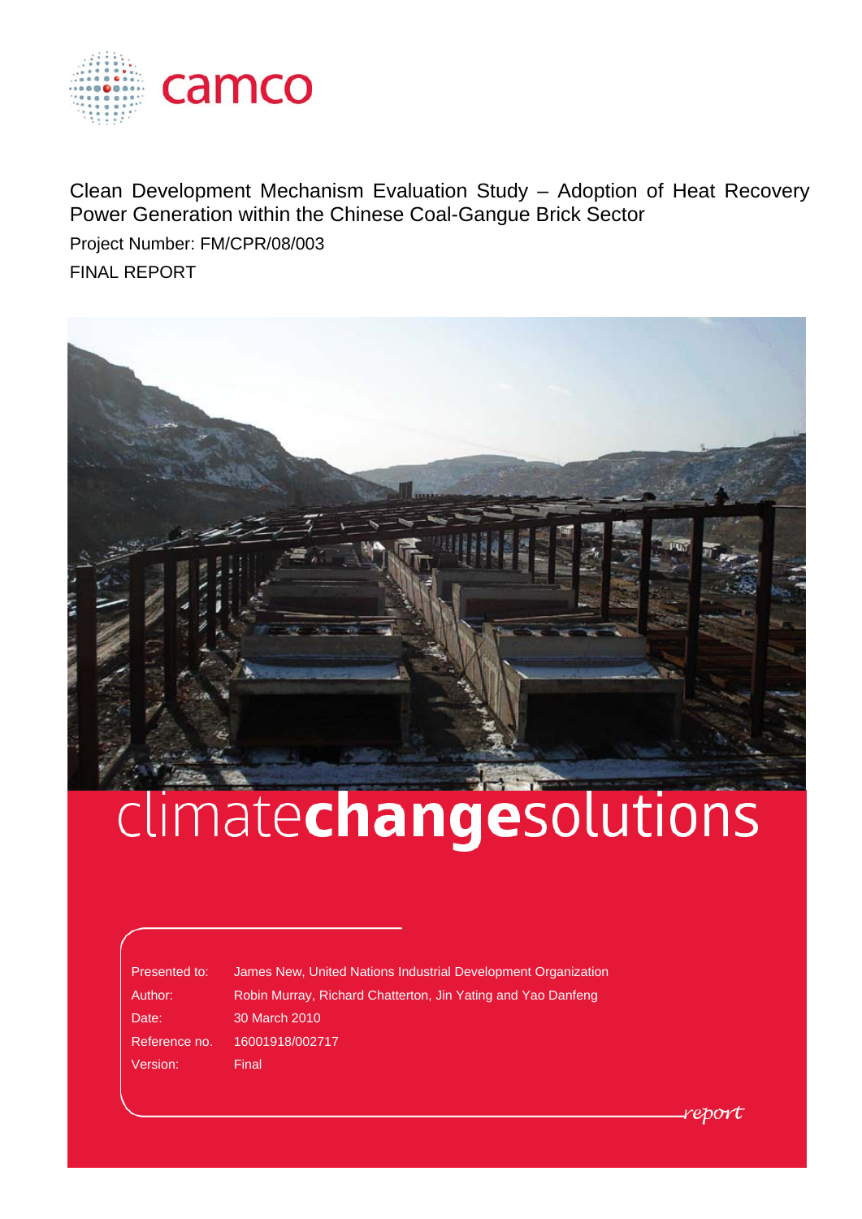camco

# Clean Development Mechanism Evaluation Study – Adoption of Heat Recovery Power Generation within the Chinese Coal-Gangue Brick Sector

Project Number: FM/CPR/08/003

FINAL REPORT

climate**change**solutions

| | |
|---|---|
| Presented to: | James New, United Nations Industrial Development Organization |
| Author: | Robin Murray, Richard Chatterton, Jin Yating and Yao Danfeng |
| Date: | 30 March 2010 |
| Reference no. | 16001918/002717 |
| Version: | Final |

*report*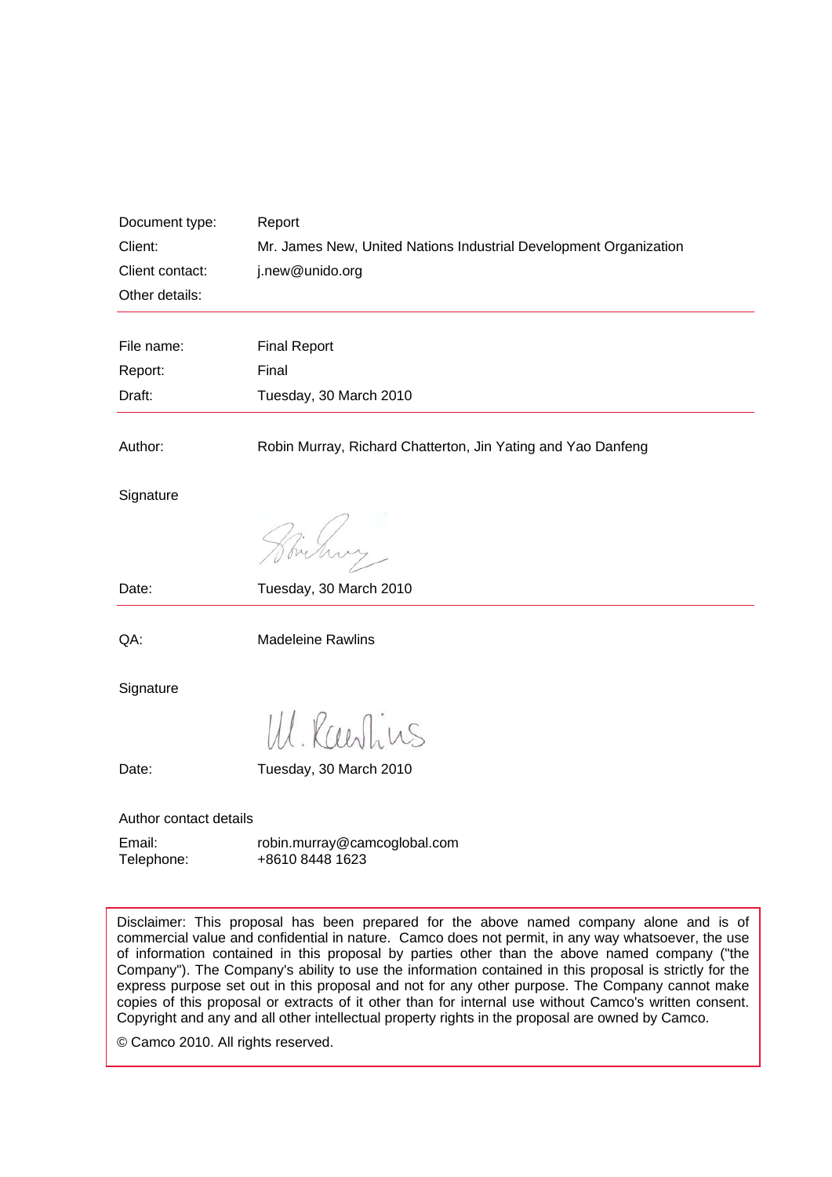| | |
|---|---|
| Document type: | Report |
| Client: | Mr. James New, United Nations Industrial Development Organization |
| Client contact: | j.new@unido.org |
| Other details: | |

| | |
|---|---|
| File name: | Final Report |
| Report: | Final |
| Draft: | Tuesday, 30 March 2010 |

Author: Robin Murray, Richard Chatterton, Jin Yating and Yao Danfeng

Signature

Date: Tuesday, 30 March 2010

QA: Madeleine Rawlins

Signature

Date: Tuesday, 30 March 2010

Author contact details

Email: robin.murray@camcoglobal.com
Telephone: +8610 8448 1623

Disclaimer: This proposal has been prepared for the above named company alone and is of commercial value and confidential in nature. Camco does not permit, in any way whatsoever, the use of information contained in this proposal by parties other than the above named company ("the Company"). The Company's ability to use the information contained in this proposal is strictly for the express purpose set out in this proposal and not for any other purpose. The Company cannot make copies of this proposal or extracts of it other than for internal use without Camco's written consent. Copyright and any and all other intellectual property rights in the proposal are owned by Camco.

© Camco 2010. All rights reserved.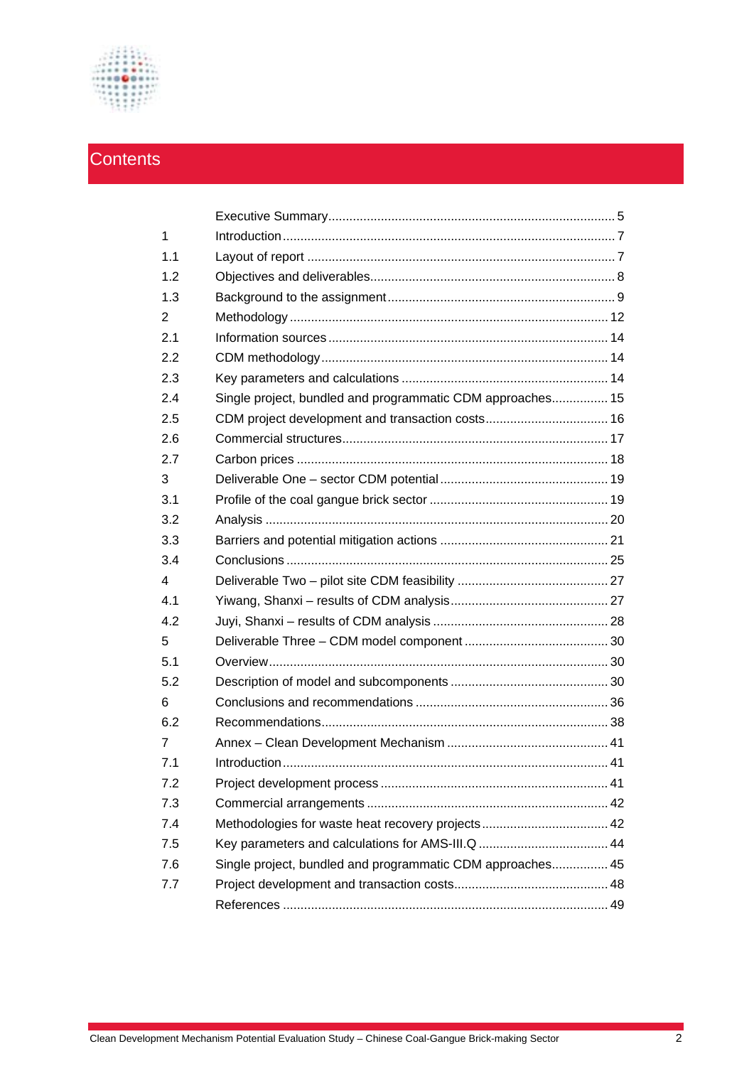# Contents

| | | |
|---|---|---|
| | Executive Summary | 5 |
| 1 | Introduction | 7 |
| 1.1 | Layout of report | 7 |
| 1.2 | Objectives and deliverables | 8 |
| 1.3 | Background to the assignment | 9 |
| 2 | Methodology | 12 |
| 2.1 | Information sources | 14 |
| 2.2 | CDM methodology | 14 |
| 2.3 | Key parameters and calculations | 14 |
| 2.4 | Single project, bundled and programmatic CDM approaches | 15 |
| 2.5 | CDM project development and transaction costs | 16 |
| 2.6 | Commercial structures | 17 |
| 2.7 | Carbon prices | 18 |
| 3 | Deliverable One – sector CDM potential | 19 |
| 3.1 | Profile of the coal gangue brick sector | 19 |
| 3.2 | Analysis | 20 |
| 3.3 | Barriers and potential mitigation actions | 21 |
| 3.4 | Conclusions | 25 |
| 4 | Deliverable Two – pilot site CDM feasibility | 27 |
| 4.1 | Yiwang, Shanxi – results of CDM analysis | 27 |
| 4.2 | Juyi, Shanxi – results of CDM analysis | 28 |
| 5 | Deliverable Three – CDM model component | 30 |
| 5.1 | Overview | 30 |
| 5.2 | Description of model and subcomponents | 30 |
| 6 | Conclusions and recommendations | 36 |
| 6.2 | Recommendations | 38 |
| 7 | Annex – Clean Development Mechanism | 41 |
| 7.1 | Introduction | 41 |
| 7.2 | Project development process | 41 |
| 7.3 | Commercial arrangements | 42 |
| 7.4 | Methodologies for waste heat recovery projects | 42 |
| 7.5 | Key parameters and calculations for AMS-III.Q | 44 |
| 7.6 | Single project, bundled and programmatic CDM approaches | 45 |
| 7.7 | Project development and transaction costs | 48 |
| | References | 49 |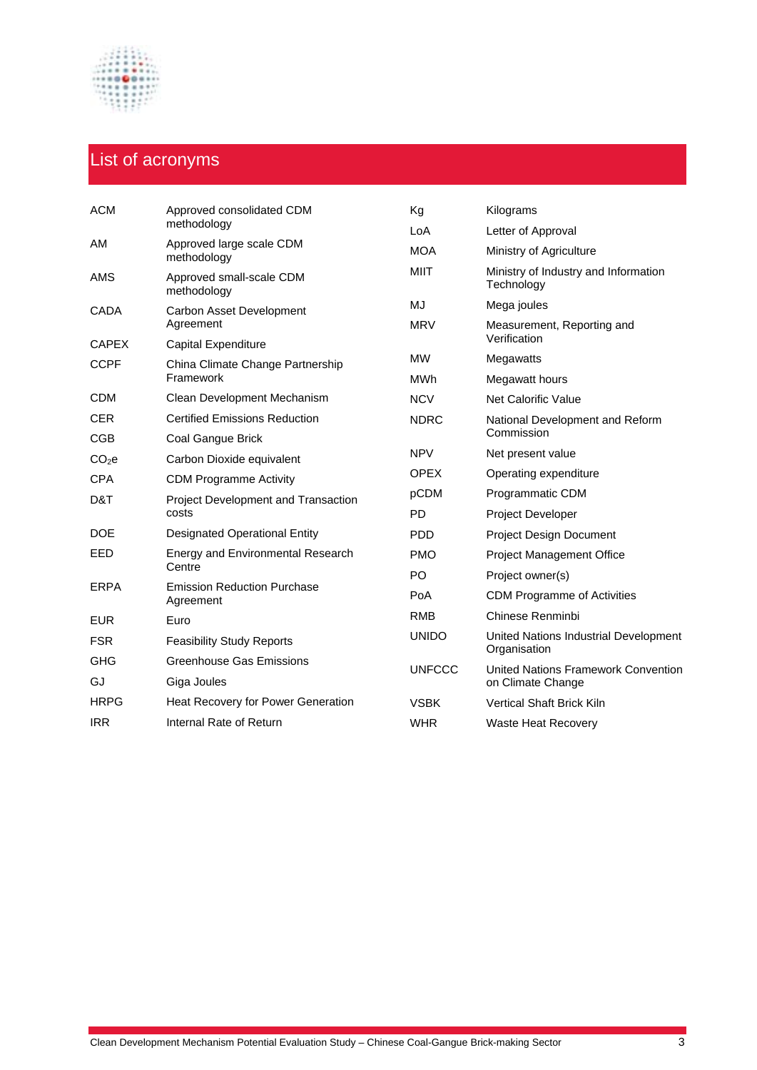# List of acronyms

| | |
|---|---|
| ACM | Approved consolidated CDM methodology |
| AM | Approved large scale CDM methodology |
| AMS | Approved small-scale CDM methodology |
| CADA | Carbon Asset Development Agreement |
| CAPEX | Capital Expenditure |
| CCPF | China Climate Change Partnership Framework |
| CDM | Clean Development Mechanism |
| CER | Certified Emissions Reduction |
| CGB | Coal Gangue Brick |
| $CO_2e$ | Carbon Dioxide equivalent |
| CPA | CDM Programme Activity |
| D&T | Project Development and Transaction costs |
| DOE | Designated Operational Entity |
| EED | Energy and Environmental Research Centre |
| ERPA | Emission Reduction Purchase Agreement |
| EUR | Euro |
| FSR | Feasibility Study Reports |
| GHG | Greenhouse Gas Emissions |
| GJ | Giga Joules |
| HRPG | Heat Recovery for Power Generation |
| IRR | Internal Rate of Return |
| Kg | Kilograms |
| LoA | Letter of Approval |
| MOA | Ministry of Agriculture |
| MIIT | Ministry of Industry and Information Technology |
| MJ | Mega joules |
| MRV | Measurement, Reporting and Verification |
| MW | Megawatts |
| MWh | Megawatt hours |
| NCV | Net Calorific Value |
| NDRC | National Development and Reform Commission |
| NPV | Net present value |
| OPEX | Operating expenditure |
| pCDM | Programmatic CDM |
| PD | Project Developer |
| PDD | Project Design Document |
| PMO | Project Management Office |
| PO | Project owner(s) |
| PoA | CDM Programme of Activities |
| RMB | Chinese Renminbi |
| UNIDO | United Nations Industrial Development Organisation |
| UNFCCC | United Nations Framework Convention on Climate Change |
| VSBK | Vertical Shaft Brick Kiln |
| WHR | Waste Heat Recovery |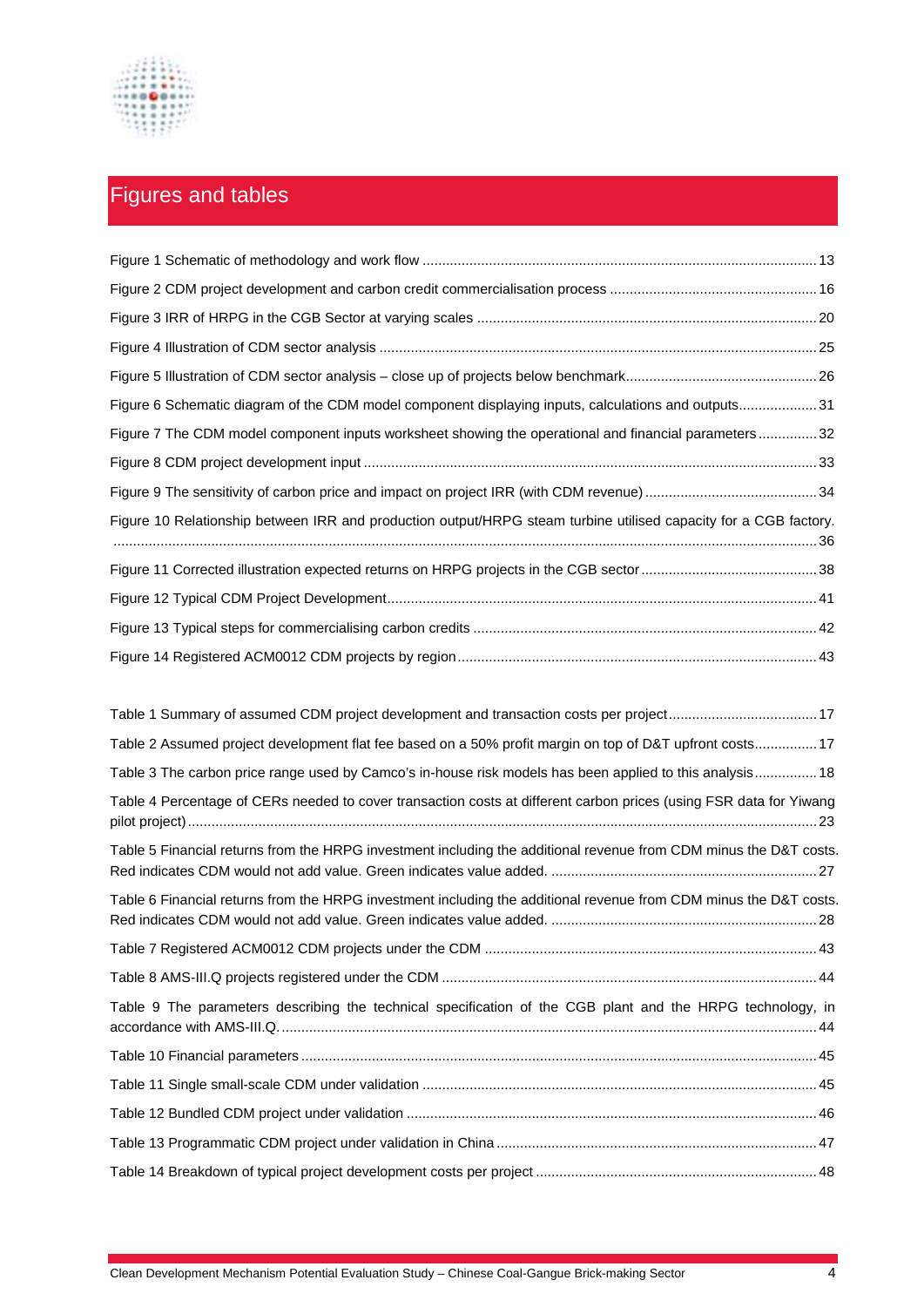# Figures and tables

Figure 1 Schematic of methodology and work flow .......... 13

Figure 2 CDM project development and carbon credit commercialisation process .......... 16

Figure 3 IRR of HRPG in the CGB Sector at varying scales .......... 20

Figure 4 Illustration of CDM sector analysis .......... 25

Figure 5 Illustration of CDM sector analysis – close up of projects below benchmark.......... 26

Figure 6 Schematic diagram of the CDM model component displaying inputs, calculations and outputs.......... 31

Figure 7 The CDM model component inputs worksheet showing the operational and financial parameters.......... 32

Figure 8 CDM project development input .......... 33

Figure 9 The sensitivity of carbon price and impact on project IRR (with CDM revenue) .......... 34

Figure 10 Relationship between IRR and production output/HRPG steam turbine utilised capacity for a CGB factory. .......... 36

Figure 11 Corrected illustration expected returns on HRPG projects in the CGB sector .......... 38

Figure 12 Typical CDM Project Development.......... 41

Figure 13 Typical steps for commercialising carbon credits .......... 42

Figure 14 Registered ACM0012 CDM projects by region.......... 43

Table 1 Summary of assumed CDM project development and transaction costs per project.......... 17

Table 2 Assumed project development flat fee based on a 50% profit margin on top of D&T upfront costs.......... 17

Table 3 The carbon price range used by Camco's in-house risk models has been applied to this analysis.......... 18

Table 4 Percentage of CERs needed to cover transaction costs at different carbon prices (using FSR data for Yiwang pilot project).......... 23

Table 5 Financial returns from the HRPG investment including the additional revenue from CDM minus the D&T costs. Red indicates CDM would not add value. Green indicates value added. .......... 27

Table 6 Financial returns from the HRPG investment including the additional revenue from CDM minus the D&T costs. Red indicates CDM would not add value. Green indicates value added. .......... 28

Table 7 Registered ACM0012 CDM projects under the CDM .......... 43

Table 8 AMS-III.Q projects registered under the CDM .......... 44

Table 9 The parameters describing the technical specification of the CGB plant and the HRPG technology, in accordance with AMS-III.Q. .......... 44

Table 10 Financial parameters .......... 45

Table 11 Single small-scale CDM under validation .......... 45

Table 12 Bundled CDM project under validation .......... 46

Table 13 Programmatic CDM project under validation in China .......... 47

Table 14 Breakdown of typical project development costs per project .......... 48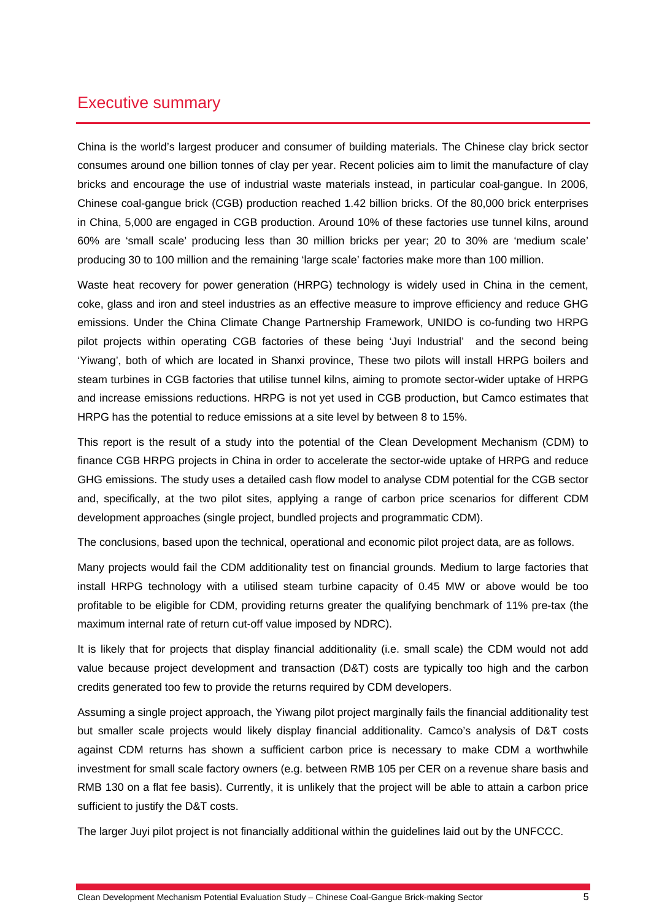## Executive summary

China is the world's largest producer and consumer of building materials. The Chinese clay brick sector consumes around one billion tonnes of clay per year. Recent policies aim to limit the manufacture of clay bricks and encourage the use of industrial waste materials instead, in particular coal-gangue. In 2006, Chinese coal-gangue brick (CGB) production reached 1.42 billion bricks. Of the 80,000 brick enterprises in China, 5,000 are engaged in CGB production. Around 10% of these factories use tunnel kilns, around 60% are 'small scale' producing less than 30 million bricks per year; 20 to 30% are 'medium scale' producing 30 to 100 million and the remaining 'large scale' factories make more than 100 million.

Waste heat recovery for power generation (HRPG) technology is widely used in China in the cement, coke, glass and iron and steel industries as an effective measure to improve efficiency and reduce GHG emissions. Under the China Climate Change Partnership Framework, UNIDO is co-funding two HRPG pilot projects within operating CGB factories of these being 'Juyi Industrial' and the second being 'Yiwang', both of which are located in Shanxi province, These two pilots will install HRPG boilers and steam turbines in CGB factories that utilise tunnel kilns, aiming to promote sector-wider uptake of HRPG and increase emissions reductions. HRPG is not yet used in CGB production, but Camco estimates that HRPG has the potential to reduce emissions at a site level by between 8 to 15%.

This report is the result of a study into the potential of the Clean Development Mechanism (CDM) to finance CGB HRPG projects in China in order to accelerate the sector-wide uptake of HRPG and reduce GHG emissions. The study uses a detailed cash flow model to analyse CDM potential for the CGB sector and, specifically, at the two pilot sites, applying a range of carbon price scenarios for different CDM development approaches (single project, bundled projects and programmatic CDM).

The conclusions, based upon the technical, operational and economic pilot project data, are as follows.

Many projects would fail the CDM additionality test on financial grounds. Medium to large factories that install HRPG technology with a utilised steam turbine capacity of 0.45 MW or above would be too profitable to be eligible for CDM, providing returns greater the qualifying benchmark of 11% pre-tax (the maximum internal rate of return cut-off value imposed by NDRC).

It is likely that for projects that display financial additionality (i.e. small scale) the CDM would not add value because project development and transaction (D&T) costs are typically too high and the carbon credits generated too few to provide the returns required by CDM developers.

Assuming a single project approach, the Yiwang pilot project marginally fails the financial additionality test but smaller scale projects would likely display financial additionality. Camco's analysis of D&T costs against CDM returns has shown a sufficient carbon price is necessary to make CDM a worthwhile investment for small scale factory owners (e.g. between RMB 105 per CER on a revenue share basis and RMB 130 on a flat fee basis). Currently, it is unlikely that the project will be able to attain a carbon price sufficient to justify the D&T costs.

The larger Juyi pilot project is not financially additional within the guidelines laid out by the UNFCCC.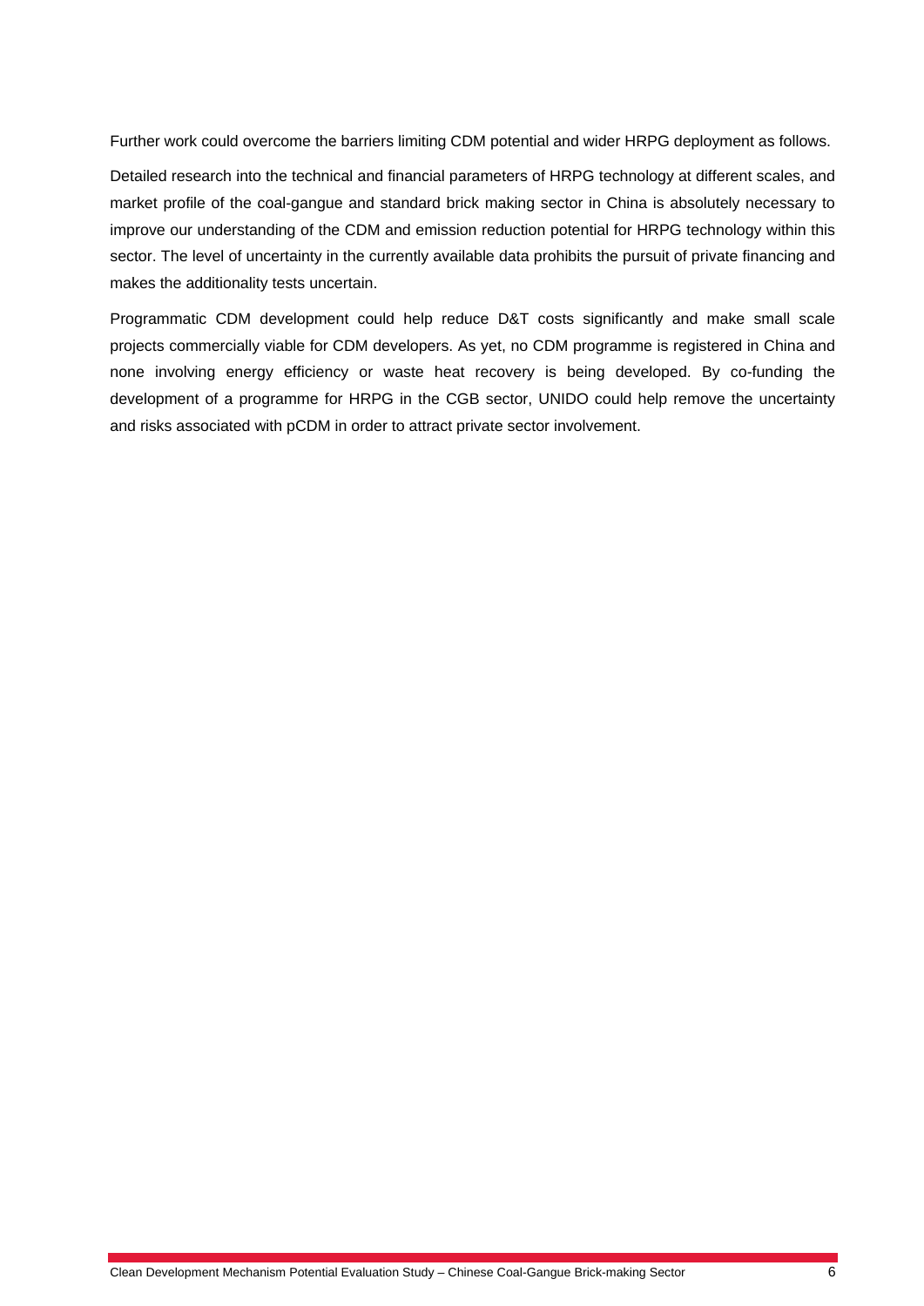Further work could overcome the barriers limiting CDM potential and wider HRPG deployment as follows.

Detailed research into the technical and financial parameters of HRPG technology at different scales, and market profile of the coal-gangue and standard brick making sector in China is absolutely necessary to improve our understanding of the CDM and emission reduction potential for HRPG technology within this sector. The level of uncertainty in the currently available data prohibits the pursuit of private financing and makes the additionality tests uncertain.

Programmatic CDM development could help reduce D&T costs significantly and make small scale projects commercially viable for CDM developers. As yet, no CDM programme is registered in China and none involving energy efficiency or waste heat recovery is being developed. By co-funding the development of a programme for HRPG in the CGB sector, UNIDO could help remove the uncertainty and risks associated with pCDM in order to attract private sector involvement.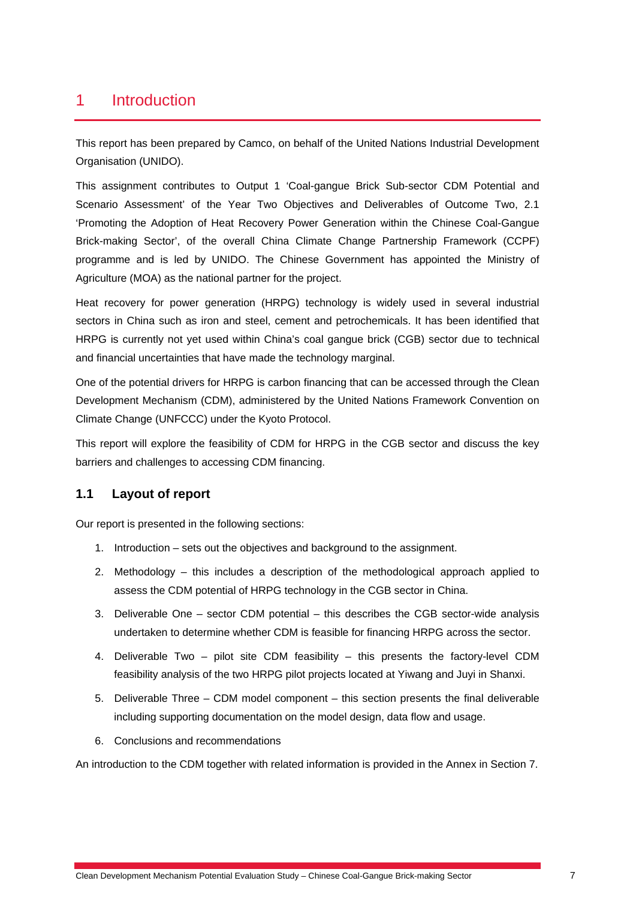# 1 Introduction

This report has been prepared by Camco, on behalf of the United Nations Industrial Development Organisation (UNIDO).

This assignment contributes to Output 1 'Coal-gangue Brick Sub-sector CDM Potential and Scenario Assessment' of the Year Two Objectives and Deliverables of Outcome Two, 2.1 'Promoting the Adoption of Heat Recovery Power Generation within the Chinese Coal-Gangue Brick-making Sector', of the overall China Climate Change Partnership Framework (CCPF) programme and is led by UNIDO. The Chinese Government has appointed the Ministry of Agriculture (MOA) as the national partner for the project.

Heat recovery for power generation (HRPG) technology is widely used in several industrial sectors in China such as iron and steel, cement and petrochemicals. It has been identified that HRPG is currently not yet used within China's coal gangue brick (CGB) sector due to technical and financial uncertainties that have made the technology marginal.

One of the potential drivers for HRPG is carbon financing that can be accessed through the Clean Development Mechanism (CDM), administered by the United Nations Framework Convention on Climate Change (UNFCCC) under the Kyoto Protocol.

This report will explore the feasibility of CDM for HRPG in the CGB sector and discuss the key barriers and challenges to accessing CDM financing.

## 1.1 Layout of report

Our report is presented in the following sections:

1. Introduction – sets out the objectives and background to the assignment.
2. Methodology – this includes a description of the methodological approach applied to assess the CDM potential of HRPG technology in the CGB sector in China.
3. Deliverable One – sector CDM potential – this describes the CGB sector-wide analysis undertaken to determine whether CDM is feasible for financing HRPG across the sector.
4. Deliverable Two – pilot site CDM feasibility – this presents the factory-level CDM feasibility analysis of the two HRPG pilot projects located at Yiwang and Juyi in Shanxi.
5. Deliverable Three – CDM model component – this section presents the final deliverable including supporting documentation on the model design, data flow and usage.
6. Conclusions and recommendations

An introduction to the CDM together with related information is provided in the Annex in Section 7.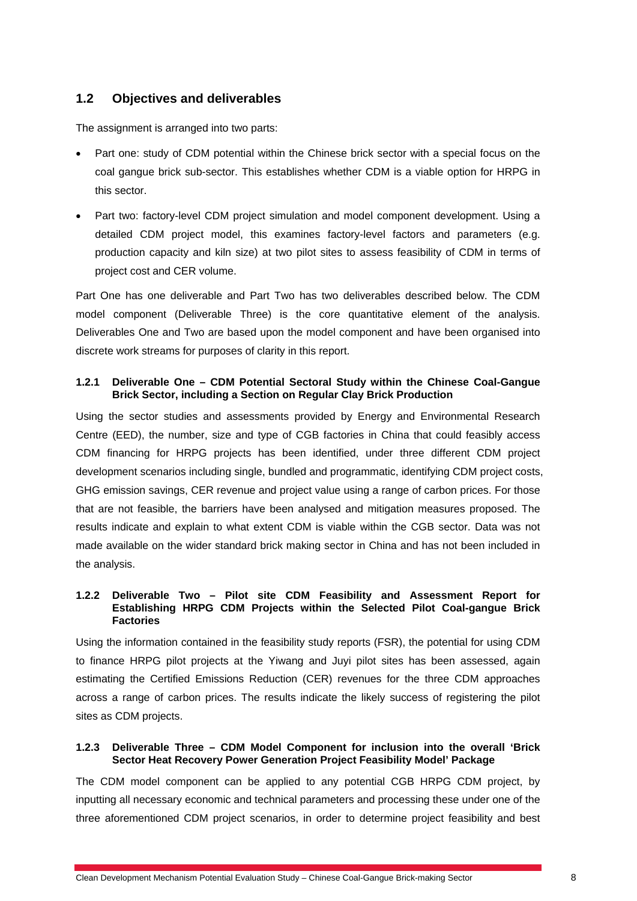## 1.2 Objectives and deliverables

The assignment is arranged into two parts:

- Part one: study of CDM potential within the Chinese brick sector with a special focus on the coal gangue brick sub-sector. This establishes whether CDM is a viable option for HRPG in this sector.
- Part two: factory-level CDM project simulation and model component development. Using a detailed CDM project model, this examines factory-level factors and parameters (e.g. production capacity and kiln size) at two pilot sites to assess feasibility of CDM in terms of project cost and CER volume.

Part One has one deliverable and Part Two has two deliverables described below. The CDM model component (Deliverable Three) is the core quantitative element of the analysis. Deliverables One and Two are based upon the model component and have been organised into discrete work streams for purposes of clarity in this report.

### 1.2.1 Deliverable One – CDM Potential Sectoral Study within the Chinese Coal-Gangue Brick Sector, including a Section on Regular Clay Brick Production

Using the sector studies and assessments provided by Energy and Environmental Research Centre (EED), the number, size and type of CGB factories in China that could feasibly access CDM financing for HRPG projects has been identified, under three different CDM project development scenarios including single, bundled and programmatic, identifying CDM project costs, GHG emission savings, CER revenue and project value using a range of carbon prices. For those that are not feasible, the barriers have been analysed and mitigation measures proposed. The results indicate and explain to what extent CDM is viable within the CGB sector. Data was not made available on the wider standard brick making sector in China and has not been included in the analysis.

### 1.2.2 Deliverable Two – Pilot site CDM Feasibility and Assessment Report for Establishing HRPG CDM Projects within the Selected Pilot Coal-gangue Brick Factories

Using the information contained in the feasibility study reports (FSR), the potential for using CDM to finance HRPG pilot projects at the Yiwang and Juyi pilot sites has been assessed, again estimating the Certified Emissions Reduction (CER) revenues for the three CDM approaches across a range of carbon prices. The results indicate the likely success of registering the pilot sites as CDM projects.

### 1.2.3 Deliverable Three – CDM Model Component for inclusion into the overall 'Brick Sector Heat Recovery Power Generation Project Feasibility Model' Package

The CDM model component can be applied to any potential CGB HRPG CDM project, by inputting all necessary economic and technical parameters and processing these under one of the three aforementioned CDM project scenarios, in order to determine project feasibility and best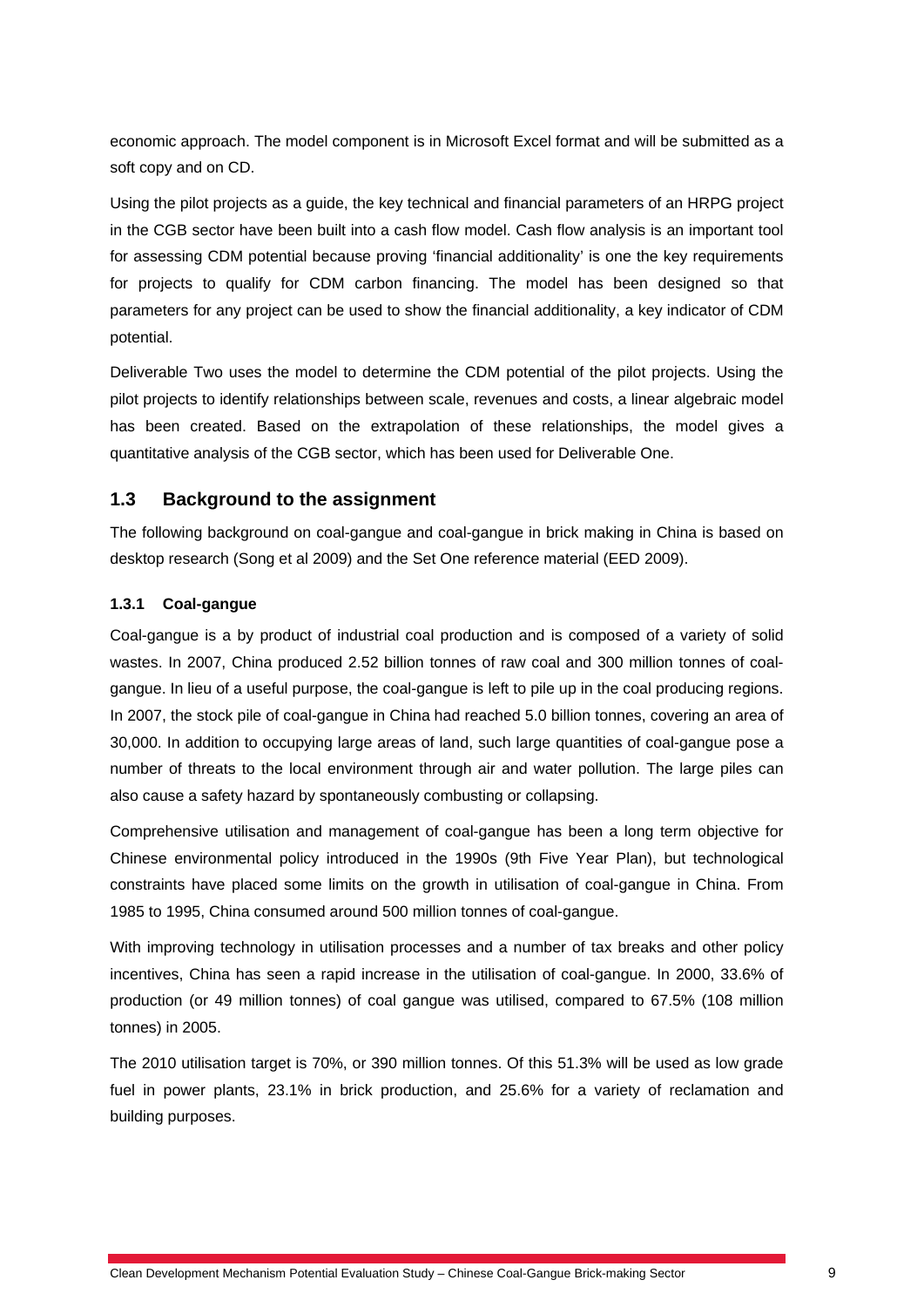economic approach. The model component is in Microsoft Excel format and will be submitted as a soft copy and on CD.

Using the pilot projects as a guide, the key technical and financial parameters of an HRPG project in the CGB sector have been built into a cash flow model. Cash flow analysis is an important tool for assessing CDM potential because proving 'financial additionality' is one the key requirements for projects to qualify for CDM carbon financing. The model has been designed so that parameters for any project can be used to show the financial additionality, a key indicator of CDM potential.

Deliverable Two uses the model to determine the CDM potential of the pilot projects. Using the pilot projects to identify relationships between scale, revenues and costs, a linear algebraic model has been created. Based on the extrapolation of these relationships, the model gives a quantitative analysis of the CGB sector, which has been used for Deliverable One.

## 1.3 Background to the assignment

The following background on coal-gangue and coal-gangue in brick making in China is based on desktop research (Song et al 2009) and the Set One reference material (EED 2009).

### 1.3.1 Coal-gangue

Coal-gangue is a by product of industrial coal production and is composed of a variety of solid wastes. In 2007, China produced 2.52 billion tonnes of raw coal and 300 million tonnes of coal-gangue. In lieu of a useful purpose, the coal-gangue is left to pile up in the coal producing regions. In 2007, the stock pile of coal-gangue in China had reached 5.0 billion tonnes, covering an area of 30,000. In addition to occupying large areas of land, such large quantities of coal-gangue pose a number of threats to the local environment through air and water pollution. The large piles can also cause a safety hazard by spontaneously combusting or collapsing.

Comprehensive utilisation and management of coal-gangue has been a long term objective for Chinese environmental policy introduced in the 1990s (9th Five Year Plan), but technological constraints have placed some limits on the growth in utilisation of coal-gangue in China. From 1985 to 1995, China consumed around 500 million tonnes of coal-gangue.

With improving technology in utilisation processes and a number of tax breaks and other policy incentives, China has seen a rapid increase in the utilisation of coal-gangue. In 2000, 33.6% of production (or 49 million tonnes) of coal gangue was utilised, compared to 67.5% (108 million tonnes) in 2005.

The 2010 utilisation target is 70%, or 390 million tonnes. Of this 51.3% will be used as low grade fuel in power plants, 23.1% in brick production, and 25.6% for a variety of reclamation and building purposes.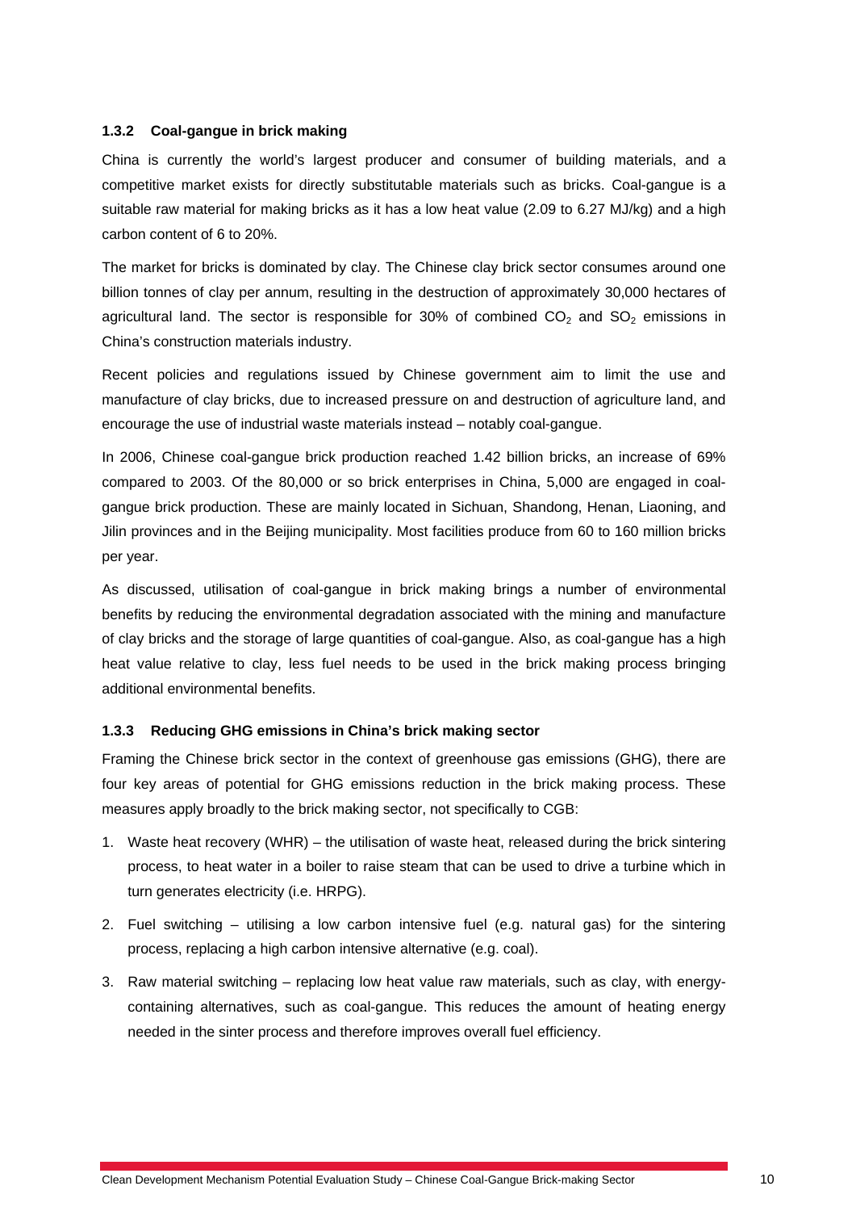### 1.3.2 Coal-gangue in brick making

China is currently the world's largest producer and consumer of building materials, and a competitive market exists for directly substitutable materials such as bricks. Coal-gangue is a suitable raw material for making bricks as it has a low heat value (2.09 to 6.27 MJ/kg) and a high carbon content of 6 to 20%.

The market for bricks is dominated by clay. The Chinese clay brick sector consumes around one billion tonnes of clay per annum, resulting in the destruction of approximately 30,000 hectares of agricultural land. The sector is responsible for 30% of combined $CO_2$ and $SO_2$ emissions in China's construction materials industry.

Recent policies and regulations issued by Chinese government aim to limit the use and manufacture of clay bricks, due to increased pressure on and destruction of agriculture land, and encourage the use of industrial waste materials instead – notably coal-gangue.

In 2006, Chinese coal-gangue brick production reached 1.42 billion bricks, an increase of 69% compared to 2003. Of the 80,000 or so brick enterprises in China, 5,000 are engaged in coal-gangue brick production. These are mainly located in Sichuan, Shandong, Henan, Liaoning, and Jilin provinces and in the Beijing municipality. Most facilities produce from 60 to 160 million bricks per year.

As discussed, utilisation of coal-gangue in brick making brings a number of environmental benefits by reducing the environmental degradation associated with the mining and manufacture of clay bricks and the storage of large quantities of coal-gangue. Also, as coal-gangue has a high heat value relative to clay, less fuel needs to be used in the brick making process bringing additional environmental benefits.

### 1.3.3 Reducing GHG emissions in China's brick making sector

Framing the Chinese brick sector in the context of greenhouse gas emissions (GHG), there are four key areas of potential for GHG emissions reduction in the brick making process. These measures apply broadly to the brick making sector, not specifically to CGB:

1. Waste heat recovery (WHR) – the utilisation of waste heat, released during the brick sintering process, to heat water in a boiler to raise steam that can be used to drive a turbine which in turn generates electricity (i.e. HRPG).
2. Fuel switching – utilising a low carbon intensive fuel (e.g. natural gas) for the sintering process, replacing a high carbon intensive alternative (e.g. coal).
3. Raw material switching – replacing low heat value raw materials, such as clay, with energy-containing alternatives, such as coal-gangue. This reduces the amount of heating energy needed in the sinter process and therefore improves overall fuel efficiency.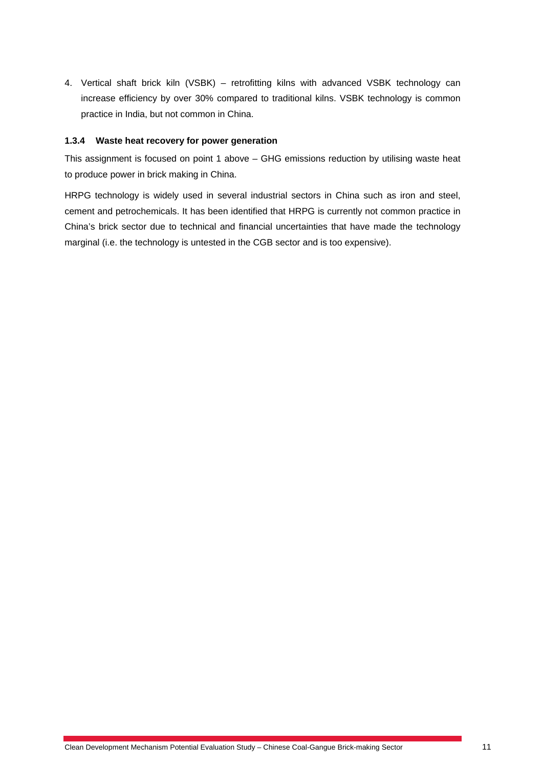4. Vertical shaft brick kiln (VSBK) – retrofitting kilns with advanced VSBK technology can increase efficiency by over 30% compared to traditional kilns. VSBK technology is common practice in India, but not common in China.

### 1.3.4 Waste heat recovery for power generation

This assignment is focused on point 1 above – GHG emissions reduction by utilising waste heat to produce power in brick making in China.

HRPG technology is widely used in several industrial sectors in China such as iron and steel, cement and petrochemicals. It has been identified that HRPG is currently not common practice in China's brick sector due to technical and financial uncertainties that have made the technology marginal (i.e. the technology is untested in the CGB sector and is too expensive).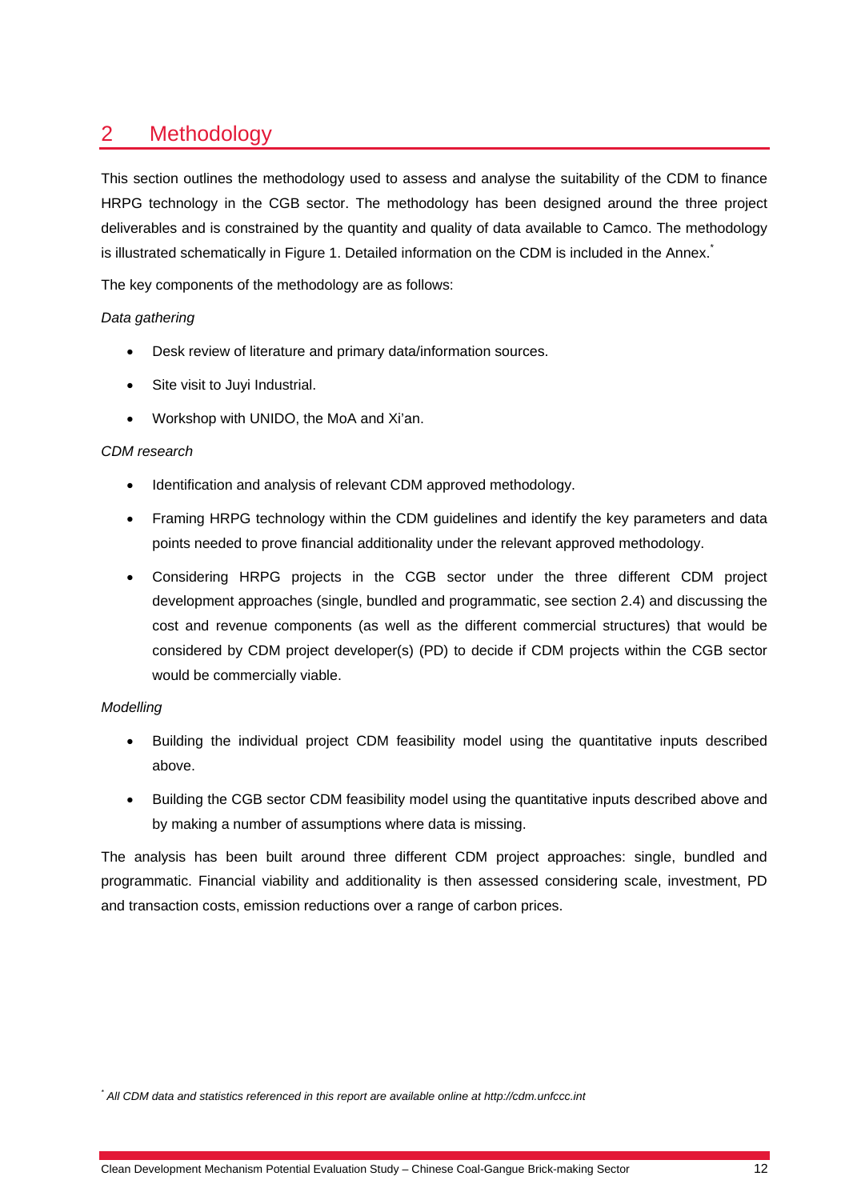# 2 Methodology

This section outlines the methodology used to assess and analyse the suitability of the CDM to finance HRPG technology in the CGB sector. The methodology has been designed around the three project deliverables and is constrained by the quantity and quality of data available to Camco. The methodology is illustrated schematically in Figure 1. Detailed information on the CDM is included in the Annex.*

The key components of the methodology are as follows:

*Data gathering*

- Desk review of literature and primary data/information sources.
- Site visit to Juyi Industrial.
- Workshop with UNIDO, the MoA and Xi'an.

*CDM research*

- Identification and analysis of relevant CDM approved methodology.
- Framing HRPG technology within the CDM guidelines and identify the key parameters and data points needed to prove financial additionality under the relevant approved methodology.
- Considering HRPG projects in the CGB sector under the three different CDM project development approaches (single, bundled and programmatic, see section 2.4) and discussing the cost and revenue components (as well as the different commercial structures) that would be considered by CDM project developer(s) (PD) to decide if CDM projects within the CGB sector would be commercially viable.

*Modelling*

- Building the individual project CDM feasibility model using the quantitative inputs described above.
- Building the CGB sector CDM feasibility model using the quantitative inputs described above and by making a number of assumptions where data is missing.

The analysis has been built around three different CDM project approaches: single, bundled and programmatic. Financial viability and additionality is then assessed considering scale, investment, PD and transaction costs, emission reductions over a range of carbon prices.

*\* All CDM data and statistics referenced in this report are available online at http://cdm.unfccc.int*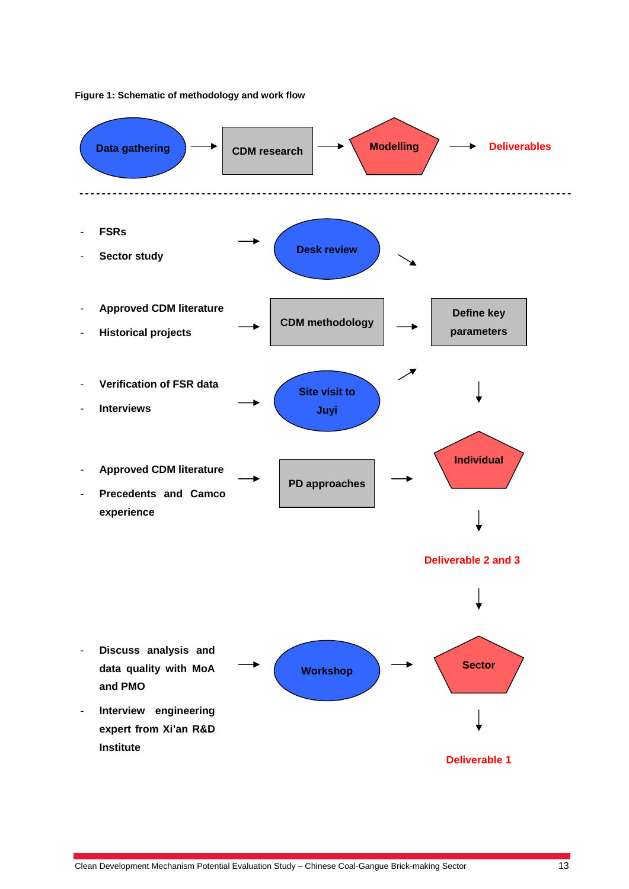**Figure 1: Schematic of methodology and work flow**

Data gathering → CDM research → Modelling → Deliverables

- FSRs
- Sector study

→ Desk review

- Approved CDM literature
- Historical projects

→ CDM methodology → Define key parameters

- Verification of FSR data
- Interviews

→ Site visit to Juyi

- Approved CDM literature
- Precedents and Camco experience

→ PD approaches → Individual

Deliverable 2 and 3

- Discuss analysis and data quality with MoA and PMO
- Interview engineering expert from Xi'an R&D Institute

→ Workshop → Sector

Deliverable 1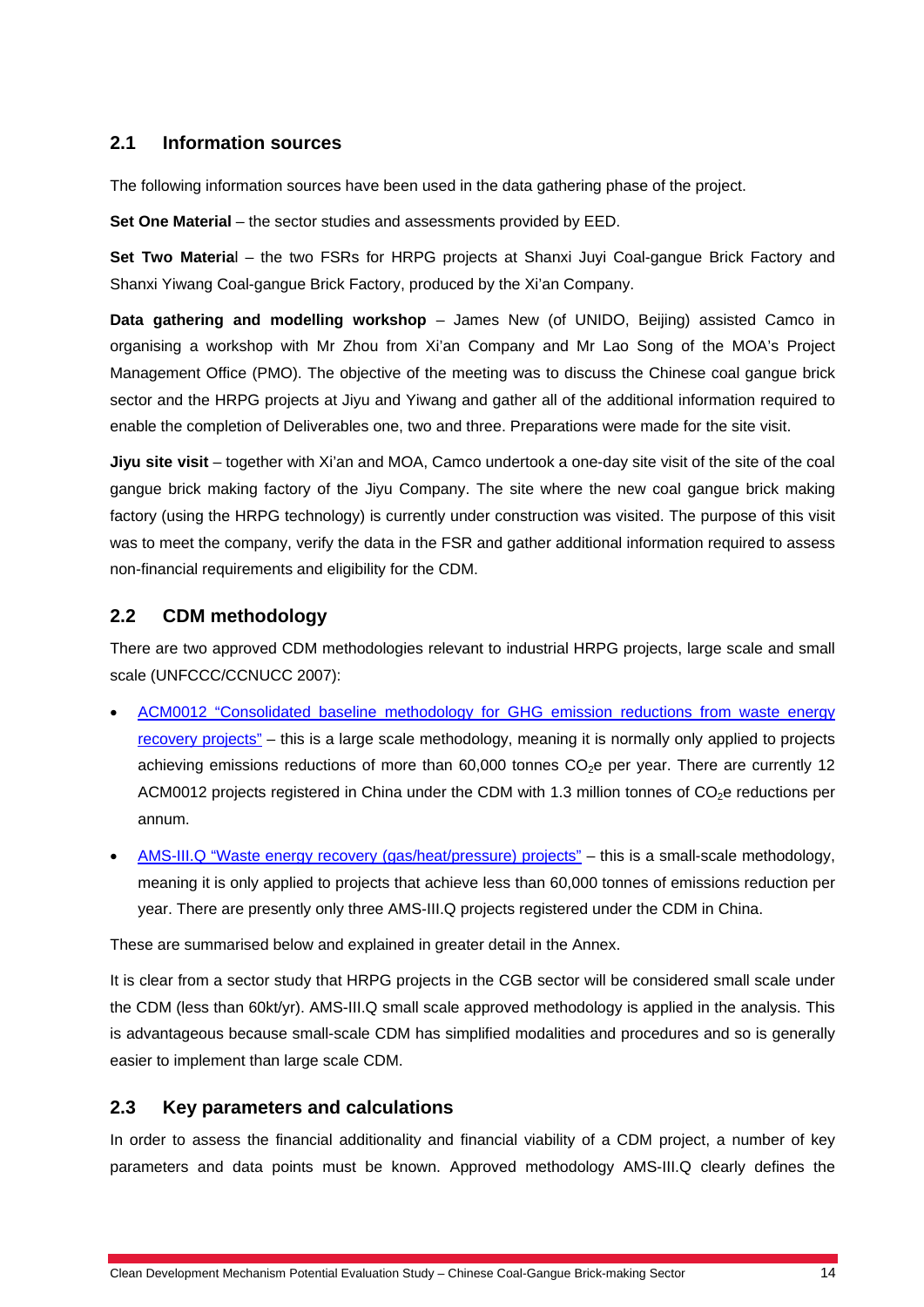## 2.1 Information sources

The following information sources have been used in the data gathering phase of the project.

**Set One Material** – the sector studies and assessments provided by EED.

**Set Two Materia**l – the two FSRs for HRPG projects at Shanxi Juyi Coal-gangue Brick Factory and Shanxi Yiwang Coal-gangue Brick Factory, produced by the Xi'an Company.

**Data gathering and modelling workshop** – James New (of UNIDO, Beijing) assisted Camco in organising a workshop with Mr Zhou from Xi'an Company and Mr Lao Song of the MOA's Project Management Office (PMO). The objective of the meeting was to discuss the Chinese coal gangue brick sector and the HRPG projects at Jiyu and Yiwang and gather all of the additional information required to enable the completion of Deliverables one, two and three. Preparations were made for the site visit.

**Jiyu site visit** – together with Xi'an and MOA, Camco undertook a one-day site visit of the site of the coal gangue brick making factory of the Jiyu Company. The site where the new coal gangue brick making factory (using the HRPG technology) is currently under construction was visited. The purpose of this visit was to meet the company, verify the data in the FSR and gather additional information required to assess non-financial requirements and eligibility for the CDM.

## 2.2 CDM methodology

There are two approved CDM methodologies relevant to industrial HRPG projects, large scale and small scale (UNFCCC/CCNUCC 2007):

- ACM0012 "Consolidated baseline methodology for GHG emission reductions from waste energy recovery projects" – this is a large scale methodology, meaning it is normally only applied to projects achieving emissions reductions of more than 60,000 tonnes $CO_2$e per year. There are currently 12 ACM0012 projects registered in China under the CDM with 1.3 million tonnes of $CO_2$e reductions per annum.
- AMS-III.Q "Waste energy recovery (gas/heat/pressure) projects" – this is a small-scale methodology, meaning it is only applied to projects that achieve less than 60,000 tonnes of emissions reduction per year. There are presently only three AMS-III.Q projects registered under the CDM in China.

These are summarised below and explained in greater detail in the Annex.

It is clear from a sector study that HRPG projects in the CGB sector will be considered small scale under the CDM (less than 60kt/yr). AMS-III.Q small scale approved methodology is applied in the analysis. This is advantageous because small-scale CDM has simplified modalities and procedures and so is generally easier to implement than large scale CDM.

## 2.3 Key parameters and calculations

In order to assess the financial additionality and financial viability of a CDM project, a number of key parameters and data points must be known. Approved methodology AMS-III.Q clearly defines the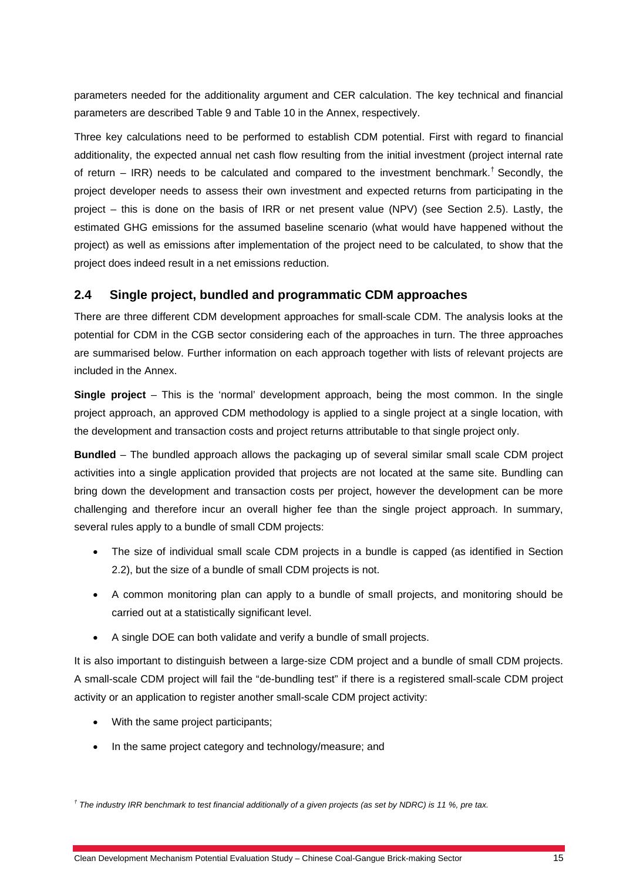parameters needed for the additionality argument and CER calculation. The key technical and financial parameters are described Table 9 and Table 10 in the Annex, respectively.

Three key calculations need to be performed to establish CDM potential. First with regard to financial additionality, the expected annual net cash flow resulting from the initial investment (project internal rate of return – IRR) needs to be calculated and compared to the investment benchmark.[†] Secondly, the project developer needs to assess their own investment and expected returns from participating in the project – this is done on the basis of IRR or net present value (NPV) (see Section 2.5). Lastly, the estimated GHG emissions for the assumed baseline scenario (what would have happened without the project) as well as emissions after implementation of the project need to be calculated, to show that the project does indeed result in a net emissions reduction.

## 2.4 Single project, bundled and programmatic CDM approaches

There are three different CDM development approaches for small-scale CDM. The analysis looks at the potential for CDM in the CGB sector considering each of the approaches in turn. The three approaches are summarised below. Further information on each approach together with lists of relevant projects are included in the Annex.

**Single project** – This is the 'normal' development approach, being the most common. In the single project approach, an approved CDM methodology is applied to a single project at a single location, with the development and transaction costs and project returns attributable to that single project only.

**Bundled** – The bundled approach allows the packaging up of several similar small scale CDM project activities into a single application provided that projects are not located at the same site. Bundling can bring down the development and transaction costs per project, however the development can be more challenging and therefore incur an overall higher fee than the single project approach. In summary, several rules apply to a bundle of small CDM projects:

- The size of individual small scale CDM projects in a bundle is capped (as identified in Section 2.2), but the size of a bundle of small CDM projects is not.
- A common monitoring plan can apply to a bundle of small projects, and monitoring should be carried out at a statistically significant level.
- A single DOE can both validate and verify a bundle of small projects.

It is also important to distinguish between a large-size CDM project and a bundle of small CDM projects. A small-scale CDM project will fail the "de-bundling test" if there is a registered small-scale CDM project activity or an application to register another small-scale CDM project activity:

- With the same project participants;
- In the same project category and technology/measure; and

*[†] The industry IRR benchmark to test financial additionally of a given projects (as set by NDRC) is 11 %, pre tax.*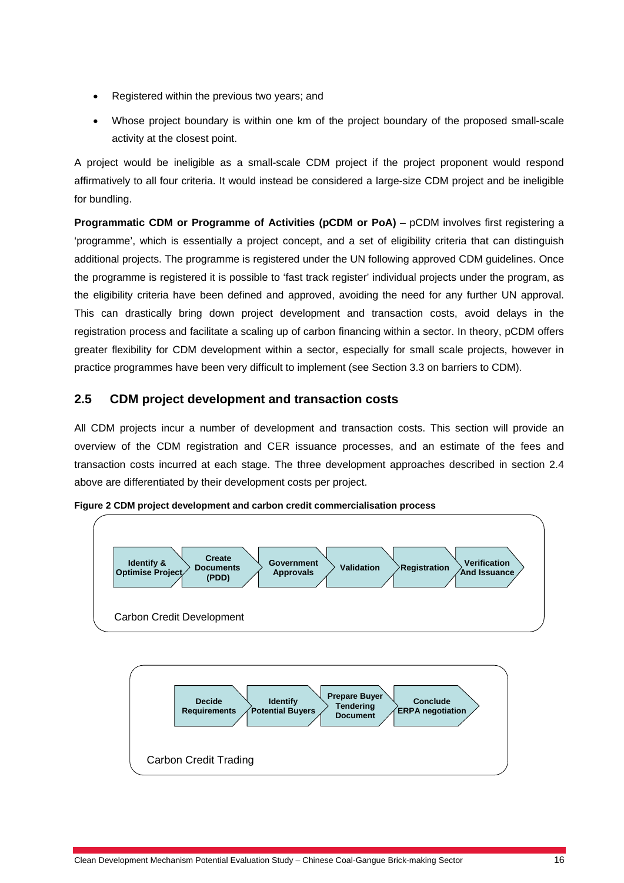- Registered within the previous two years; and
- Whose project boundary is within one km of the project boundary of the proposed small-scale activity at the closest point.

A project would be ineligible as a small-scale CDM project if the project proponent would respond affirmatively to all four criteria. It would instead be considered a large-size CDM project and be ineligible for bundling.

**Programmatic CDM or Programme of Activities (pCDM or PoA)** – pCDM involves first registering a 'programme', which is essentially a project concept, and a set of eligibility criteria that can distinguish additional projects. The programme is registered under the UN following approved CDM guidelines. Once the programme is registered it is possible to 'fast track register' individual projects under the program, as the eligibility criteria have been defined and approved, avoiding the need for any further UN approval. This can drastically bring down project development and transaction costs, avoid delays in the registration process and facilitate a scaling up of carbon financing within a sector. In theory, pCDM offers greater flexibility for CDM development within a sector, especially for small scale projects, however in practice programmes have been very difficult to implement (see Section 3.3 on barriers to CDM).

## 2.5 CDM project development and transaction costs

All CDM projects incur a number of development and transaction costs. This section will provide an overview of the CDM registration and CER issuance processes, and an estimate of the fees and transaction costs incurred at each stage. The three development approaches described in section 2.4 above are differentiated by their development costs per project.

**Figure 2 CDM project development and carbon credit commercialisation process**

Carbon Credit Development:

Identify & Optimise Project → Create Documents (PDD) → Government Approvals → Validation → Registration → Verification And Issuance

Carbon Credit Trading:

Decide Requirements → Identify Potential Buyers → Prepare Buyer Tendering Document → Conclude ERPA negotiation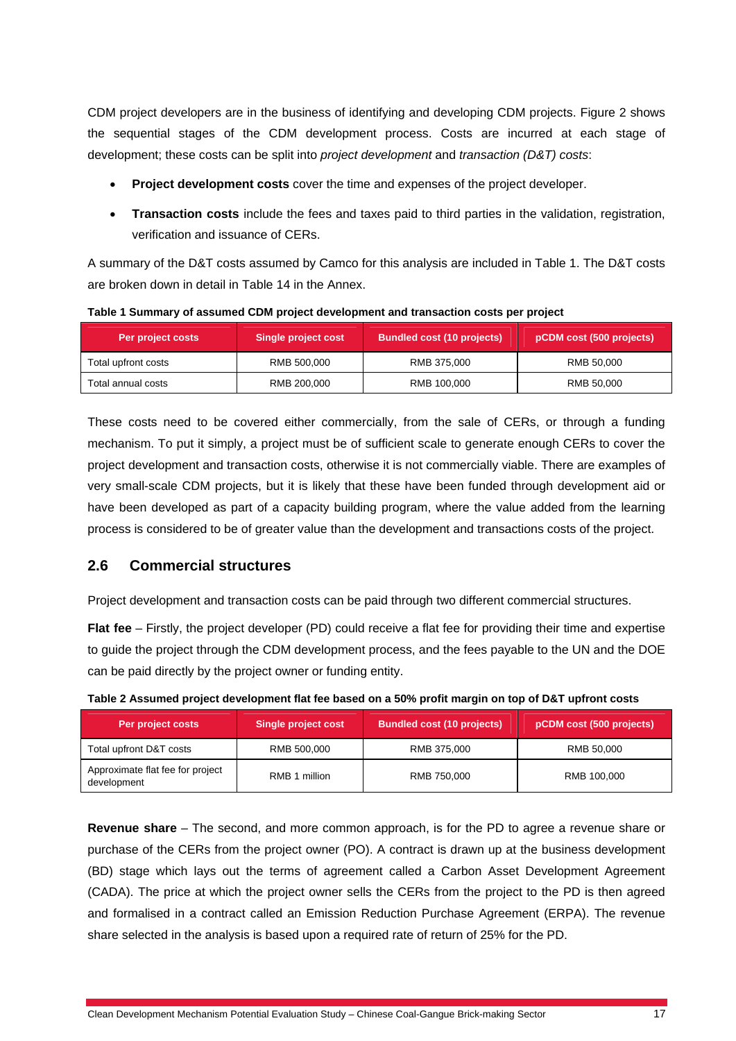CDM project developers are in the business of identifying and developing CDM projects. Figure 2 shows the sequential stages of the CDM development process. Costs are incurred at each stage of development; these costs can be split into *project development* and *transaction (D&T) costs*:

- **Project development costs** cover the time and expenses of the project developer.
- **Transaction costs** include the fees and taxes paid to third parties in the validation, registration, verification and issuance of CERs.

A summary of the D&T costs assumed by Camco for this analysis are included in Table 1. The D&T costs are broken down in detail in Table 14 in the Annex.

**Table 1 Summary of assumed CDM project development and transaction costs per project**

| Per project costs | Single project cost | Bundled cost (10 projects) | pCDM cost (500 projects) |
|---|---|---|---|
| Total upfront costs | RMB 500,000 | RMB 375,000 | RMB 50,000 |
| Total annual costs | RMB 200,000 | RMB 100,000 | RMB 50,000 |

These costs need to be covered either commercially, from the sale of CERs, or through a funding mechanism. To put it simply, a project must be of sufficient scale to generate enough CERs to cover the project development and transaction costs, otherwise it is not commercially viable. There are examples of very small-scale CDM projects, but it is likely that these have been funded through development aid or have been developed as part of a capacity building program, where the value added from the learning process is considered to be of greater value than the development and transactions costs of the project.

## 2.6 Commercial structures

Project development and transaction costs can be paid through two different commercial structures.

**Flat fee** – Firstly, the project developer (PD) could receive a flat fee for providing their time and expertise to guide the project through the CDM development process, and the fees payable to the UN and the DOE can be paid directly by the project owner or funding entity.

**Table 2 Assumed project development flat fee based on a 50% profit margin on top of D&T upfront costs**

| Per project costs | Single project cost | Bundled cost (10 projects) | pCDM cost (500 projects) |
|---|---|---|---|
| Total upfront D&T costs | RMB 500,000 | RMB 375,000 | RMB 50,000 |
| Approximate flat fee for project development | RMB 1 million | RMB 750,000 | RMB 100,000 |

**Revenue share** – The second, and more common approach, is for the PD to agree a revenue share or purchase of the CERs from the project owner (PO). A contract is drawn up at the business development (BD) stage which lays out the terms of agreement called a Carbon Asset Development Agreement (CADA). The price at which the project owner sells the CERs from the project to the PD is then agreed and formalised in a contract called an Emission Reduction Purchase Agreement (ERPA). The revenue share selected in the analysis is based upon a required rate of return of 25% for the PD.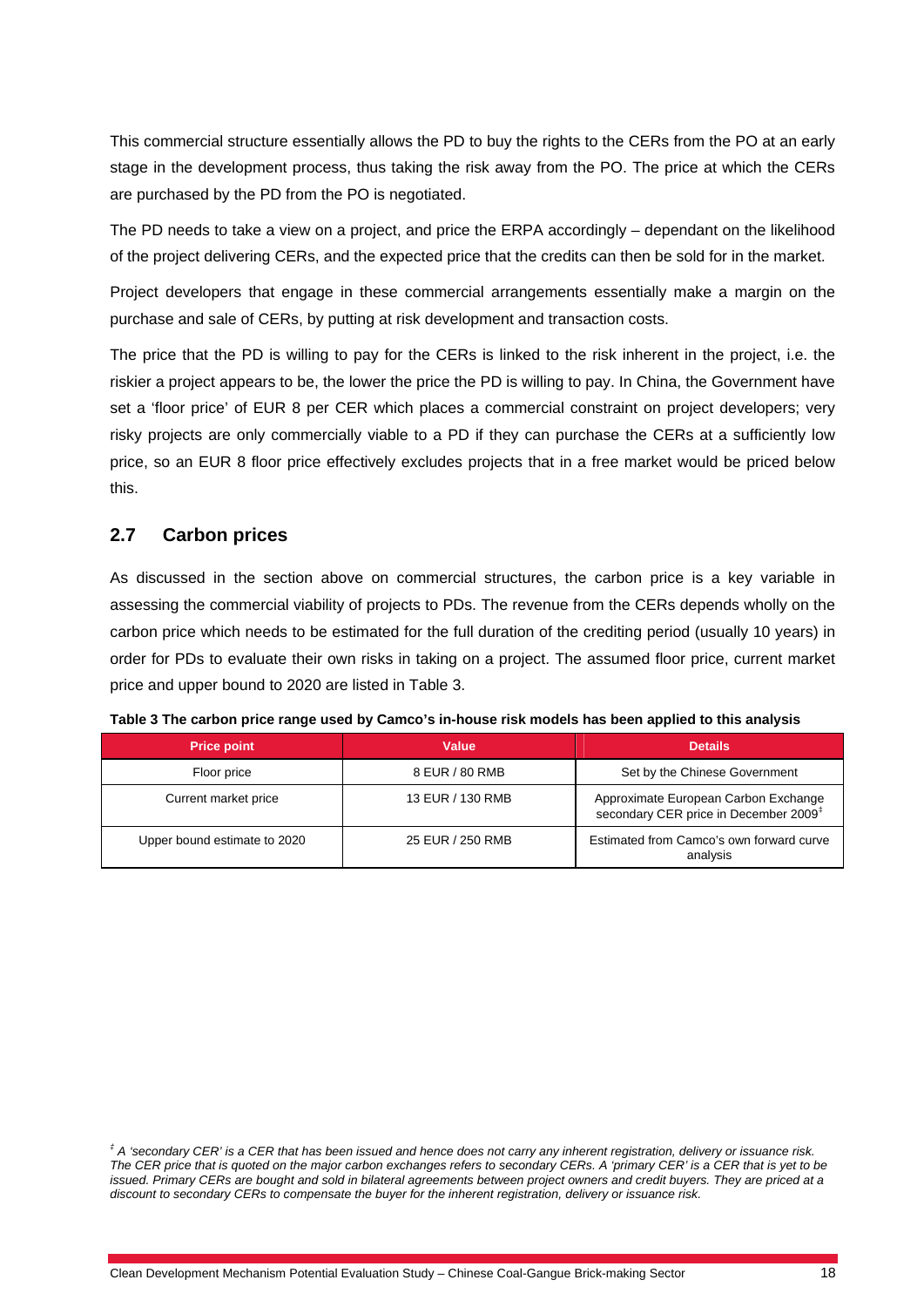This commercial structure essentially allows the PD to buy the rights to the CERs from the PO at an early stage in the development process, thus taking the risk away from the PO. The price at which the CERs are purchased by the PD from the PO is negotiated.

The PD needs to take a view on a project, and price the ERPA accordingly – dependant on the likelihood of the project delivering CERs, and the expected price that the credits can then be sold for in the market.

Project developers that engage in these commercial arrangements essentially make a margin on the purchase and sale of CERs, by putting at risk development and transaction costs.

The price that the PD is willing to pay for the CERs is linked to the risk inherent in the project, i.e. the riskier a project appears to be, the lower the price the PD is willing to pay. In China, the Government have set a 'floor price' of EUR 8 per CER which places a commercial constraint on project developers; very risky projects are only commercially viable to a PD if they can purchase the CERs at a sufficiently low price, so an EUR 8 floor price effectively excludes projects that in a free market would be priced below this.

## 2.7 Carbon prices

As discussed in the section above on commercial structures, the carbon price is a key variable in assessing the commercial viability of projects to PDs. The revenue from the CERs depends wholly on the carbon price which needs to be estimated for the full duration of the crediting period (usually 10 years) in order for PDs to evaluate their own risks in taking on a project. The assumed floor price, current market price and upper bound to 2020 are listed in Table 3.

**Table 3 The carbon price range used by Camco's in-house risk models has been applied to this analysis**

| Price point | Value | Details |
|---|---|---|
| Floor price | 8 EUR / 80 RMB | Set by the Chinese Government |
| Current market price | 13 EUR / 130 RMB | Approximate European Carbon Exchange secondary CER price in December 2009‡ |
| Upper bound estimate to 2020 | 25 EUR / 250 RMB | Estimated from Camco's own forward curve analysis |

*‡ A 'secondary CER' is a CER that has been issued and hence does not carry any inherent registration, delivery or issuance risk. The CER price that is quoted on the major carbon exchanges refers to secondary CERs. A 'primary CER' is a CER that is yet to be issued. Primary CERs are bought and sold in bilateral agreements between project owners and credit buyers. They are priced at a discount to secondary CERs to compensate the buyer for the inherent registration, delivery or issuance risk.*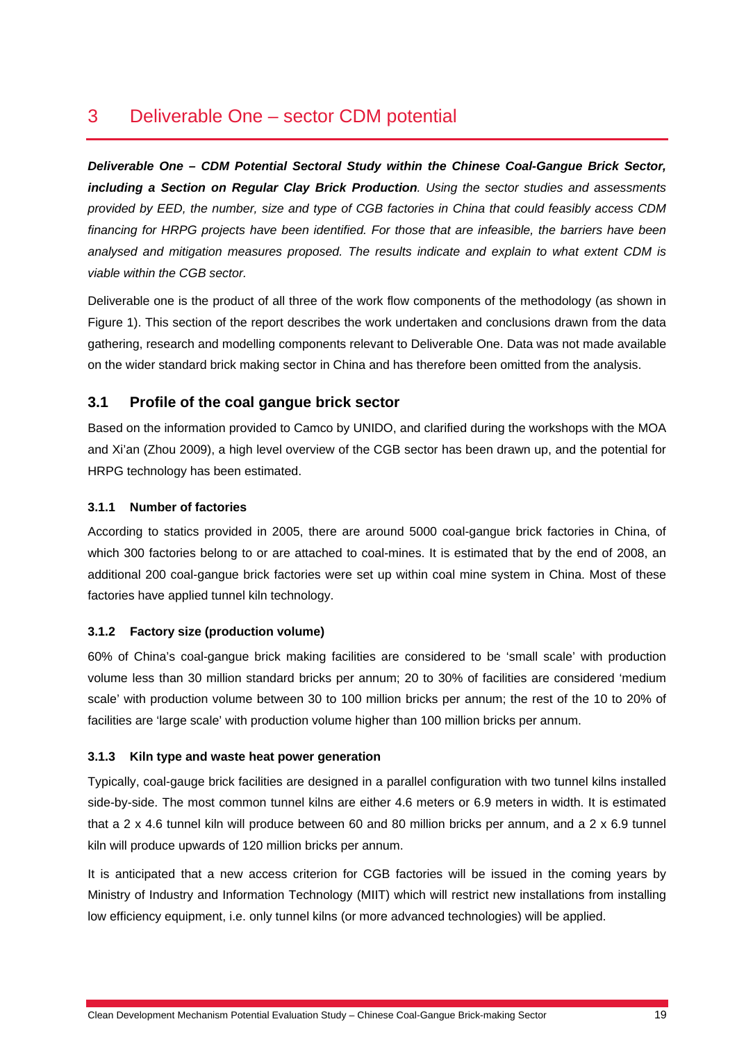# 3 Deliverable One – sector CDM potential

***Deliverable One – CDM Potential Sectoral Study within the Chinese Coal-Gangue Brick Sector, including a Section on Regular Clay Brick Production****. Using the sector studies and assessments provided by EED, the number, size and type of CGB factories in China that could feasibly access CDM financing for HRPG projects have been identified. For those that are infeasible, the barriers have been analysed and mitigation measures proposed. The results indicate and explain to what extent CDM is viable within the CGB sector.*

Deliverable one is the product of all three of the work flow components of the methodology (as shown in Figure 1). This section of the report describes the work undertaken and conclusions drawn from the data gathering, research and modelling components relevant to Deliverable One. Data was not made available on the wider standard brick making sector in China and has therefore been omitted from the analysis.

## 3.1 Profile of the coal gangue brick sector

Based on the information provided to Camco by UNIDO, and clarified during the workshops with the MOA and Xi'an (Zhou 2009), a high level overview of the CGB sector has been drawn up, and the potential for HRPG technology has been estimated.

### 3.1.1 Number of factories

According to statics provided in 2005, there are around 5000 coal-gangue brick factories in China, of which 300 factories belong to or are attached to coal-mines. It is estimated that by the end of 2008, an additional 200 coal-gangue brick factories were set up within coal mine system in China. Most of these factories have applied tunnel kiln technology.

### 3.1.2 Factory size (production volume)

60% of China's coal-gangue brick making facilities are considered to be 'small scale' with production volume less than 30 million standard bricks per annum; 20 to 30% of facilities are considered 'medium scale' with production volume between 30 to 100 million bricks per annum; the rest of the 10 to 20% of facilities are 'large scale' with production volume higher than 100 million bricks per annum.

### 3.1.3 Kiln type and waste heat power generation

Typically, coal-gauge brick facilities are designed in a parallel configuration with two tunnel kilns installed side-by-side. The most common tunnel kilns are either 4.6 meters or 6.9 meters in width. It is estimated that a 2 x 4.6 tunnel kiln will produce between 60 and 80 million bricks per annum, and a 2 x 6.9 tunnel kiln will produce upwards of 120 million bricks per annum.

It is anticipated that a new access criterion for CGB factories will be issued in the coming years by Ministry of Industry and Information Technology (MIIT) which will restrict new installations from installing low efficiency equipment, i.e. only tunnel kilns (or more advanced technologies) will be applied.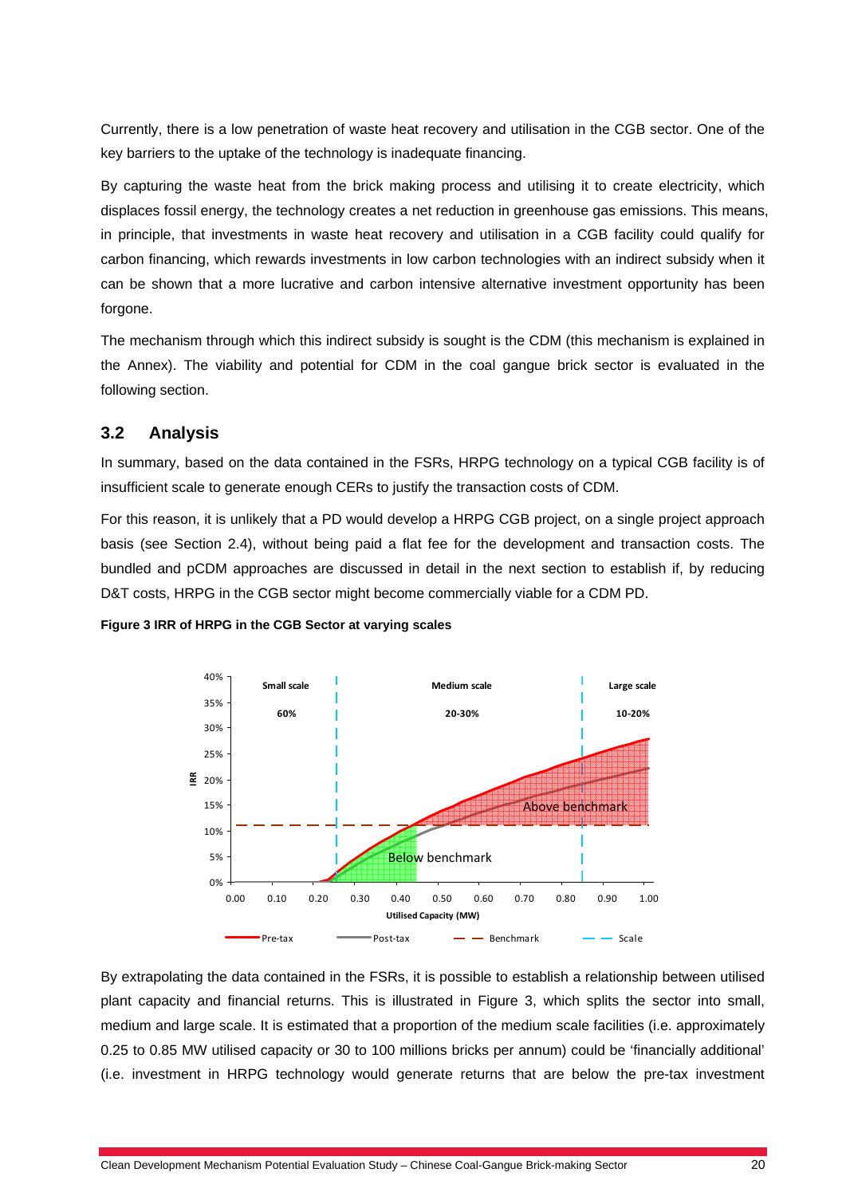Currently, there is a low penetration of waste heat recovery and utilisation in the CGB sector. One of the key barriers to the uptake of the technology is inadequate financing.

By capturing the waste heat from the brick making process and utilising it to create electricity, which displaces fossil energy, the technology creates a net reduction in greenhouse gas emissions. This means, in principle, that investments in waste heat recovery and utilisation in a CGB facility could qualify for carbon financing, which rewards investments in low carbon technologies with an indirect subsidy when it can be shown that a more lucrative and carbon intensive alternative investment opportunity has been forgone.

The mechanism through which this indirect subsidy is sought is the CDM (this mechanism is explained in the Annex). The viability and potential for CDM in the coal gangue brick sector is evaluated in the following section.

## 3.2 Analysis

In summary, based on the data contained in the FSRs, HRPG technology on a typical CGB facility is of insufficient scale to generate enough CERs to justify the transaction costs of CDM.

For this reason, it is unlikely that a PD would develop a HRPG CGB project, on a single project approach basis (see Section 2.4), without being paid a flat fee for the development and transaction costs. The bundled and pCDM approaches are discussed in detail in the next section to establish if, by reducing D&T costs, HRPG in the CGB sector might become commercially viable for a CDM PD.

**Figure 3 IRR of HRPG in the CGB Sector at varying scales**

By extrapolating the data contained in the FSRs, it is possible to establish a relationship between utilised plant capacity and financial returns. This is illustrated in Figure 3, which splits the sector into small, medium and large scale. It is estimated that a proportion of the medium scale facilities (i.e. approximately 0.25 to 0.85 MW utilised capacity or 30 to 100 millions bricks per annum) could be 'financially additional' (i.e. investment in HRPG technology would generate returns that are below the pre-tax investment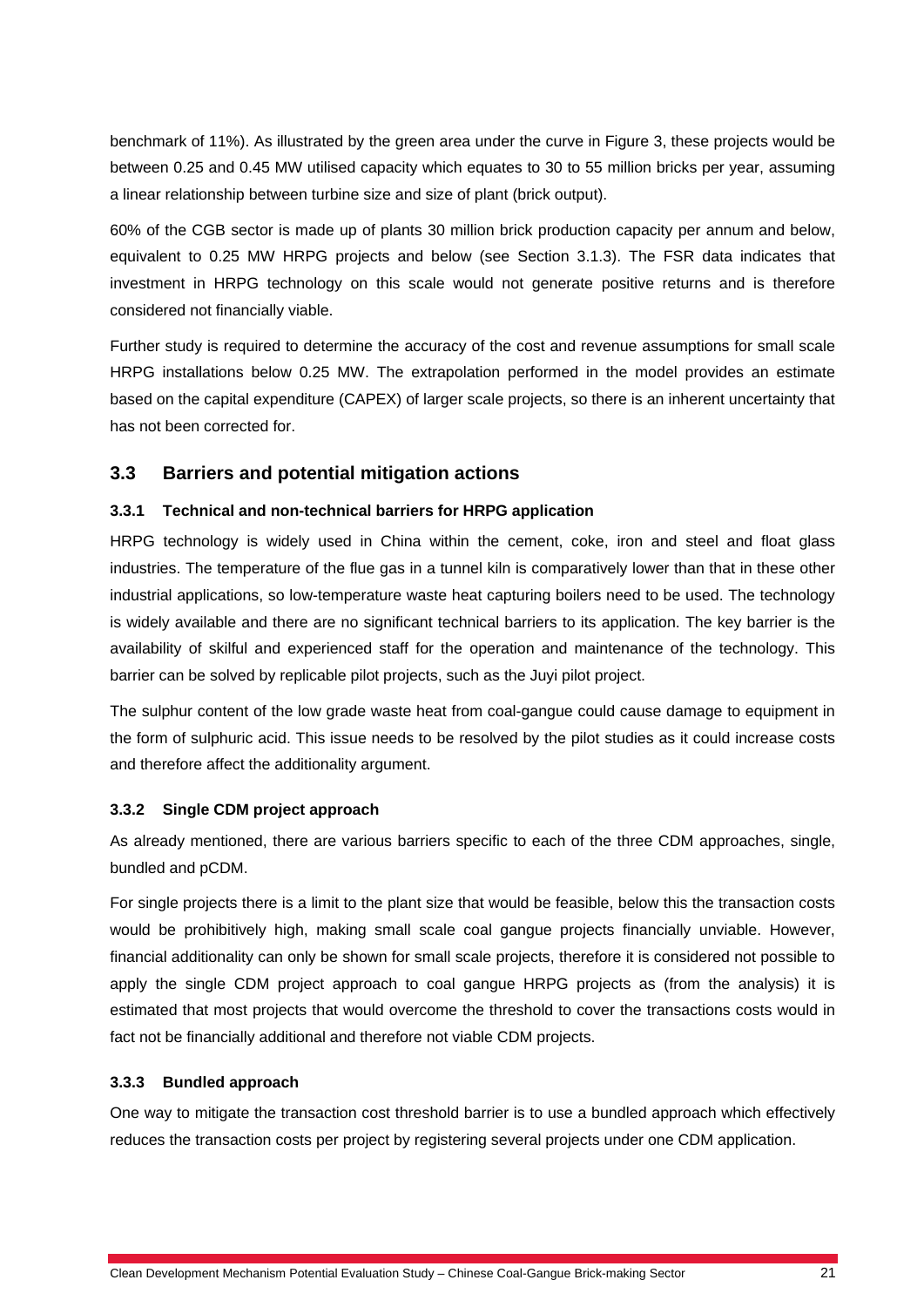benchmark of 11%). As illustrated by the green area under the curve in Figure 3, these projects would be between 0.25 and 0.45 MW utilised capacity which equates to 30 to 55 million bricks per year, assuming a linear relationship between turbine size and size of plant (brick output).

60% of the CGB sector is made up of plants 30 million brick production capacity per annum and below, equivalent to 0.25 MW HRPG projects and below (see Section 3.1.3). The FSR data indicates that investment in HRPG technology on this scale would not generate positive returns and is therefore considered not financially viable.

Further study is required to determine the accuracy of the cost and revenue assumptions for small scale HRPG installations below 0.25 MW. The extrapolation performed in the model provides an estimate based on the capital expenditure (CAPEX) of larger scale projects, so there is an inherent uncertainty that has not been corrected for.

## 3.3 Barriers and potential mitigation actions

### 3.3.1 Technical and non-technical barriers for HRPG application

HRPG technology is widely used in China within the cement, coke, iron and steel and float glass industries. The temperature of the flue gas in a tunnel kiln is comparatively lower than that in these other industrial applications, so low-temperature waste heat capturing boilers need to be used. The technology is widely available and there are no significant technical barriers to its application. The key barrier is the availability of skilful and experienced staff for the operation and maintenance of the technology. This barrier can be solved by replicable pilot projects, such as the Juyi pilot project.

The sulphur content of the low grade waste heat from coal-gangue could cause damage to equipment in the form of sulphuric acid. This issue needs to be resolved by the pilot studies as it could increase costs and therefore affect the additionality argument.

### 3.3.2 Single CDM project approach

As already mentioned, there are various barriers specific to each of the three CDM approaches, single, bundled and pCDM.

For single projects there is a limit to the plant size that would be feasible, below this the transaction costs would be prohibitively high, making small scale coal gangue projects financially unviable. However, financial additionality can only be shown for small scale projects, therefore it is considered not possible to apply the single CDM project approach to coal gangue HRPG projects as (from the analysis) it is estimated that most projects that would overcome the threshold to cover the transactions costs would in fact not be financially additional and therefore not viable CDM projects.

### 3.3.3 Bundled approach

One way to mitigate the transaction cost threshold barrier is to use a bundled approach which effectively reduces the transaction costs per project by registering several projects under one CDM application.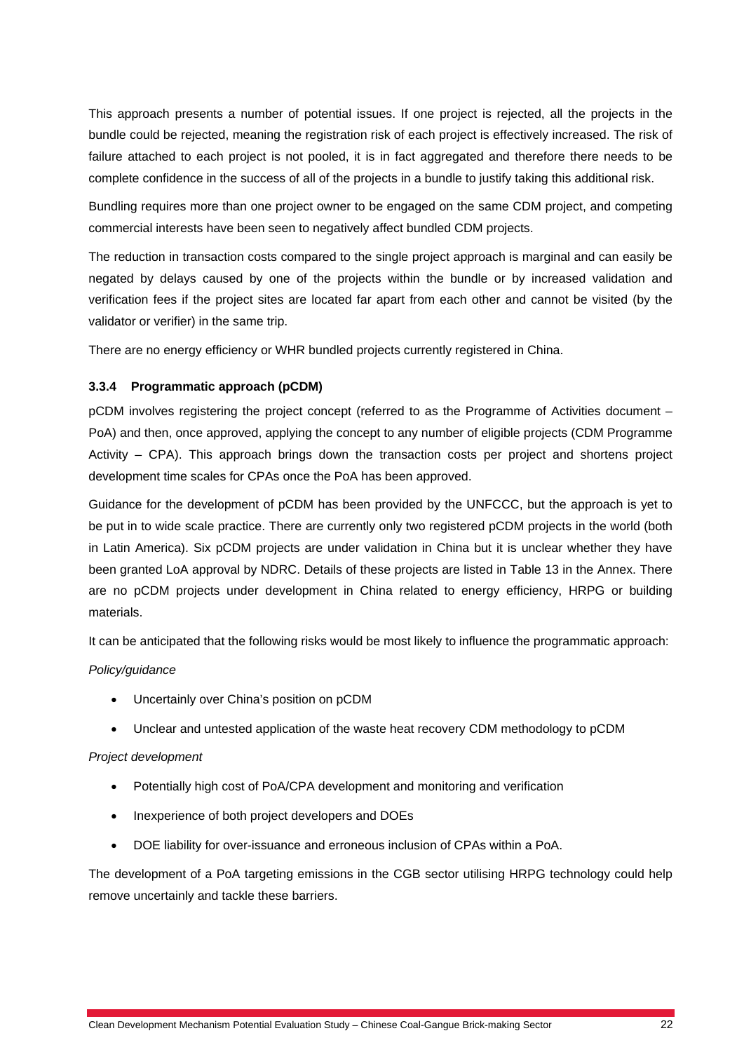This approach presents a number of potential issues. If one project is rejected, all the projects in the bundle could be rejected, meaning the registration risk of each project is effectively increased. The risk of failure attached to each project is not pooled, it is in fact aggregated and therefore there needs to be complete confidence in the success of all of the projects in a bundle to justify taking this additional risk.

Bundling requires more than one project owner to be engaged on the same CDM project, and competing commercial interests have been seen to negatively affect bundled CDM projects.

The reduction in transaction costs compared to the single project approach is marginal and can easily be negated by delays caused by one of the projects within the bundle or by increased validation and verification fees if the project sites are located far apart from each other and cannot be visited (by the validator or verifier) in the same trip.

There are no energy efficiency or WHR bundled projects currently registered in China.

### 3.3.4 Programmatic approach (pCDM)

pCDM involves registering the project concept (referred to as the Programme of Activities document – PoA) and then, once approved, applying the concept to any number of eligible projects (CDM Programme Activity – CPA). This approach brings down the transaction costs per project and shortens project development time scales for CPAs once the PoA has been approved.

Guidance for the development of pCDM has been provided by the UNFCCC, but the approach is yet to be put in to wide scale practice. There are currently only two registered pCDM projects in the world (both in Latin America). Six pCDM projects are under validation in China but it is unclear whether they have been granted LoA approval by NDRC. Details of these projects are listed in Table 13 in the Annex. There are no pCDM projects under development in China related to energy efficiency, HRPG or building materials.

It can be anticipated that the following risks would be most likely to influence the programmatic approach:

*Policy/guidance*

- Uncertainly over China's position on pCDM
- Unclear and untested application of the waste heat recovery CDM methodology to pCDM

*Project development*

- Potentially high cost of PoA/CPA development and monitoring and verification
- Inexperience of both project developers and DOEs
- DOE liability for over-issuance and erroneous inclusion of CPAs within a PoA.

The development of a PoA targeting emissions in the CGB sector utilising HRPG technology could help remove uncertainly and tackle these barriers.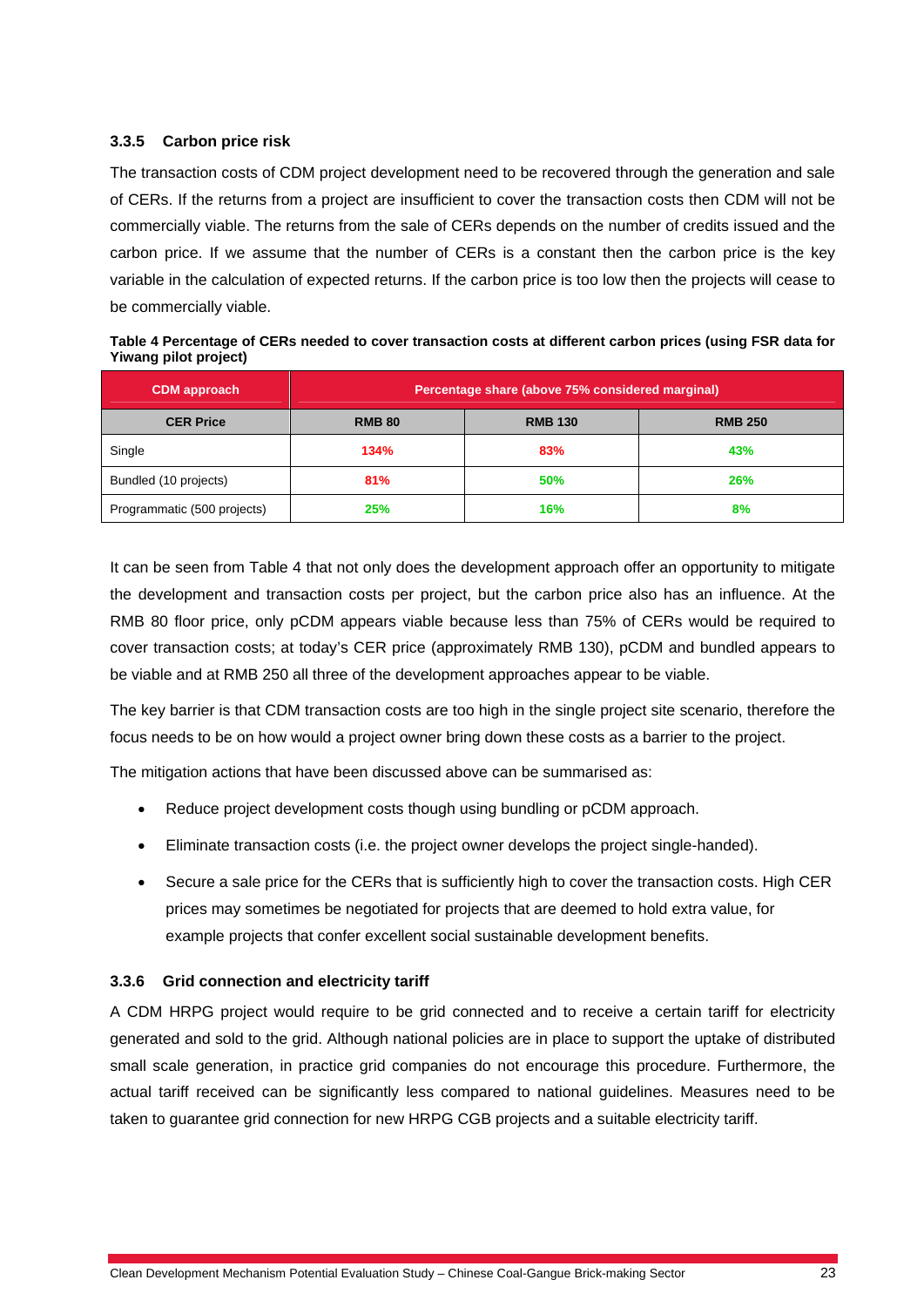### 3.3.5 Carbon price risk

The transaction costs of CDM project development need to be recovered through the generation and sale of CERs. If the returns from a project are insufficient to cover the transaction costs then CDM will not be commercially viable. The returns from the sale of CERs depends on the number of credits issued and the carbon price. If we assume that the number of CERs is a constant then the carbon price is the key variable in the calculation of expected returns. If the carbon price is too low then the projects will cease to be commercially viable.

**Table 4 Percentage of CERs needed to cover transaction costs at different carbon prices (using FSR data for Yiwang pilot project)**

| CDM approach | Percentage share (above 75% considered marginal) | | |
|---|---|---|---|
| **CER Price** | **RMB 80** | **RMB 130** | **RMB 250** |
| Single | 134% | 83% | 43% |
| Bundled (10 projects) | 81% | 50% | 26% |
| Programmatic (500 projects) | 25% | 16% | 8% |

It can be seen from Table 4 that not only does the development approach offer an opportunity to mitigate the development and transaction costs per project, but the carbon price also has an influence. At the RMB 80 floor price, only pCDM appears viable because less than 75% of CERs would be required to cover transaction costs; at today's CER price (approximately RMB 130), pCDM and bundled appears to be viable and at RMB 250 all three of the development approaches appear to be viable.

The key barrier is that CDM transaction costs are too high in the single project site scenario, therefore the focus needs to be on how would a project owner bring down these costs as a barrier to the project.

The mitigation actions that have been discussed above can be summarised as:

- Reduce project development costs though using bundling or pCDM approach.
- Eliminate transaction costs (i.e. the project owner develops the project single-handed).
- Secure a sale price for the CERs that is sufficiently high to cover the transaction costs. High CER prices may sometimes be negotiated for projects that are deemed to hold extra value, for example projects that confer excellent social sustainable development benefits.

### 3.3.6 Grid connection and electricity tariff

A CDM HRPG project would require to be grid connected and to receive a certain tariff for electricity generated and sold to the grid. Although national policies are in place to support the uptake of distributed small scale generation, in practice grid companies do not encourage this procedure. Furthermore, the actual tariff received can be significantly less compared to national guidelines. Measures need to be taken to guarantee grid connection for new HRPG CGB projects and a suitable electricity tariff.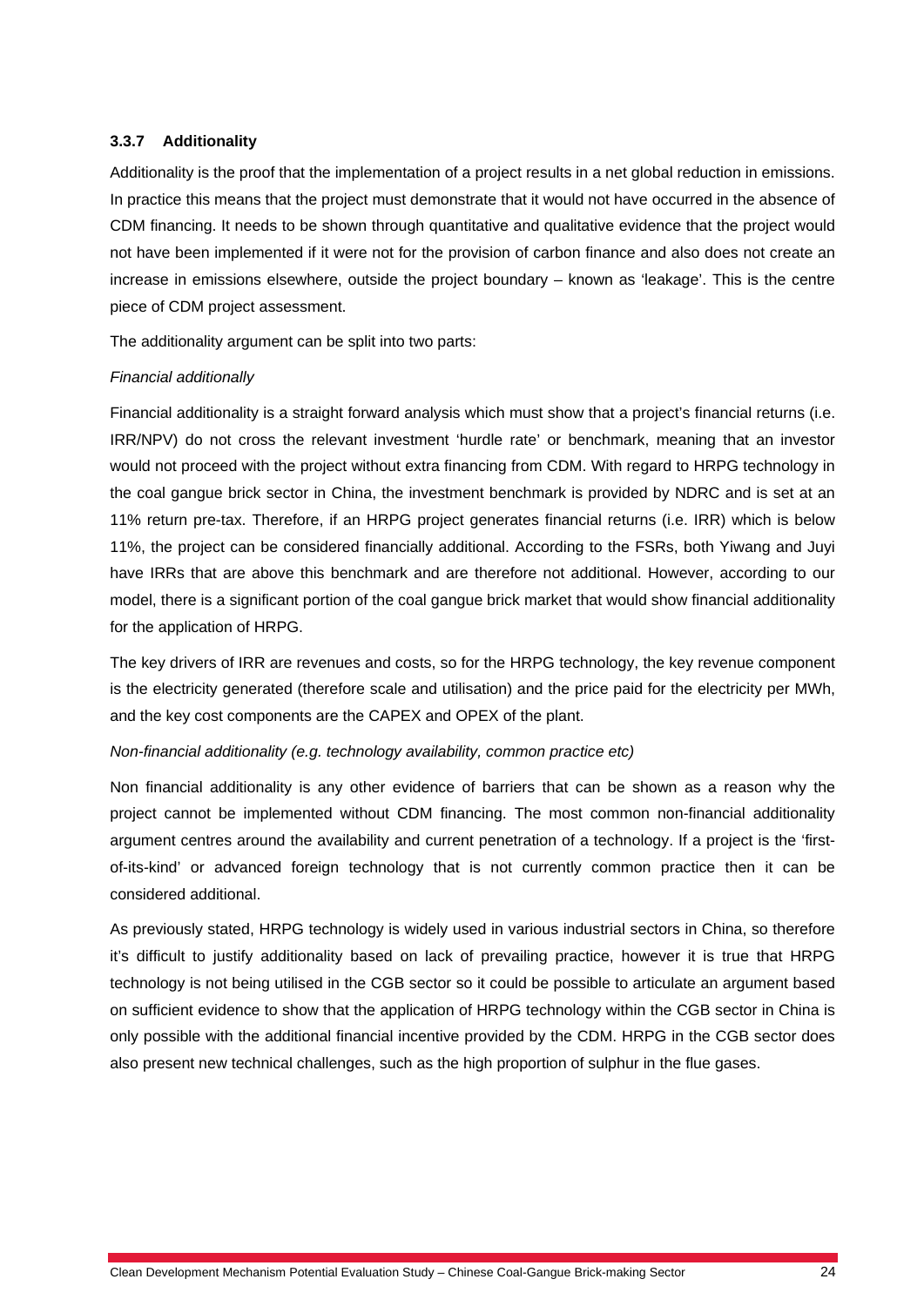### 3.3.7 Additionality

Additionality is the proof that the implementation of a project results in a net global reduction in emissions. In practice this means that the project must demonstrate that it would not have occurred in the absence of CDM financing. It needs to be shown through quantitative and qualitative evidence that the project would not have been implemented if it were not for the provision of carbon finance and also does not create an increase in emissions elsewhere, outside the project boundary – known as 'leakage'. This is the centre piece of CDM project assessment.

The additionality argument can be split into two parts:

*Financial additionally*

Financial additionality is a straight forward analysis which must show that a project's financial returns (i.e. IRR/NPV) do not cross the relevant investment 'hurdle rate' or benchmark, meaning that an investor would not proceed with the project without extra financing from CDM. With regard to HRPG technology in the coal gangue brick sector in China, the investment benchmark is provided by NDRC and is set at an 11% return pre-tax. Therefore, if an HRPG project generates financial returns (i.e. IRR) which is below 11%, the project can be considered financially additional. According to the FSRs, both Yiwang and Juyi have IRRs that are above this benchmark and are therefore not additional. However, according to our model, there is a significant portion of the coal gangue brick market that would show financial additionality for the application of HRPG.

The key drivers of IRR are revenues and costs, so for the HRPG technology, the key revenue component is the electricity generated (therefore scale and utilisation) and the price paid for the electricity per MWh, and the key cost components are the CAPEX and OPEX of the plant.

*Non-financial additionality (e.g. technology availability, common practice etc)*

Non financial additionality is any other evidence of barriers that can be shown as a reason why the project cannot be implemented without CDM financing. The most common non-financial additionality argument centres around the availability and current penetration of a technology. If a project is the 'first-of-its-kind' or advanced foreign technology that is not currently common practice then it can be considered additional.

As previously stated, HRPG technology is widely used in various industrial sectors in China, so therefore it's difficult to justify additionality based on lack of prevailing practice, however it is true that HRPG technology is not being utilised in the CGB sector so it could be possible to articulate an argument based on sufficient evidence to show that the application of HRPG technology within the CGB sector in China is only possible with the additional financial incentive provided by the CDM. HRPG in the CGB sector does also present new technical challenges, such as the high proportion of sulphur in the flue gases.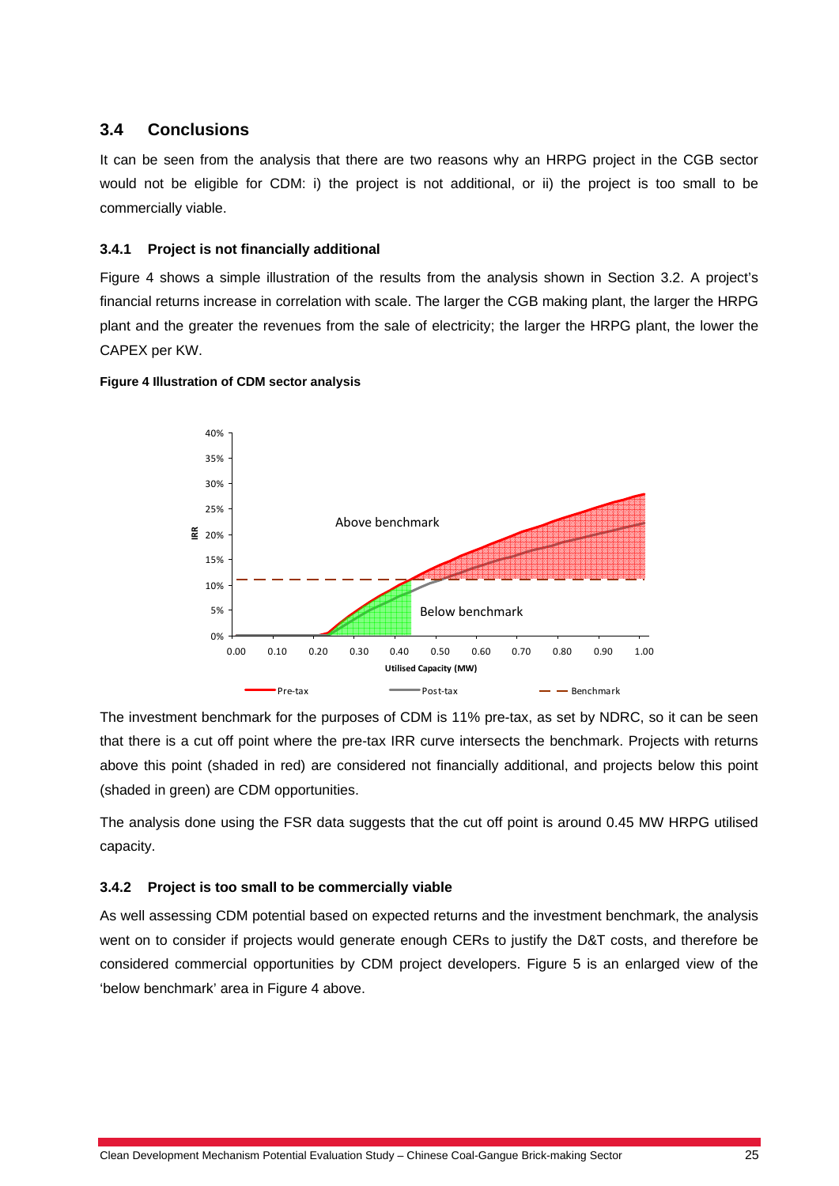## 3.4 Conclusions

It can be seen from the analysis that there are two reasons why an HRPG project in the CGB sector would not be eligible for CDM: i) the project is not additional, or ii) the project is too small to be commercially viable.

### 3.4.1 Project is not financially additional

Figure 4 shows a simple illustration of the results from the analysis shown in Section 3.2. A project's financial returns increase in correlation with scale. The larger the CGB making plant, the larger the HRPG plant and the greater the revenues from the sale of electricity; the larger the HRPG plant, the lower the CAPEX per KW.

**Figure 4 Illustration of CDM sector analysis**

The investment benchmark for the purposes of CDM is 11% pre-tax, as set by NDRC, so it can be seen that there is a cut off point where the pre-tax IRR curve intersects the benchmark. Projects with returns above this point (shaded in red) are considered not financially additional, and projects below this point (shaded in green) are CDM opportunities.

The analysis done using the FSR data suggests that the cut off point is around 0.45 MW HRPG utilised capacity.

### 3.4.2 Project is too small to be commercially viable

As well assessing CDM potential based on expected returns and the investment benchmark, the analysis went on to consider if projects would generate enough CERs to justify the D&T costs, and therefore be considered commercial opportunities by CDM project developers. Figure 5 is an enlarged view of the 'below benchmark' area in Figure 4 above.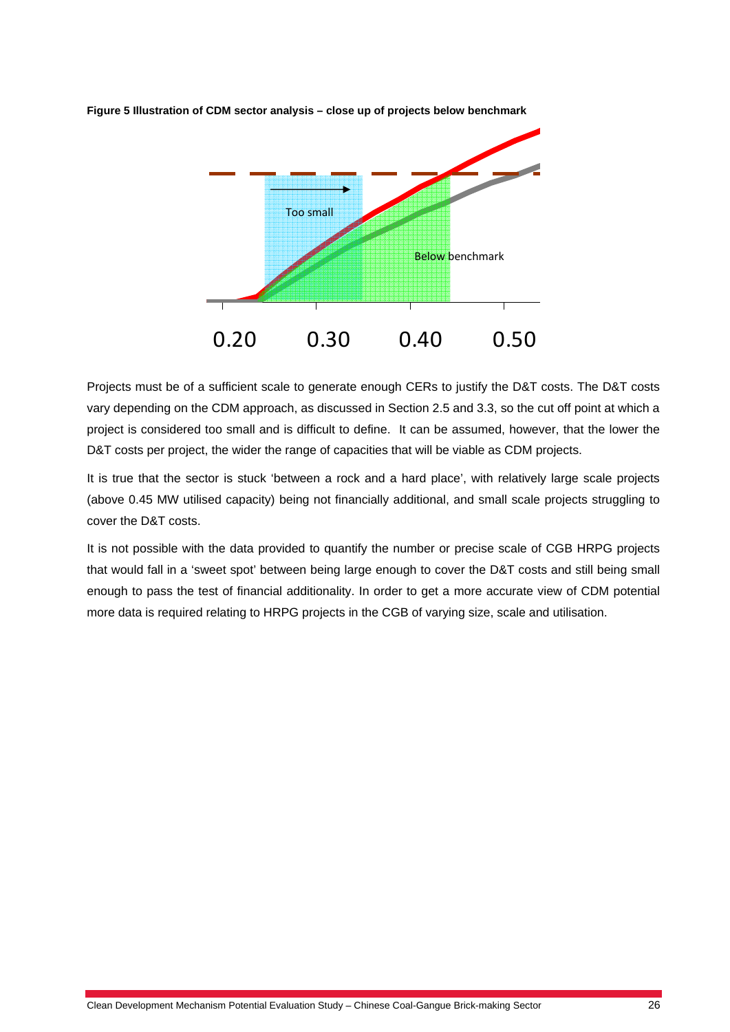**Figure 5 Illustration of CDM sector analysis – close up of projects below benchmark**

Too small

Below benchmark

0.20 0.30 0.40 0.50

Projects must be of a sufficient scale to generate enough CERs to justify the D&T costs. The D&T costs vary depending on the CDM approach, as discussed in Section 2.5 and 3.3, so the cut off point at which a project is considered too small and is difficult to define. It can be assumed, however, that the lower the D&T costs per project, the wider the range of capacities that will be viable as CDM projects.

It is true that the sector is stuck 'between a rock and a hard place', with relatively large scale projects (above 0.45 MW utilised capacity) being not financially additional, and small scale projects struggling to cover the D&T costs.

It is not possible with the data provided to quantify the number or precise scale of CGB HRPG projects that would fall in a 'sweet spot' between being large enough to cover the D&T costs and still being small enough to pass the test of financial additionality. In order to get a more accurate view of CDM potential more data is required relating to HRPG projects in the CGB of varying size, scale and utilisation.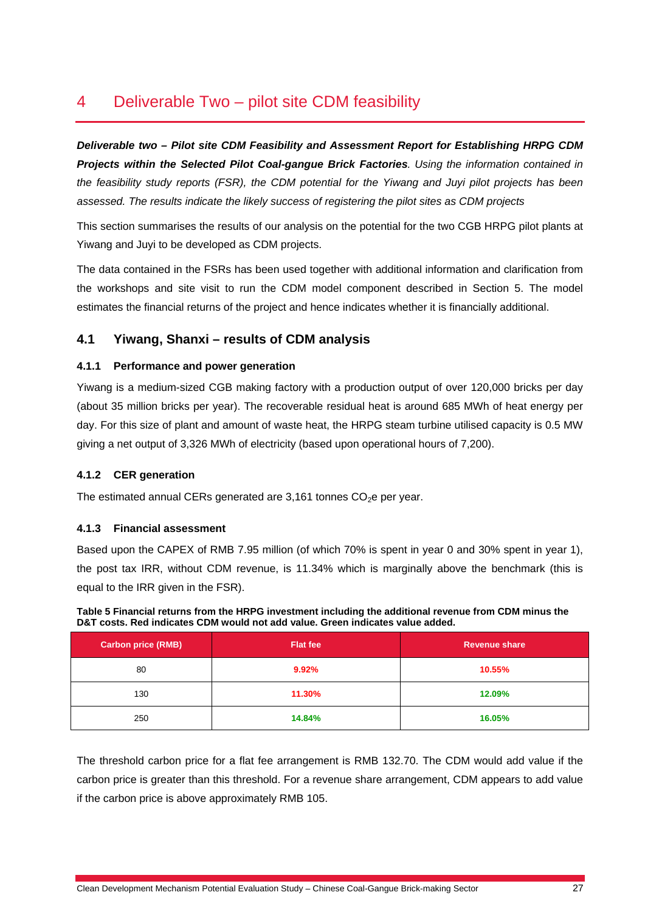# 4 Deliverable Two – pilot site CDM feasibility

***Deliverable two – Pilot site CDM Feasibility and Assessment Report for Establishing HRPG CDM Projects within the Selected Pilot Coal-gangue Brick Factories****. Using the information contained in the feasibility study reports (FSR), the CDM potential for the Yiwang and Juyi pilot projects has been assessed. The results indicate the likely success of registering the pilot sites as CDM projects*

This section summarises the results of our analysis on the potential for the two CGB HRPG pilot plants at Yiwang and Juyi to be developed as CDM projects.

The data contained in the FSRs has been used together with additional information and clarification from the workshops and site visit to run the CDM model component described in Section 5. The model estimates the financial returns of the project and hence indicates whether it is financially additional.

## 4.1 Yiwang, Shanxi – results of CDM analysis

### 4.1.1 Performance and power generation

Yiwang is a medium-sized CGB making factory with a production output of over 120,000 bricks per day (about 35 million bricks per year). The recoverable residual heat is around 685 MWh of heat energy per day. For this size of plant and amount of waste heat, the HRPG steam turbine utilised capacity is 0.5 MW giving a net output of 3,326 MWh of electricity (based upon operational hours of 7,200).

### 4.1.2 CER generation

The estimated annual CERs generated are 3,161 tonnes $CO_2$e per year.

### 4.1.3 Financial assessment

Based upon the CAPEX of RMB 7.95 million (of which 70% is spent in year 0 and 30% spent in year 1), the post tax IRR, without CDM revenue, is 11.34% which is marginally above the benchmark (this is equal to the IRR given in the FSR).

**Table 5 Financial returns from the HRPG investment including the additional revenue from CDM minus the D&T costs. Red indicates CDM would not add value. Green indicates value added.**

| Carbon price (RMB) | Flat fee | Revenue share |
|---|---|---|
| 80 | 9.92% | 10.55% |
| 130 | 11.30% | 12.09% |
| 250 | 14.84% | 16.05% |

The threshold carbon price for a flat fee arrangement is RMB 132.70. The CDM would add value if the carbon price is greater than this threshold. For a revenue share arrangement, CDM appears to add value if the carbon price is above approximately RMB 105.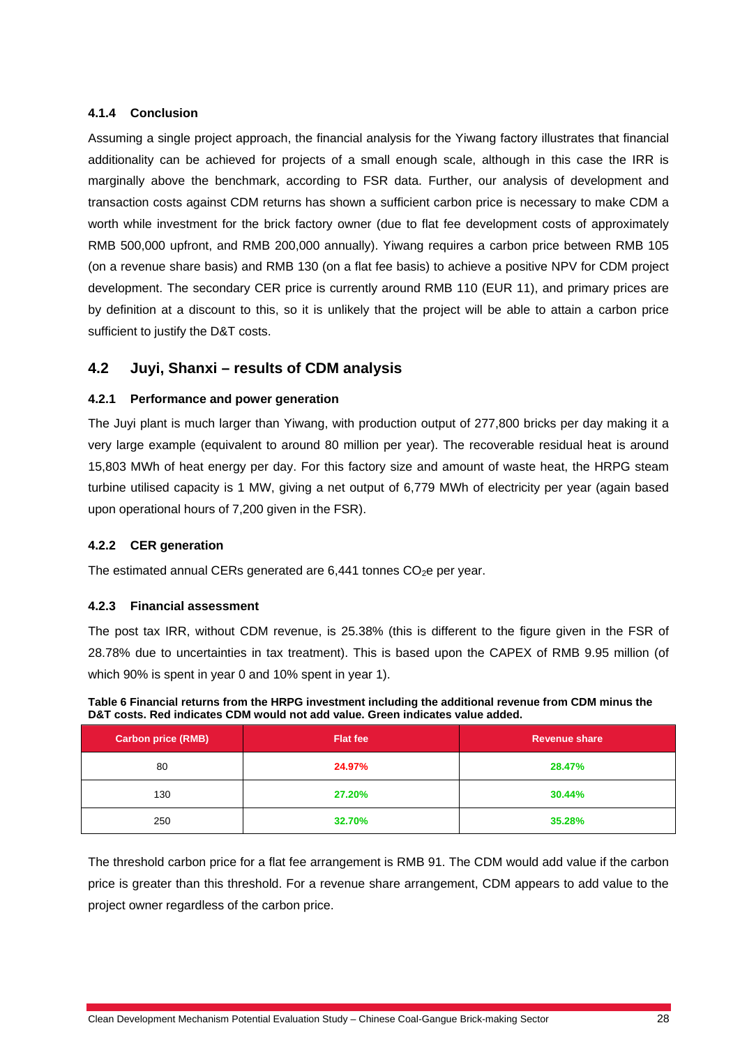#### 4.1.4 Conclusion

Assuming a single project approach, the financial analysis for the Yiwang factory illustrates that financial additionality can be achieved for projects of a small enough scale, although in this case the IRR is marginally above the benchmark, according to FSR data. Further, our analysis of development and transaction costs against CDM returns has shown a sufficient carbon price is necessary to make CDM a worth while investment for the brick factory owner (due to flat fee development costs of approximately RMB 500,000 upfront, and RMB 200,000 annually). Yiwang requires a carbon price between RMB 105 (on a revenue share basis) and RMB 130 (on a flat fee basis) to achieve a positive NPV for CDM project development. The secondary CER price is currently around RMB 110 (EUR 11), and primary prices are by definition at a discount to this, so it is unlikely that the project will be able to attain a carbon price sufficient to justify the D&T costs.

### 4.2 Juyi, Shanxi – results of CDM analysis

#### 4.2.1 Performance and power generation

The Juyi plant is much larger than Yiwang, with production output of 277,800 bricks per day making it a very large example (equivalent to around 80 million per year). The recoverable residual heat is around 15,803 MWh of heat energy per day. For this factory size and amount of waste heat, the HRPG steam turbine utilised capacity is 1 MW, giving a net output of 6,779 MWh of electricity per year (again based upon operational hours of 7,200 given in the FSR).

#### 4.2.2 CER generation

The estimated annual CERs generated are 6,441 tonnes $CO_2$e per year.

#### 4.2.3 Financial assessment

The post tax IRR, without CDM revenue, is 25.38% (this is different to the figure given in the FSR of 28.78% due to uncertainties in tax treatment). This is based upon the CAPEX of RMB 9.95 million (of which 90% is spent in year 0 and 10% spent in year 1).

**Table 6 Financial returns from the HRPG investment including the additional revenue from CDM minus the D&T costs. Red indicates CDM would not add value. Green indicates value added.**

| Carbon price (RMB) | Flat fee | Revenue share |
|---|---|---|
| 80 | 24.97% | 28.47% |
| 130 | 27.20% | 30.44% |
| 250 | 32.70% | 35.28% |

The threshold carbon price for a flat fee arrangement is RMB 91. The CDM would add value if the carbon price is greater than this threshold. For a revenue share arrangement, CDM appears to add value to the project owner regardless of the carbon price.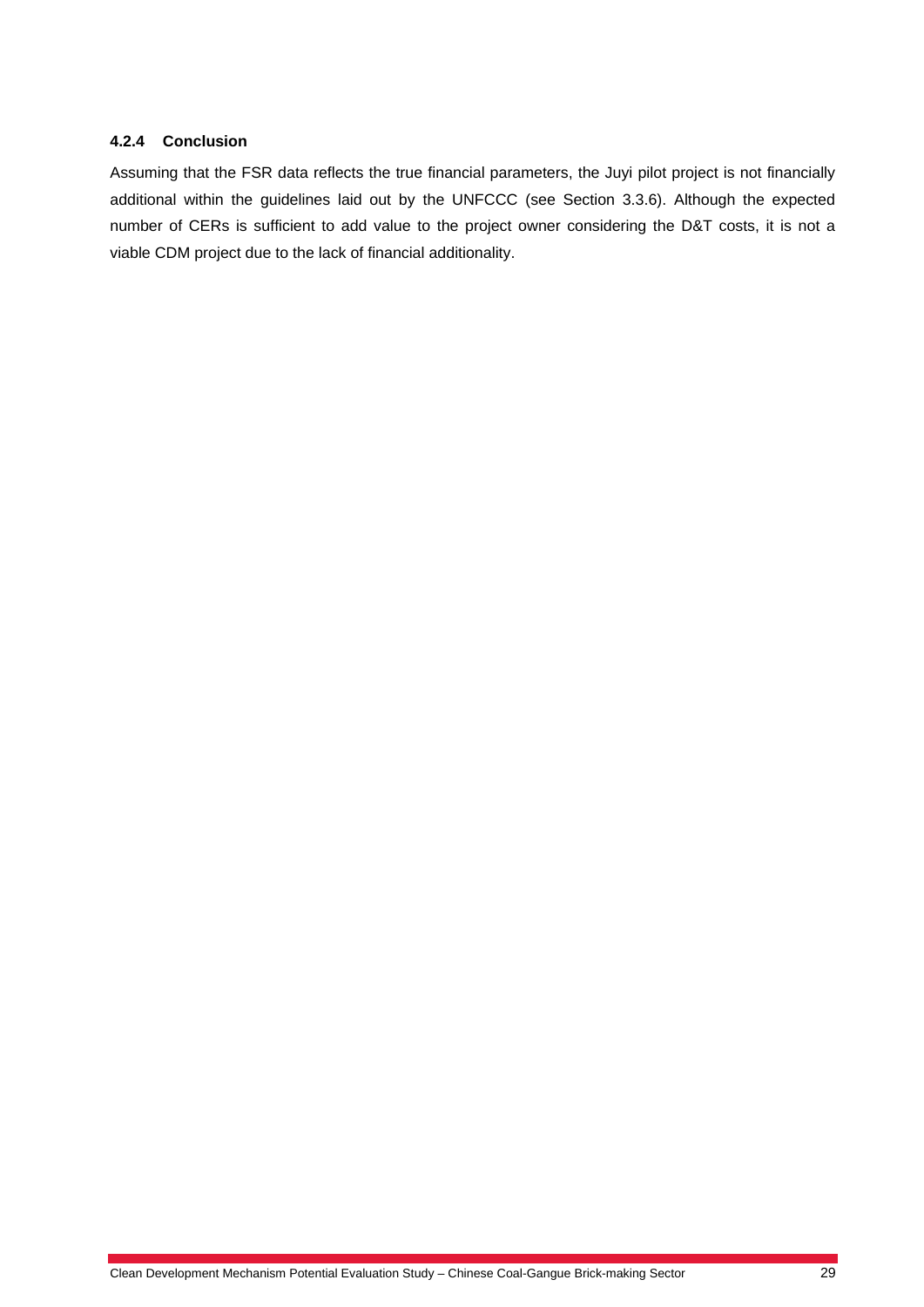#### 4.2.4 Conclusion

Assuming that the FSR data reflects the true financial parameters, the Juyi pilot project is not financially additional within the guidelines laid out by the UNFCCC (see Section 3.3.6). Although the expected number of CERs is sufficient to add value to the project owner considering the D&T costs, it is not a viable CDM project due to the lack of financial additionality.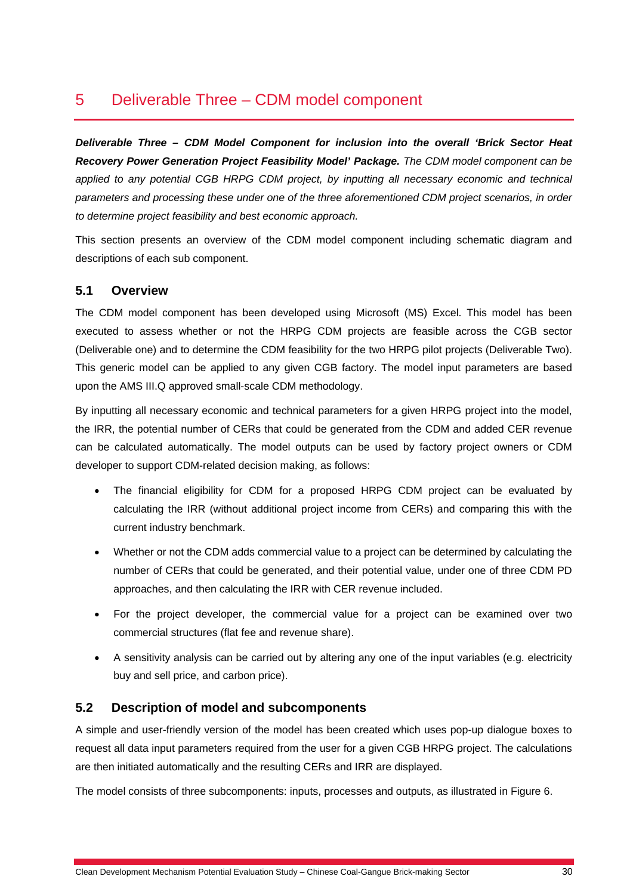# 5 Deliverable Three – CDM model component

***Deliverable Three – CDM Model Component for inclusion into the overall 'Brick Sector Heat Recovery Power Generation Project Feasibility Model' Package.*** *The CDM model component can be applied to any potential CGB HRPG CDM project, by inputting all necessary economic and technical parameters and processing these under one of the three aforementioned CDM project scenarios, in order to determine project feasibility and best economic approach.*

This section presents an overview of the CDM model component including schematic diagram and descriptions of each sub component.

## 5.1 Overview

The CDM model component has been developed using Microsoft (MS) Excel. This model has been executed to assess whether or not the HRPG CDM projects are feasible across the CGB sector (Deliverable one) and to determine the CDM feasibility for the two HRPG pilot projects (Deliverable Two). This generic model can be applied to any given CGB factory. The model input parameters are based upon the AMS III.Q approved small-scale CDM methodology.

By inputting all necessary economic and technical parameters for a given HRPG project into the model, the IRR, the potential number of CERs that could be generated from the CDM and added CER revenue can be calculated automatically. The model outputs can be used by factory project owners or CDM developer to support CDM-related decision making, as follows:

- The financial eligibility for CDM for a proposed HRPG CDM project can be evaluated by calculating the IRR (without additional project income from CERs) and comparing this with the current industry benchmark.
- Whether or not the CDM adds commercial value to a project can be determined by calculating the number of CERs that could be generated, and their potential value, under one of three CDM PD approaches, and then calculating the IRR with CER revenue included.
- For the project developer, the commercial value for a project can be examined over two commercial structures (flat fee and revenue share).
- A sensitivity analysis can be carried out by altering any one of the input variables (e.g. electricity buy and sell price, and carbon price).

## 5.2 Description of model and subcomponents

A simple and user-friendly version of the model has been created which uses pop-up dialogue boxes to request all data input parameters required from the user for a given CGB HRPG project. The calculations are then initiated automatically and the resulting CERs and IRR are displayed.

The model consists of three subcomponents: inputs, processes and outputs, as illustrated in Figure 6.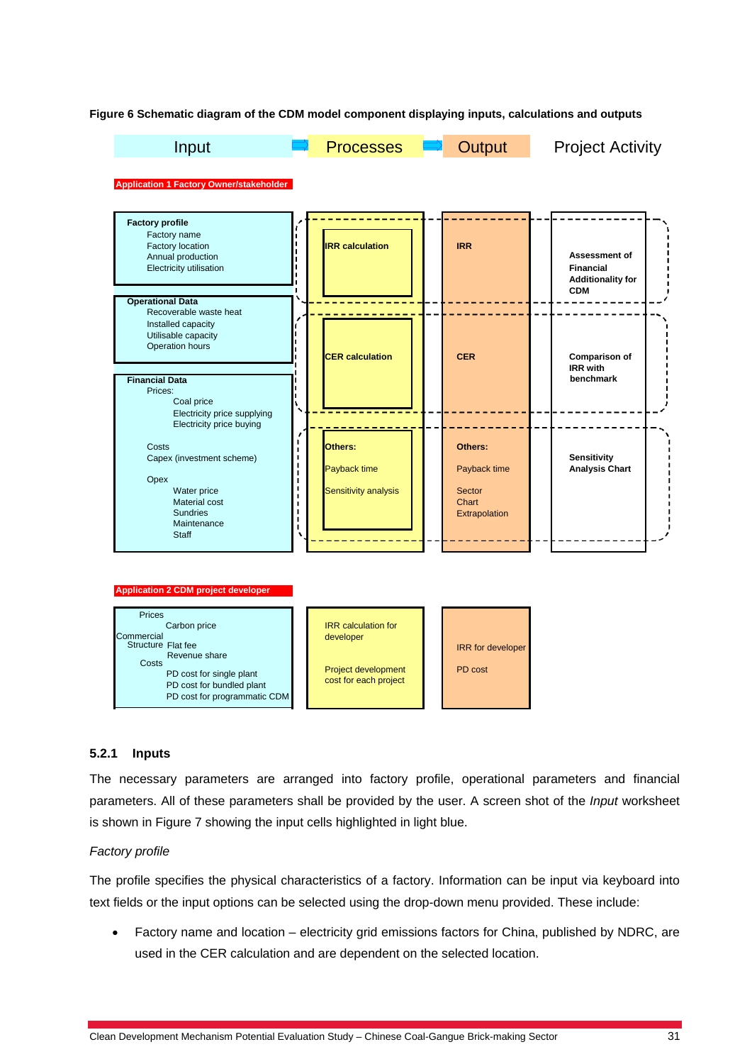**Figure 6 Schematic diagram of the CDM model component displaying inputs, calculations and outputs**

| Input | Processes | Output | Project Activity |
|---|---|---|---|
| **Application 1 Factory Owner/stakeholder** | | | |
| **Factory profile**<br>Factory name<br>Factory location<br>Annual production<br>Electricity utilisation | **IRR calculation** | **IRR** | **Assessment of Financial Additionality for CDM** |
| **Operational Data**<br>Recoverable waste heat<br>Installed capacity<br>Utilisable capacity<br>Operation hours | **CER calculation** | **CER** | **Comparison of IRR with benchmark** |
| **Financial Data**<br>Prices:<br>Coal price<br>Electricity price supplying<br>Electricity price buying<br><br>Costs<br>Capex (investment scheme)<br><br>Opex<br>Water price<br>Material cost<br>Sundries<br>Maintenance<br>Staff | **Others:**<br>Payback time<br>Sensitivity analysis | **Others:**<br>Payback time<br><br>Sector<br>Chart<br>Extrapolation | **Sensitivity Analysis Chart** |
| **Application 2 CDM project developer** | | | |
| Prices<br>Carbon price<br>Commercial Structure<br>Flat fee<br>Revenue share<br>Costs<br>PD cost for single plant<br>PD cost for bundled plant<br>PD cost for programmatic CDM | IRR calculation for developer<br><br>Project development cost for each project | IRR for developer<br><br>PD cost | |

### 5.2.1 Inputs

The necessary parameters are arranged into factory profile, operational parameters and financial parameters. All of these parameters shall be provided by the user. A screen shot of the *Input* worksheet is shown in Figure 7 showing the input cells highlighted in light blue.

*Factory profile*

The profile specifies the physical characteristics of a factory. Information can be input via keyboard into text fields or the input options can be selected using the drop-down menu provided. These include:

- Factory name and location – electricity grid emissions factors for China, published by NDRC, are used in the CER calculation and are dependent on the selected location.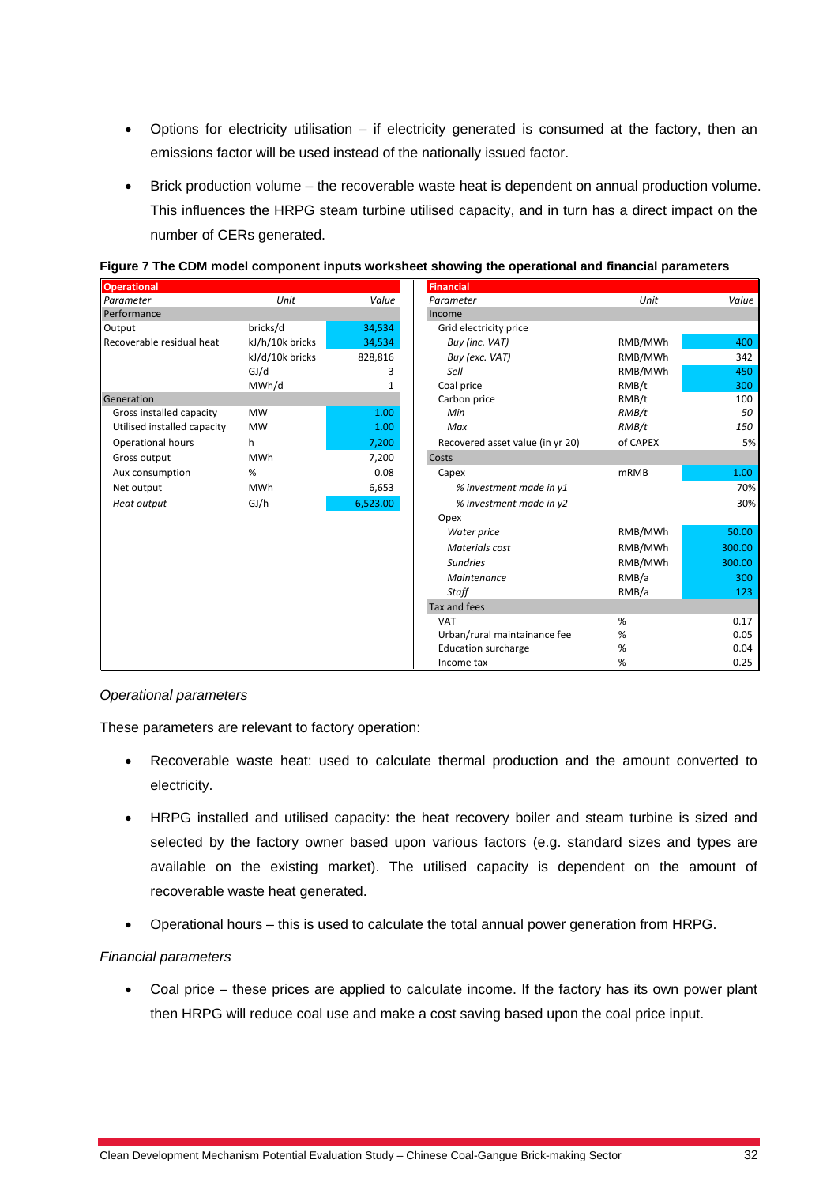- Options for electricity utilisation – if electricity generated is consumed at the factory, then an emissions factor will be used instead of the nationally issued factor.

- Brick production volume – the recoverable waste heat is dependent on annual production volume. This influences the HRPG steam turbine utilised capacity, and in turn has a direct impact on the number of CERs generated.

**Figure 7 The CDM model component inputs worksheet showing the operational and financial parameters**

| **Operational** | | |
|---|---|---|
| *Parameter* | *Unit* | *Value* |
| Performance | | |
| Output | bricks/d | 34,534 |
| Recoverable residual heat | kJ/h/10k bricks | 34,534 |
| | kJ/d/10k bricks | 828,816 |
| | GJ/d | 3 |
| | MWh/d | 1 |
| Generation | | |
| Gross installed capacity | MW | 1.00 |
| Utilised installed capacity | MW | 1.00 |
| Operational hours | h | 7,200 |
| Gross output | MWh | 7,200 |
| Aux consumption | % | 0.08 |
| Net output | MWh | 6,653 |
| *Heat output* | GJ/h | 6,523.00 |

| **Financial** | | |
|---|---|---|
| *Parameter* | *Unit* | *Value* |
| Income | | |
| Grid electricity price | | |
| *Buy (inc. VAT)* | RMB/MWh | 400 |
| *Buy (exc. VAT)* | RMB/MWh | 342 |
| *Sell* | RMB/MWh | 450 |
| Coal price | RMB/t | 300 |
| Carbon price | RMB/t | 100 |
| *Min* | *RMB/t* | *50* |
| *Max* | *RMB/t* | *150* |
| Recovered asset value (in yr 20) | of CAPEX | 5% |
| Costs | | |
| Capex | mRMB | 1.00 |
| *% investment made in y1* | | 70% |
| *% investment made in y2* | | 30% |
| Opex | | |
| *Water price* | RMB/MWh | 50.00 |
| *Materials cost* | RMB/MWh | 300.00 |
| *Sundries* | RMB/MWh | 300.00 |
| *Maintenance* | RMB/a | 300 |
| *Staff* | RMB/a | 123 |
| Tax and fees | | |
| VAT | % | 0.17 |
| Urban/rural maintainance fee | % | 0.05 |
| Education surcharge | % | 0.04 |
| Income tax | % | 0.25 |

*Operational parameters*

These parameters are relevant to factory operation:

- Recoverable waste heat: used to calculate thermal production and the amount converted to electricity.

- HRPG installed and utilised capacity: the heat recovery boiler and steam turbine is sized and selected by the factory owner based upon various factors (e.g. standard sizes and types are available on the existing market). The utilised capacity is dependent on the amount of recoverable waste heat generated.

- Operational hours – this is used to calculate the total annual power generation from HRPG.

*Financial parameters*

- Coal price – these prices are applied to calculate income. If the factory has its own power plant then HRPG will reduce coal use and make a cost saving based upon the coal price input.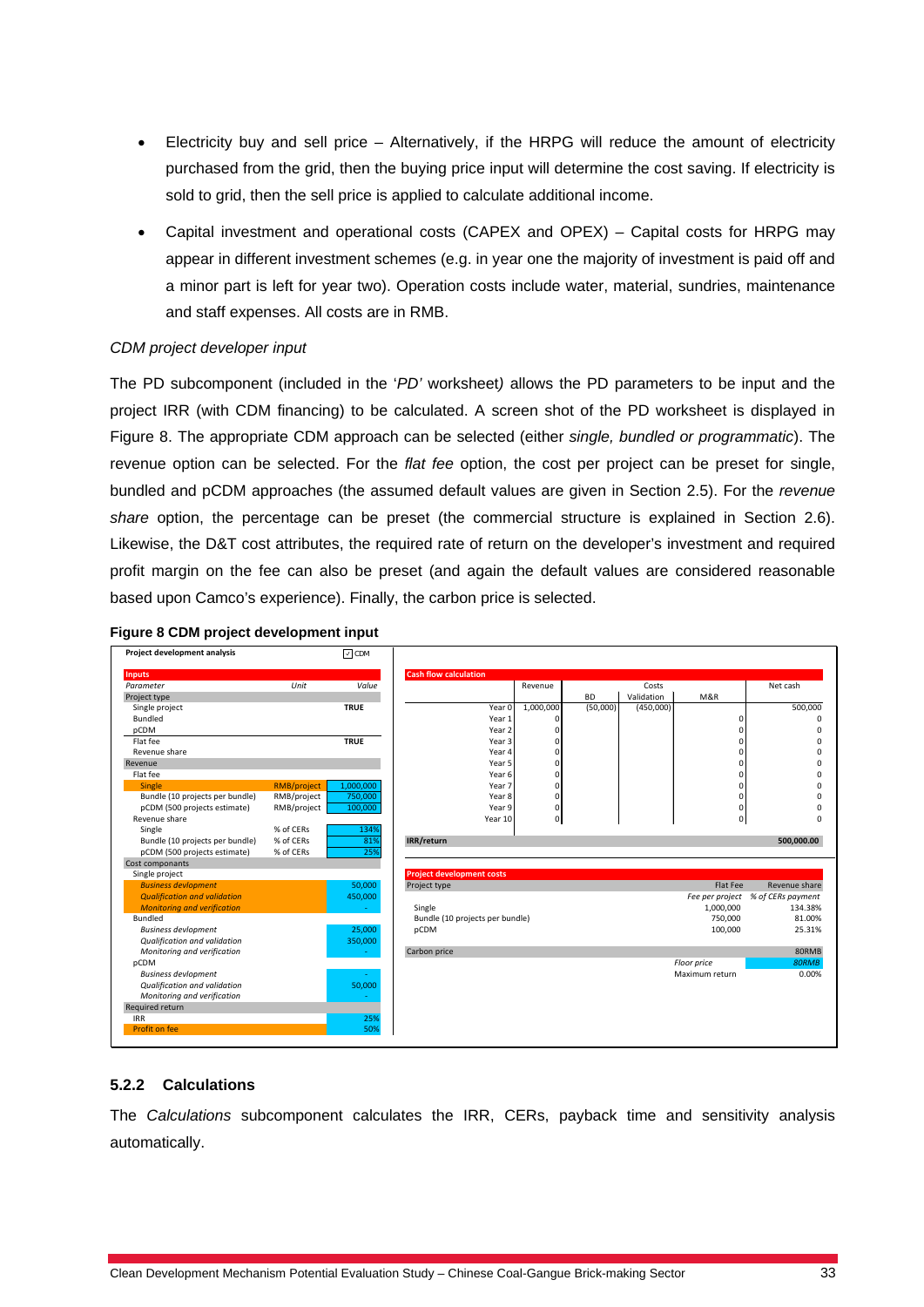- Electricity buy and sell price – Alternatively, if the HRPG will reduce the amount of electricity purchased from the grid, then the buying price input will determine the cost saving. If electricity is sold to grid, then the sell price is applied to calculate additional income.
- Capital investment and operational costs (CAPEX and OPEX) – Capital costs for HRPG may appear in different investment schemes (e.g. in year one the majority of investment is paid off and a minor part is left for year two). Operation costs include water, material, sundries, maintenance and staff expenses. All costs are in RMB.

*CDM project developer input*

The PD subcomponent (included in the '*PD'* worksheet) allows the PD parameters to be input and the project IRR (with CDM financing) to be calculated. A screen shot of the PD worksheet is displayed in Figure 8. The appropriate CDM approach can be selected (either *single, bundled or programmatic*). The revenue option can be selected. For the *flat fee* option, the cost per project can be preset for single, bundled and pCDM approaches (the assumed default values are given in Section 2.5). For the *revenue share* option, the percentage can be preset (the commercial structure is explained in Section 2.6). Likewise, the D&T cost attributes, the required rate of return on the developer's investment and required profit margin on the fee can also be preset (and again the default values are considered reasonable based upon Camco's experience). Finally, the carbon price is selected.

**Figure 8 CDM project development input**

Project development analysis ☑ CDM

**Inputs**

| Parameter | Unit | Value |
|---|---|---|
| Project type | | |
| Single project | | TRUE |
| Bundled | | |
| pCDM | | |
| Flat fee | | TRUE |
| Revenue share | | |
| Revenue | | |
| Flat fee | | |
| Single | RMB/project | 1,000,000 |
| Bundle (10 projects per bundle) | RMB/project | 750,000 |
| pCDM (500 projects estimate) | RMB/project | 100,000 |
| Revenue share | | |
| Single | % of CERs | 134% |
| Bundle (10 projects per bundle) | % of CERs | 81% |
| pCDM (500 projects estimate) | % of CERs | 25% |
| Cost componants | | |
| Single project | | |
| *Business development* | | 50,000 |
| *Qualification and validation* | | 450,000 |
| *Monitoring and verification* | | - |
| Bundled | | |
| *Business development* | | 25,000 |
| *Qualification and validation* | | 350,000 |
| *Monitoring and verification* | | - |
| pCDM | | |
| *Business development* | | - |
| *Qualification and validation* | | 50,000 |
| *Monitoring and verification* | | - |
| Required return | | |
| IRR | | 25% |
| Profit on fee | | 50% |

**Cash flow calculation**

| | Revenue | Costs BD | Costs Validation | Costs M&R | Net cash |
|---|---|---|---|---|---|
| Year 0 | 1,000,000 | (50,000) | (450,000) | | 500,000 |
| Year 1 | 0 | | | 0 | 0 |
| Year 2 | 0 | | | 0 | 0 |
| Year 3 | 0 | | | 0 | 0 |
| Year 4 | 0 | | | 0 | 0 |
| Year 5 | 0 | | | 0 | 0 |
| Year 6 | 0 | | | 0 | 0 |
| Year 7 | 0 | | | 0 | 0 |
| Year 8 | 0 | | | 0 | 0 |
| Year 9 | 0 | | | 0 | 0 |
| Year 10 | 0 | | | 0 | 0 |
| IRR/return | | | | | 500,000.00 |

**Project development costs**

| Project type | Flat Fee | Revenue share |
|---|---|---|
| | *Fee per project* | *% of CERs payment* |
| Single | 1,000,000 | 134.38% |
| Bundle (10 projects per bundle) | 750,000 | 81.00% |
| pCDM | 100,000 | 25.31% |
| Carbon price | | 80RMB |
| | *Floor price* | *80RMB* |
| | Maximum return | 0.00% |

### 5.2.2 Calculations

The *Calculations* subcomponent calculates the IRR, CERs, payback time and sensitivity analysis automatically.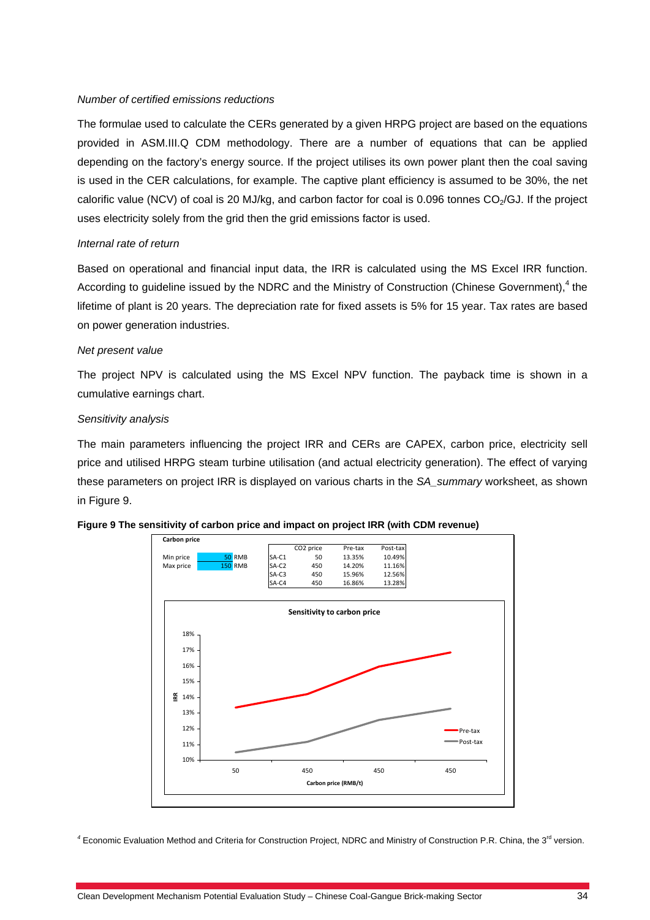*Number of certified emissions reductions*

The formulae used to calculate the CERs generated by a given HRPG project are based on the equations provided in ASM.III.Q CDM methodology. There are a number of equations that can be applied depending on the factory's energy source. If the project utilises its own power plant then the coal saving is used in the CER calculations, for example. The captive plant efficiency is assumed to be 30%, the net calorific value (NCV) of coal is 20 MJ/kg, and carbon factor for coal is 0.096 tonnes $CO_2$/GJ. If the project uses electricity solely from the grid then the grid emissions factor is used.

*Internal rate of return*

Based on operational and financial input data, the IRR is calculated using the MS Excel IRR function. According to guideline issued by the NDRC and the Ministry of Construction (Chinese Government),[4] the lifetime of plant is 20 years. The depreciation rate for fixed assets is 5% for 15 year. Tax rates are based on power generation industries.

*Net present value*

The project NPV is calculated using the MS Excel NPV function. The payback time is shown in a cumulative earnings chart.

*Sensitivity analysis*

The main parameters influencing the project IRR and CERs are CAPEX, carbon price, electricity sell price and utilised HRPG steam turbine utilisation (and actual electricity generation). The effect of varying these parameters on project IRR is displayed on various charts in the *SA_summary* worksheet, as shown in Figure 9.

**Figure 9 The sensitivity of carbon price and impact on project IRR (with CDM revenue)**

**Carbon price**

| | | |
|---|---|---|
| Min price | 50 | RMB |
| Max price | 150 | RMB |

| | CO2 price | Pre-tax | Post-tax |
|---|---|---|---|
| SA-C1 | 50 | 13.35% | 10.49% |
| SA-C2 | 450 | 14.20% | 11.16% |
| SA-C3 | 450 | 15.96% | 12.56% |
| SA-C4 | 450 | 16.86% | 13.28% |

**Sensitivity to carbon price**

[4] Economic Evaluation Method and Criteria for Construction Project, NDRC and Ministry of Construction P.R. China, the 3rd version.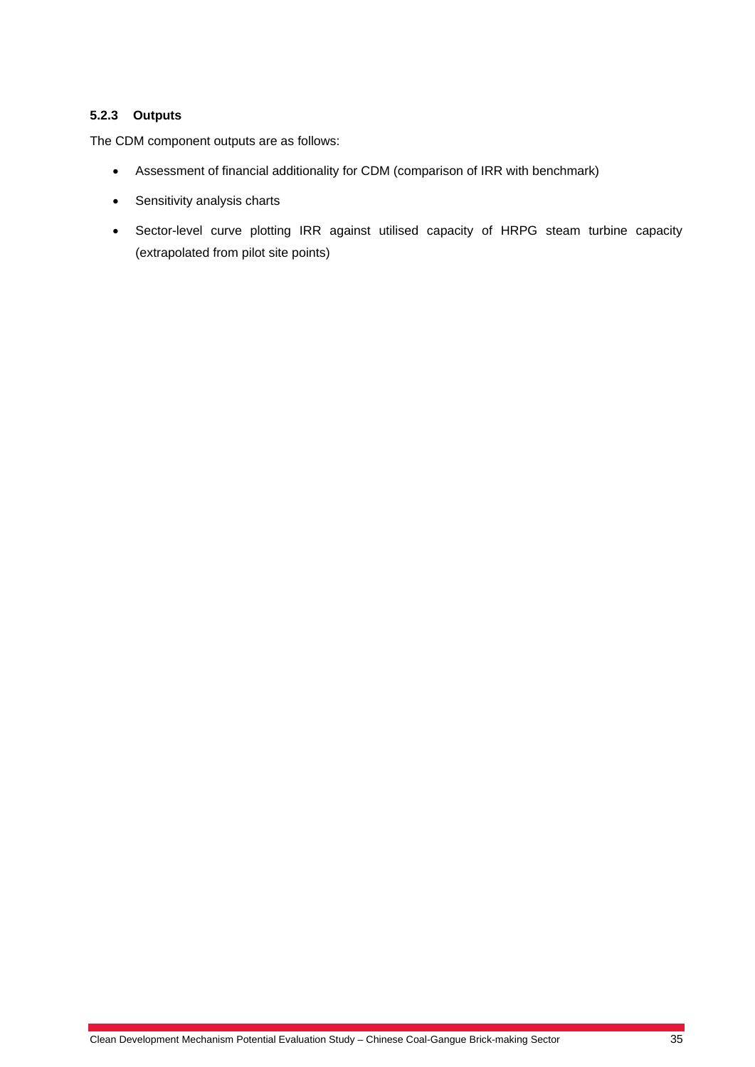#### 5.2.3 Outputs

The CDM component outputs are as follows:

- Assessment of financial additionality for CDM (comparison of IRR with benchmark)
- Sensitivity analysis charts
- Sector-level curve plotting IRR against utilised capacity of HRPG steam turbine capacity (extrapolated from pilot site points)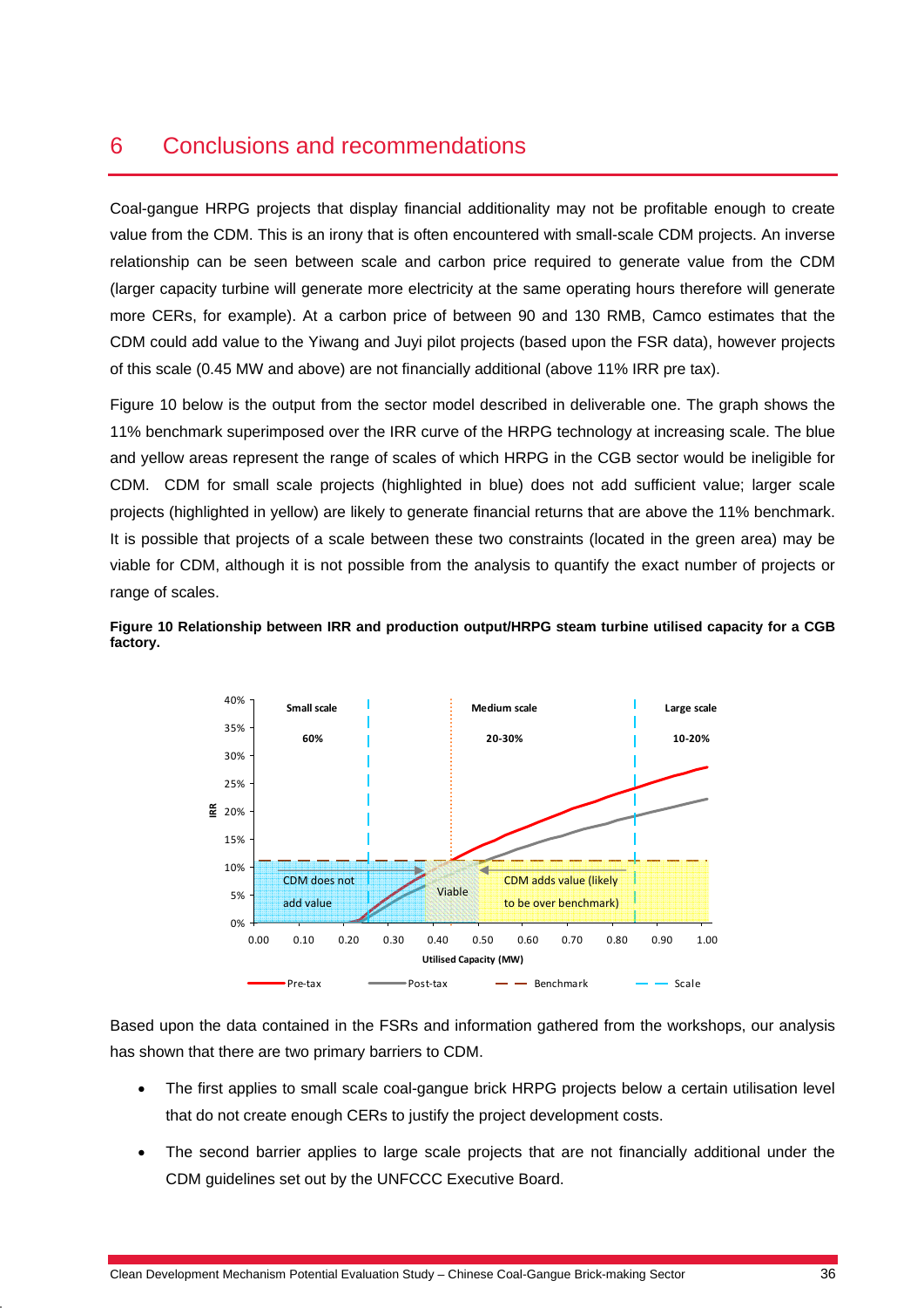# 6 Conclusions and recommendations

Coal-gangue HRPG projects that display financial additionality may not be profitable enough to create value from the CDM. This is an irony that is often encountered with small-scale CDM projects. An inverse relationship can be seen between scale and carbon price required to generate value from the CDM (larger capacity turbine will generate more electricity at the same operating hours therefore will generate more CERs, for example). At a carbon price of between 90 and 130 RMB, Camco estimates that the CDM could add value to the Yiwang and Juyi pilot projects (based upon the FSR data), however projects of this scale (0.45 MW and above) are not financially additional (above 11% IRR pre tax).

Figure 10 below is the output from the sector model described in deliverable one. The graph shows the 11% benchmark superimposed over the IRR curve of the HRPG technology at increasing scale. The blue and yellow areas represent the range of scales of which HRPG in the CGB sector would be ineligible for CDM. CDM for small scale projects (highlighted in blue) does not add sufficient value; larger scale projects (highlighted in yellow) are likely to generate financial returns that are above the 11% benchmark. It is possible that projects of a scale between these two constraints (located in the green area) may be viable for CDM, although it is not possible from the analysis to quantify the exact number of projects or range of scales.

**Figure 10 Relationship between IRR and production output/HRPG steam turbine utilised capacity for a CGB factory.**

Based upon the data contained in the FSRs and information gathered from the workshops, our analysis has shown that there are two primary barriers to CDM.

- The first applies to small scale coal-gangue brick HRPG projects below a certain utilisation level that do not create enough CERs to justify the project development costs.
- The second barrier applies to large scale projects that are not financially additional under the CDM guidelines set out by the UNFCCC Executive Board.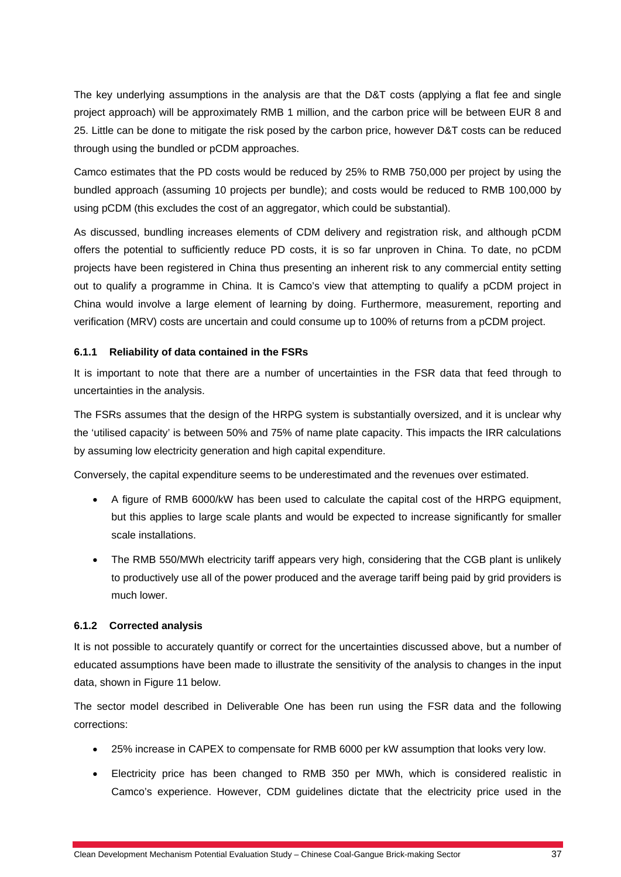The key underlying assumptions in the analysis are that the D&T costs (applying a flat fee and single project approach) will be approximately RMB 1 million, and the carbon price will be between EUR 8 and 25. Little can be done to mitigate the risk posed by the carbon price, however D&T costs can be reduced through using the bundled or pCDM approaches.

Camco estimates that the PD costs would be reduced by 25% to RMB 750,000 per project by using the bundled approach (assuming 10 projects per bundle); and costs would be reduced to RMB 100,000 by using pCDM (this excludes the cost of an aggregator, which could be substantial).

As discussed, bundling increases elements of CDM delivery and registration risk, and although pCDM offers the potential to sufficiently reduce PD costs, it is so far unproven in China. To date, no pCDM projects have been registered in China thus presenting an inherent risk to any commercial entity setting out to qualify a programme in China. It is Camco's view that attempting to qualify a pCDM project in China would involve a large element of learning by doing. Furthermore, measurement, reporting and verification (MRV) costs are uncertain and could consume up to 100% of returns from a pCDM project.

### 6.1.1 Reliability of data contained in the FSRs

It is important to note that there are a number of uncertainties in the FSR data that feed through to uncertainties in the analysis.

The FSRs assumes that the design of the HRPG system is substantially oversized, and it is unclear why the 'utilised capacity' is between 50% and 75% of name plate capacity. This impacts the IRR calculations by assuming low electricity generation and high capital expenditure.

Conversely, the capital expenditure seems to be underestimated and the revenues over estimated.

- A figure of RMB 6000/kW has been used to calculate the capital cost of the HRPG equipment, but this applies to large scale plants and would be expected to increase significantly for smaller scale installations.
- The RMB 550/MWh electricity tariff appears very high, considering that the CGB plant is unlikely to productively use all of the power produced and the average tariff being paid by grid providers is much lower.

### 6.1.2 Corrected analysis

It is not possible to accurately quantify or correct for the uncertainties discussed above, but a number of educated assumptions have been made to illustrate the sensitivity of the analysis to changes in the input data, shown in Figure 11 below.

The sector model described in Deliverable One has been run using the FSR data and the following corrections:

- 25% increase in CAPEX to compensate for RMB 6000 per kW assumption that looks very low.
- Electricity price has been changed to RMB 350 per MWh, which is considered realistic in Camco's experience. However, CDM guidelines dictate that the electricity price used in the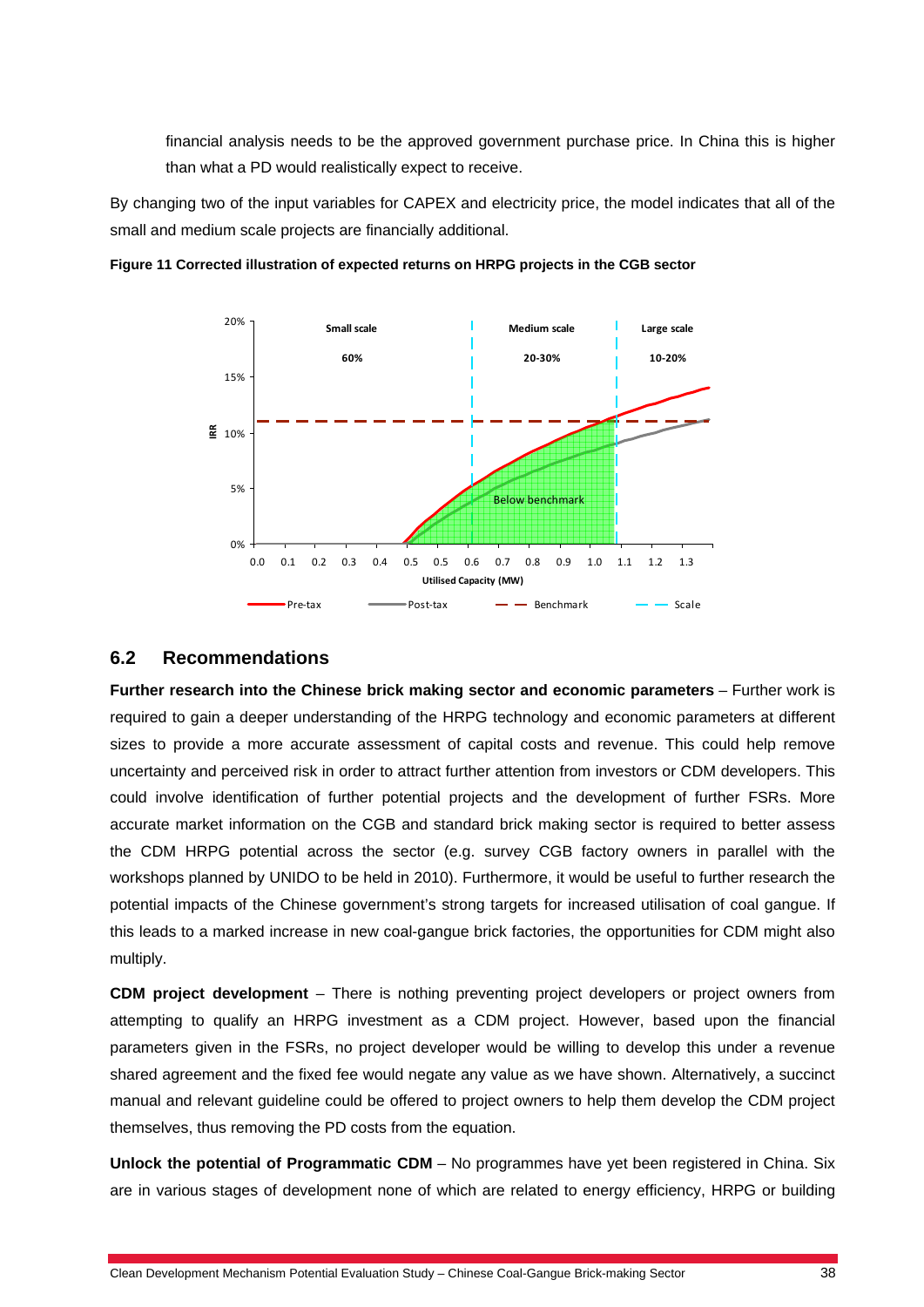financial analysis needs to be the approved government purchase price. In China this is higher than what a PD would realistically expect to receive.

By changing two of the input variables for CAPEX and electricity price, the model indicates that all of the small and medium scale projects are financially additional.

**Figure 11 Corrected illustration of expected returns on HRPG projects in the CGB sector**

## 6.2 Recommendations

**Further research into the Chinese brick making sector and economic parameters** – Further work is required to gain a deeper understanding of the HRPG technology and economic parameters at different sizes to provide a more accurate assessment of capital costs and revenue. This could help remove uncertainty and perceived risk in order to attract further attention from investors or CDM developers. This could involve identification of further potential projects and the development of further FSRs. More accurate market information on the CGB and standard brick making sector is required to better assess the CDM HRPG potential across the sector (e.g. survey CGB factory owners in parallel with the workshops planned by UNIDO to be held in 2010). Furthermore, it would be useful to further research the potential impacts of the Chinese government's strong targets for increased utilisation of coal gangue. If this leads to a marked increase in new coal-gangue brick factories, the opportunities for CDM might also multiply.

**CDM project development** – There is nothing preventing project developers or project owners from attempting to qualify an HRPG investment as a CDM project. However, based upon the financial parameters given in the FSRs, no project developer would be willing to develop this under a revenue shared agreement and the fixed fee would negate any value as we have shown. Alternatively, a succinct manual and relevant guideline could be offered to project owners to help them develop the CDM project themselves, thus removing the PD costs from the equation.

**Unlock the potential of Programmatic CDM** – No programmes have yet been registered in China. Six are in various stages of development none of which are related to energy efficiency, HRPG or building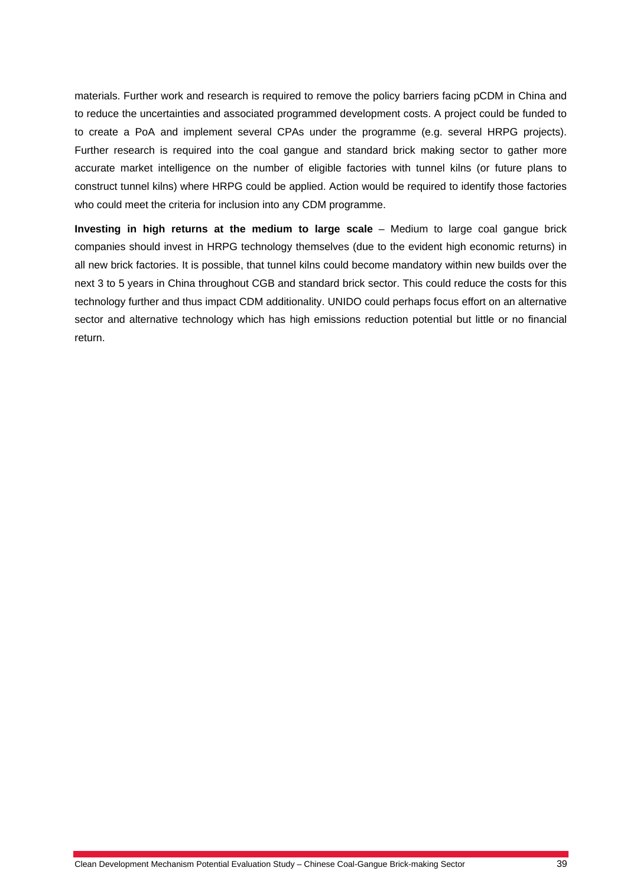materials. Further work and research is required to remove the policy barriers facing pCDM in China and to reduce the uncertainties and associated programmed development costs. A project could be funded to to create a PoA and implement several CPAs under the programme (e.g. several HRPG projects). Further research is required into the coal gangue and standard brick making sector to gather more accurate market intelligence on the number of eligible factories with tunnel kilns (or future plans to construct tunnel kilns) where HRPG could be applied. Action would be required to identify those factories who could meet the criteria for inclusion into any CDM programme.

**Investing in high returns at the medium to large scale** – Medium to large coal gangue brick companies should invest in HRPG technology themselves (due to the evident high economic returns) in all new brick factories. It is possible, that tunnel kilns could become mandatory within new builds over the next 3 to 5 years in China throughout CGB and standard brick sector. This could reduce the costs for this technology further and thus impact CDM additionality. UNIDO could perhaps focus effort on an alternative sector and alternative technology which has high emissions reduction potential but little or no financial return.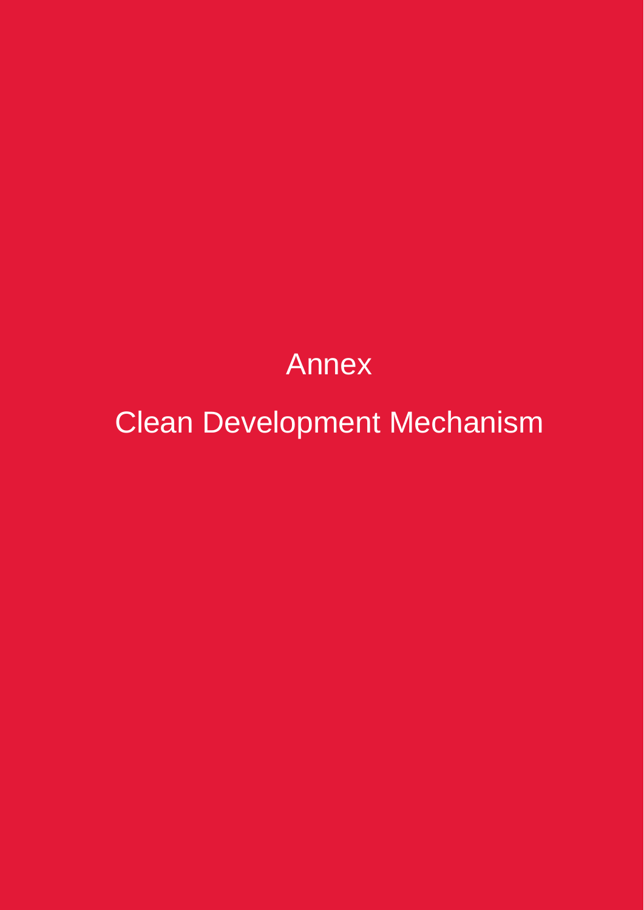# Annex

# Clean Development Mechanism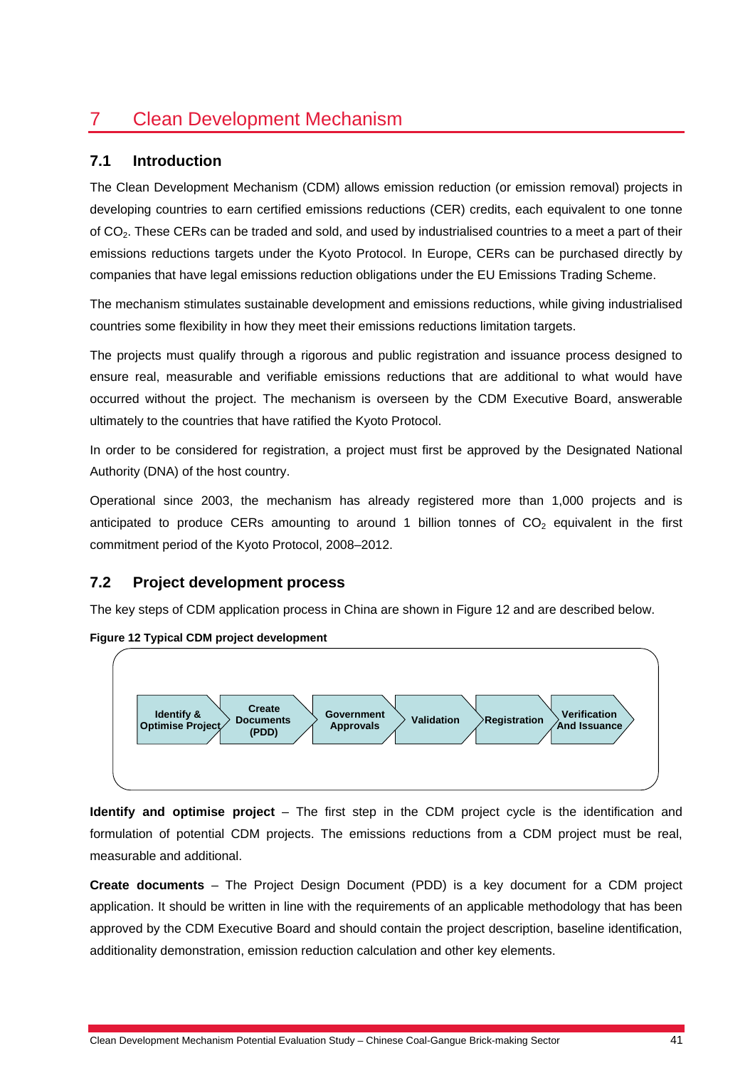# 7 Clean Development Mechanism

## 7.1 Introduction

The Clean Development Mechanism (CDM) allows emission reduction (or emission removal) projects in developing countries to earn certified emissions reductions (CER) credits, each equivalent to one tonne of $CO_2$. These CERs can be traded and sold, and used by industrialised countries to a meet a part of their emissions reductions targets under the Kyoto Protocol. In Europe, CERs can be purchased directly by companies that have legal emissions reduction obligations under the EU Emissions Trading Scheme.

The mechanism stimulates sustainable development and emissions reductions, while giving industrialised countries some flexibility in how they meet their emissions reductions limitation targets.

The projects must qualify through a rigorous and public registration and issuance process designed to ensure real, measurable and verifiable emissions reductions that are additional to what would have occurred without the project. The mechanism is overseen by the CDM Executive Board, answerable ultimately to the countries that have ratified the Kyoto Protocol.

In order to be considered for registration, a project must first be approved by the Designated National Authority (DNA) of the host country.

Operational since 2003, the mechanism has already registered more than 1,000 projects and is anticipated to produce CERs amounting to around 1 billion tonnes of $CO_2$ equivalent in the first commitment period of the Kyoto Protocol, 2008–2012.

## 7.2 Project development process

The key steps of CDM application process in China are shown in Figure 12 and are described below.

**Figure 12 Typical CDM project development**

Identify & Optimise Project → Create Documents (PDD) → Government Approvals → Validation → Registration → Verification And Issuance

**Identify and optimise project** – The first step in the CDM project cycle is the identification and formulation of potential CDM projects. The emissions reductions from a CDM project must be real, measurable and additional.

**Create documents** – The Project Design Document (PDD) is a key document for a CDM project application. It should be written in line with the requirements of an applicable methodology that has been approved by the CDM Executive Board and should contain the project description, baseline identification, additionality demonstration, emission reduction calculation and other key elements.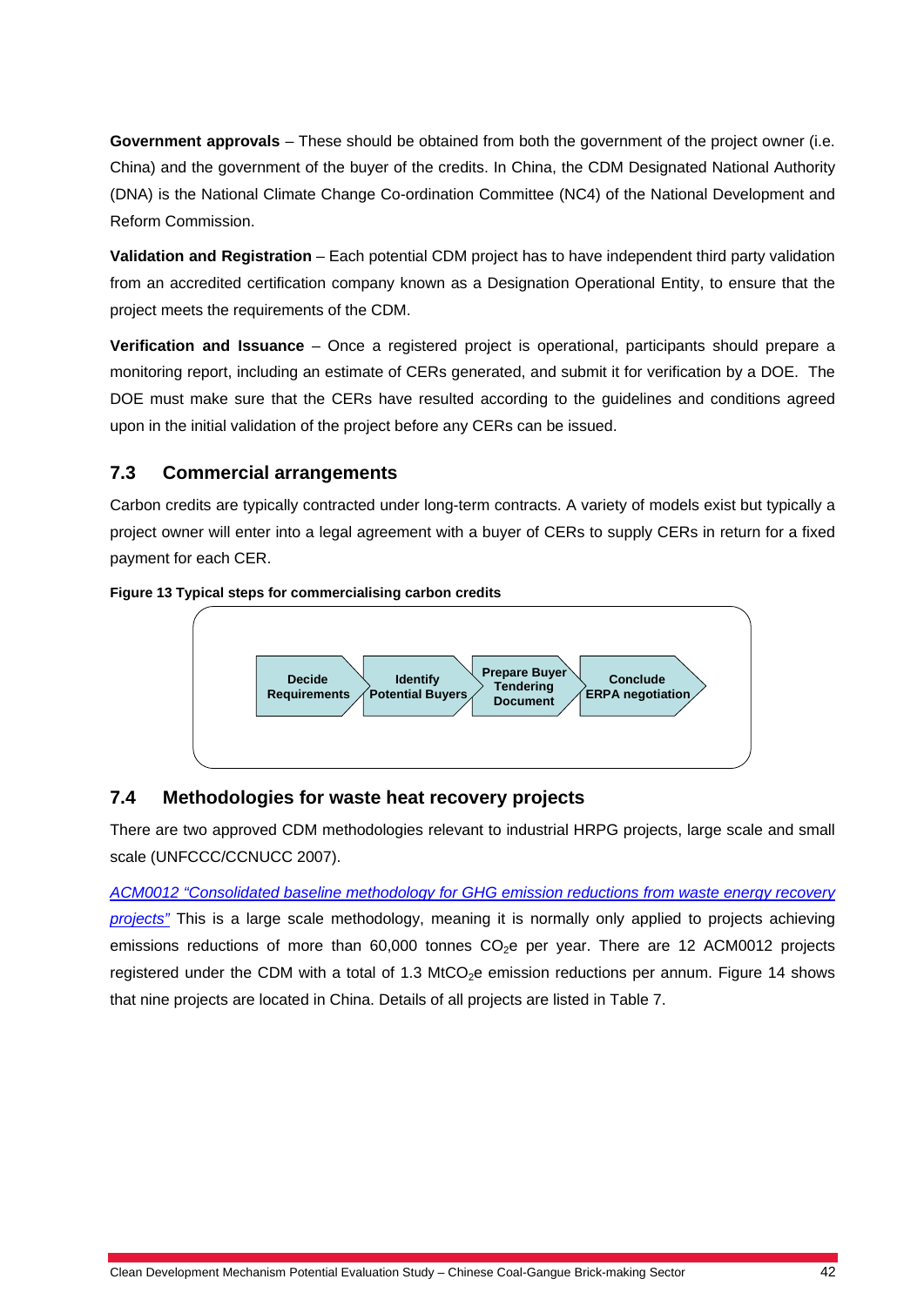**Government approvals** – These should be obtained from both the government of the project owner (i.e. China) and the government of the buyer of the credits. In China, the CDM Designated National Authority (DNA) is the National Climate Change Co-ordination Committee (NC4) of the National Development and Reform Commission.

**Validation and Registration** – Each potential CDM project has to have independent third party validation from an accredited certification company known as a Designation Operational Entity, to ensure that the project meets the requirements of the CDM.

**Verification and Issuance** – Once a registered project is operational, participants should prepare a monitoring report, including an estimate of CERs generated, and submit it for verification by a DOE. The DOE must make sure that the CERs have resulted according to the guidelines and conditions agreed upon in the initial validation of the project before any CERs can be issued.

## 7.3 Commercial arrangements

Carbon credits are typically contracted under long-term contracts. A variety of models exist but typically a project owner will enter into a legal agreement with a buyer of CERs to supply CERs in return for a fixed payment for each CER.

**Figure 13 Typical steps for commercialising carbon credits**

Decide Requirements → Identify Potential Buyers → Prepare Buyer Tendering Document → Conclude ERPA negotiation

## 7.4 Methodologies for waste heat recovery projects

There are two approved CDM methodologies relevant to industrial HRPG projects, large scale and small scale (UNFCCC/CCNUCC 2007).

*ACM0012 "Consolidated baseline methodology for GHG emission reductions from waste energy recovery projects"* This is a large scale methodology, meaning it is normally only applied to projects achieving emissions reductions of more than 60,000 tonnes $CO_2$e per year. There are 12 ACM0012 projects registered under the CDM with a total of 1.3 $MtCO_2$e emission reductions per annum. Figure 14 shows that nine projects are located in China. Details of all projects are listed in Table 7.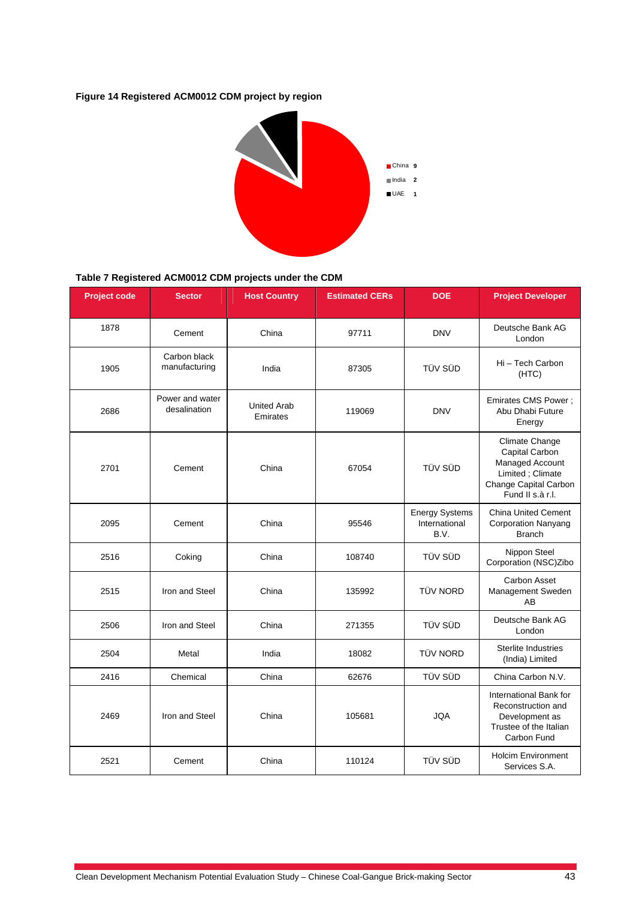**Figure 14 Registered ACM0012 CDM project by region**

China 9
India 2
UAE 1

**Table 7 Registered ACM0012 CDM projects under the CDM**

| Project code | Sector | Host Country | Estimated CERs | DOE | Project Developer |
|---|---|---|---|---|---|
| 1878 | Cement | China | 97711 | DNV | Deutsche Bank AG London |
| 1905 | Carbon black manufacturing | India | 87305 | TÜV SÜD | Hi – Tech Carbon (HTC) |
| 2686 | Power and water desalination | United Arab Emirates | 119069 | DNV | Emirates CMS Power ; Abu Dhabi Future Energy |
| 2701 | Cement | China | 67054 | TÜV SÜD | Climate Change Capital Carbon Managed Account Limited ; Climate Change Capital Carbon Fund II s.à r.l. |
| 2095 | Cement | China | 95546 | Energy Systems International B.V. | China United Cement Corporation Nanyang Branch |
| 2516 | Coking | China | 108740 | TÜV SÜD | Nippon Steel Corporation (NSC)Zibo |
| 2515 | Iron and Steel | China | 135992 | TÜV NORD | Carbon Asset Management Sweden AB |
| 2506 | Iron and Steel | China | 271355 | TÜV SÜD | Deutsche Bank AG London |
| 2504 | Metal | India | 18082 | TÜV NORD | Sterlite Industries (India) Limited |
| 2416 | Chemical | China | 62676 | TÜV SÜD | China Carbon N.V. |
| 2469 | Iron and Steel | China | 105681 | JQA | International Bank for Reconstruction and Development as Trustee of the Italian Carbon Fund |
| 2521 | Cement | China | 110124 | TÜV SÜD | Holcim Environment Services S.A. |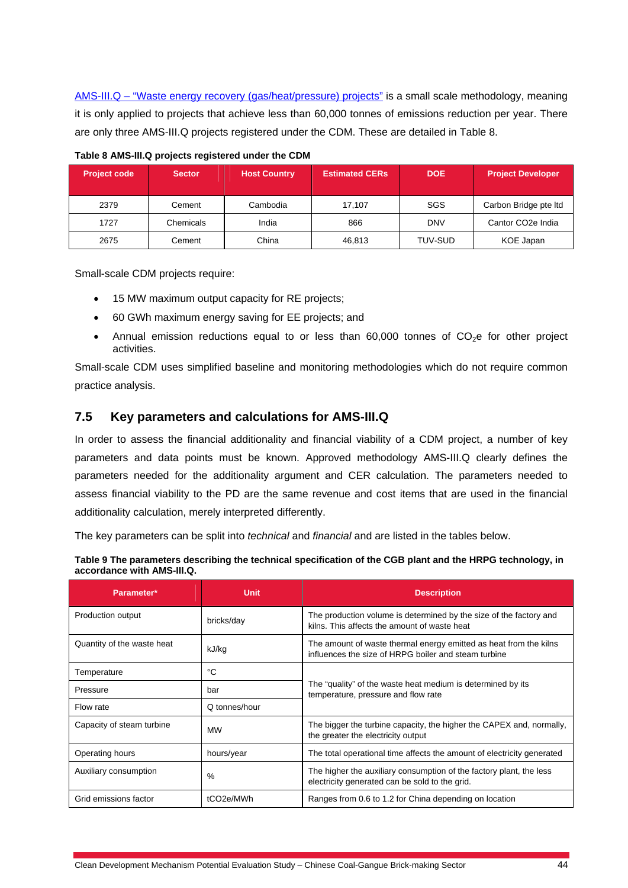[AMS-III.Q – "Waste energy recovery (gas/heat/pressure) projects"]() is a small scale methodology, meaning it is only applied to projects that achieve less than 60,000 tonnes of emissions reduction per year. There are only three AMS-III.Q projects registered under the CDM. These are detailed in Table 8.

**Table 8 AMS-III.Q projects registered under the CDM**

| Project code | Sector | Host Country | Estimated CERs | DOE | Project Developer |
|---|---|---|---|---|---|
| 2379 | Cement | Cambodia | 17,107 | SGS | Carbon Bridge pte ltd |
| 1727 | Chemicals | India | 866 | DNV | Cantor CO2e India |
| 2675 | Cement | China | 46,813 | TUV-SUD | KOE Japan |

Small-scale CDM projects require:

- 15 MW maximum output capacity for RE projects;
- 60 GWh maximum energy saving for EE projects; and
- Annual emission reductions equal to or less than 60,000 tonnes of $CO_2e$ for other project activities.

Small-scale CDM uses simplified baseline and monitoring methodologies which do not require common practice analysis.

## 7.5 Key parameters and calculations for AMS-III.Q

In order to assess the financial additionality and financial viability of a CDM project, a number of key parameters and data points must be known. Approved methodology AMS-III.Q clearly defines the parameters needed for the additionality argument and CER calculation. The parameters needed to assess financial viability to the PD are the same revenue and cost items that are used in the financial additionality calculation, merely interpreted differently.

The key parameters can be split into *technical* and *financial* and are listed in the tables below.

**Table 9 The parameters describing the technical specification of the CGB plant and the HRPG technology, in accordance with AMS-III.Q.**

| Parameter* | Unit | Description |
|---|---|---|
| Production output | bricks/day | The production volume is determined by the size of the factory and kilns. This affects the amount of waste heat |
| Quantity of the waste heat | kJ/kg | The amount of waste thermal energy emitted as heat from the kilns influences the size of HRPG boiler and steam turbine |
| Temperature | °C | The "quality" of the waste heat medium is determined by its temperature, pressure and flow rate |
| Pressure | bar | |
| Flow rate | Q tonnes/hour | |
| Capacity of steam turbine | MW | The bigger the turbine capacity, the higher the CAPEX and, normally, the greater the electricity output |
| Operating hours | hours/year | The total operational time affects the amount of electricity generated |
| Auxiliary consumption | % | The higher the auxiliary consumption of the factory plant, the less electricity generated can be sold to the grid. |
| Grid emissions factor | tCO2e/MWh | Ranges from 0.6 to 1.2 for China depending on location |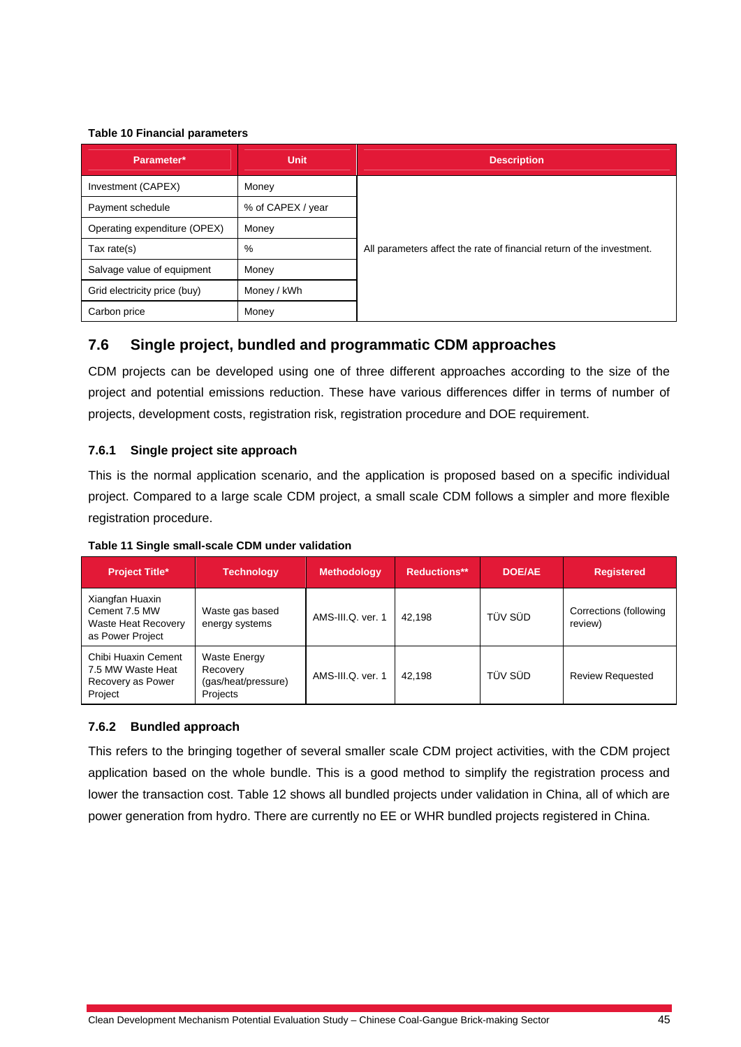**Table 10 Financial parameters**

| Parameter* | Unit | Description |
|---|---|---|
| Investment (CAPEX) | Money | All parameters affect the rate of financial return of the investment. |
| Payment schedule | % of CAPEX / year | |
| Operating expenditure (OPEX) | Money | |
| Tax rate(s) | % | |
| Salvage value of equipment | Money | |
| Grid electricity price (buy) | Money / kWh | |
| Carbon price | Money | |

## 7.6 Single project, bundled and programmatic CDM approaches

CDM projects can be developed using one of three different approaches according to the size of the project and potential emissions reduction. These have various differences differ in terms of number of projects, development costs, registration risk, registration procedure and DOE requirement.

### 7.6.1 Single project site approach

This is the normal application scenario, and the application is proposed based on a specific individual project. Compared to a large scale CDM project, a small scale CDM follows a simpler and more flexible registration procedure.

**Table 11 Single small-scale CDM under validation**

| Project Title* | Technology | Methodology | Reductions** | DOE/AE | Registered |
|---|---|---|---|---|---|
| Xiangfan Huaxin Cement 7.5 MW Waste Heat Recovery as Power Project | Waste gas based energy systems | AMS-III.Q. ver. 1 | 42,198 | TÜV SÜD | Corrections (following review) |
| Chibi Huaxin Cement 7.5 MW Waste Heat Recovery as Power Project | Waste Energy Recovery (gas/heat/pressure) Projects | AMS-III.Q. ver. 1 | 42,198 | TÜV SÜD | Review Requested |

### 7.6.2 Bundled approach

This refers to the bringing together of several smaller scale CDM project activities, with the CDM project application based on the whole bundle. This is a good method to simplify the registration process and lower the transaction cost. Table 12 shows all bundled projects under validation in China, all of which are power generation from hydro. There are currently no EE or WHR bundled projects registered in China.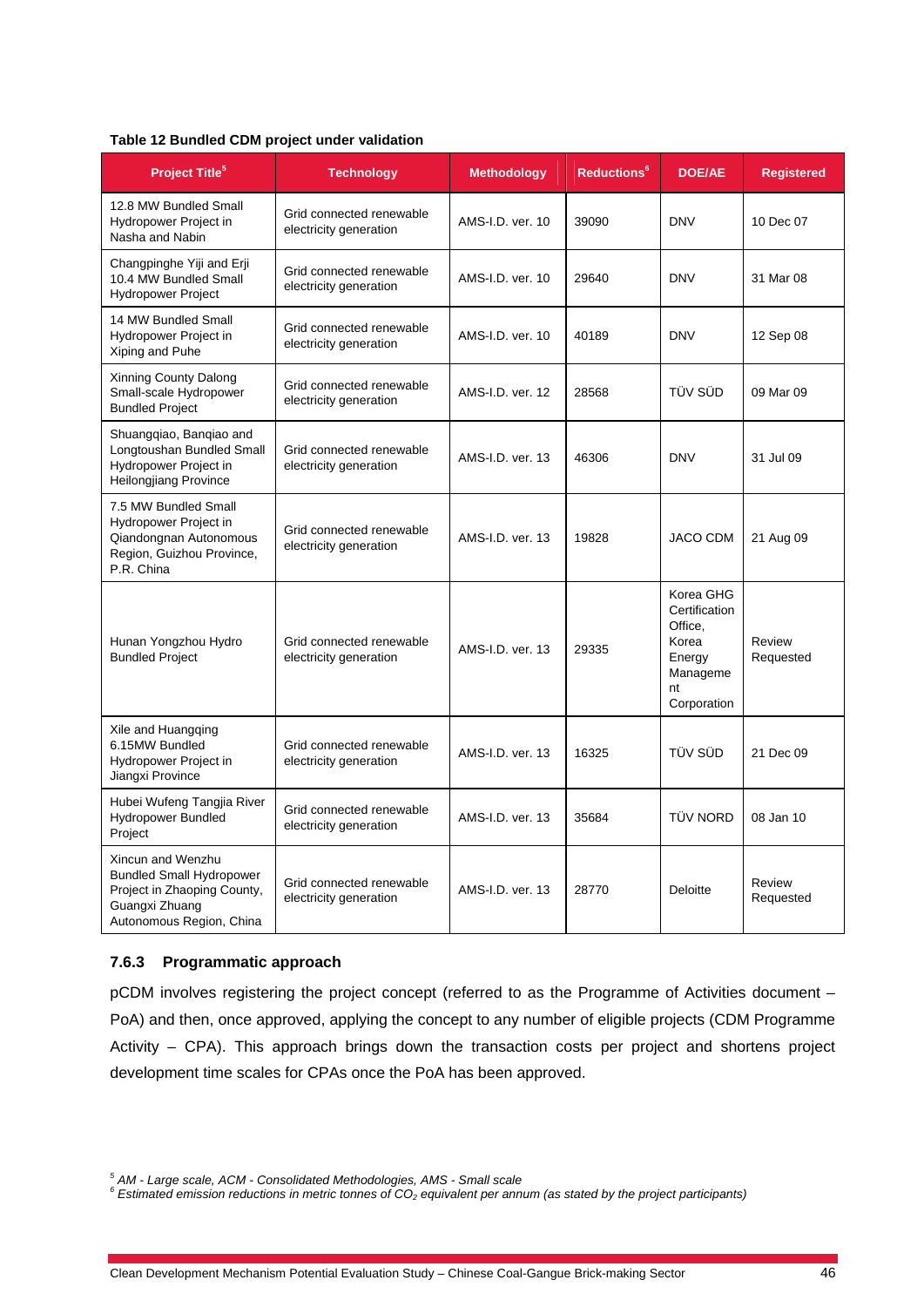**Table 12 Bundled CDM project under validation**

| Project Title[5] | Technology | Methodology | Reductions[6] | DOE/AE | Registered |
|---|---|---|---|---|---|
| 12.8 MW Bundled Small Hydropower Project in Nasha and Nabin | Grid connected renewable electricity generation | AMS-I.D. ver. 10 | 39090 | DNV | 10 Dec 07 |
| Changpinghe Yiji and Erji 10.4 MW Bundled Small Hydropower Project | Grid connected renewable electricity generation | AMS-I.D. ver. 10 | 29640 | DNV | 31 Mar 08 |
| 14 MW Bundled Small Hydropower Project in Xiping and Puhe | Grid connected renewable electricity generation | AMS-I.D. ver. 10 | 40189 | DNV | 12 Sep 08 |
| Xinning County Dalong Small-scale Hydropower Bundled Project | Grid connected renewable electricity generation | AMS-I.D. ver. 12 | 28568 | TÜV SÜD | 09 Mar 09 |
| Shuangqiao, Banqiao and Longtoushan Bundled Small Hydropower Project in Heilongjiang Province | Grid connected renewable electricity generation | AMS-I.D. ver. 13 | 46306 | DNV | 31 Jul 09 |
| 7.5 MW Bundled Small Hydropower Project in Qiandongnan Autonomous Region, Guizhou Province, P.R. China | Grid connected renewable electricity generation | AMS-I.D. ver. 13 | 19828 | JACO CDM | 21 Aug 09 |
| Hunan Yongzhou Hydro Bundled Project | Grid connected renewable electricity generation | AMS-I.D. ver. 13 | 29335 | Korea GHG Certification Office, Korea Energy Management Corporation | Review Requested |
| Xile and Huangqing 6.15MW Bundled Hydropower Project in Jiangxi Province | Grid connected renewable electricity generation | AMS-I.D. ver. 13 | 16325 | TÜV SÜD | 21 Dec 09 |
| Hubei Wufeng Tangjia River Hydropower Bundled Project | Grid connected renewable electricity generation | AMS-I.D. ver. 13 | 35684 | TÜV NORD | 08 Jan 10 |
| Xincun and Wenzhu Bundled Small Hydropower Project in Zhaoping County, Guangxi Zhuang Autonomous Region, China | Grid connected renewable electricity generation | AMS-I.D. ver. 13 | 28770 | Deloitte | Review Requested |

### 7.6.3 Programmatic approach

pCDM involves registering the project concept (referred to as the Programme of Activities document – PoA) and then, once approved, applying the concept to any number of eligible projects (CDM Programme Activity – CPA). This approach brings down the transaction costs per project and shortens project development time scales for CPAs once the PoA has been approved.

[5] *AM - Large scale, ACM - Consolidated Methodologies, AMS - Small scale*

[6] *Estimated emission reductions in metric tonnes of $CO_2$ equivalent per annum (as stated by the project participants)*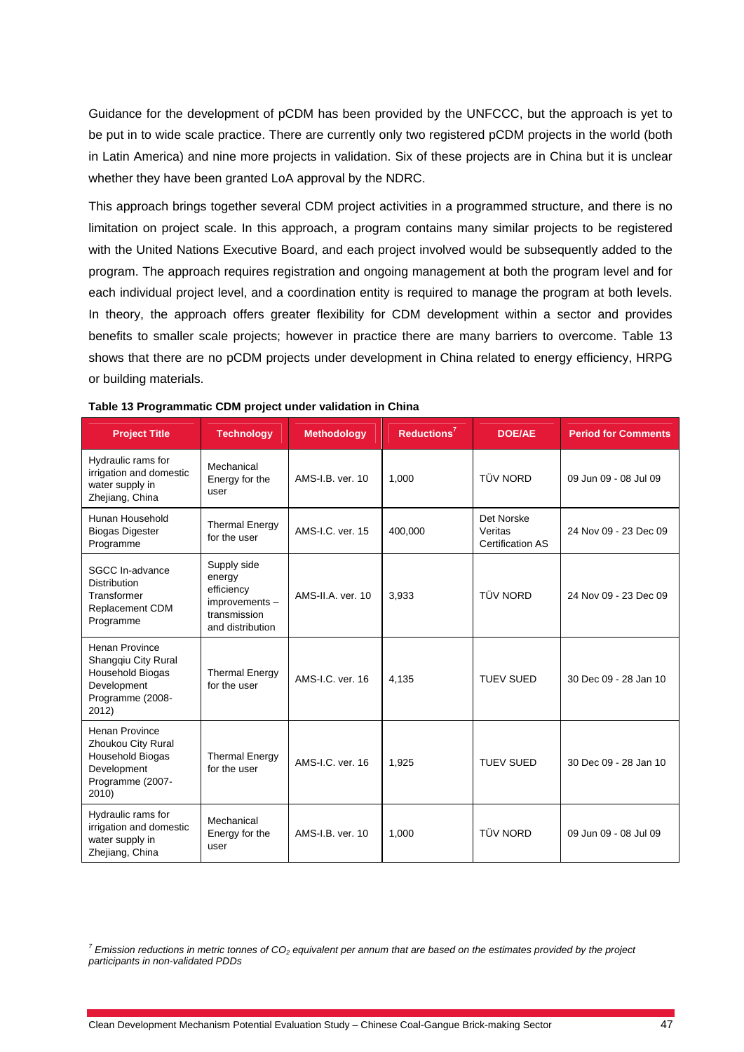Guidance for the development of pCDM has been provided by the UNFCCC, but the approach is yet to be put in to wide scale practice. There are currently only two registered pCDM projects in the world (both in Latin America) and nine more projects in validation. Six of these projects are in China but it is unclear whether they have been granted LoA approval by the NDRC.

This approach brings together several CDM project activities in a programmed structure, and there is no limitation on project scale. In this approach, a program contains many similar projects to be registered with the United Nations Executive Board, and each project involved would be subsequently added to the program. The approach requires registration and ongoing management at both the program level and for each individual project level, and a coordination entity is required to manage the program at both levels. In theory, the approach offers greater flexibility for CDM development within a sector and provides benefits to smaller scale projects; however in practice there are many barriers to overcome. Table 13 shows that there are no pCDM projects under development in China related to energy efficiency, HRPG or building materials.

**Table 13 Programmatic CDM project under validation in China**

| Project Title | Technology | Methodology | Reductions[7] | DOE/AE | Period for Comments |
|---|---|---|---|---|---|
| Hydraulic rams for irrigation and domestic water supply in Zhejiang, China | Mechanical Energy for the user | AMS-I.B. ver. 10 | 1,000 | TÜV NORD | 09 Jun 09 - 08 Jul 09 |
| Hunan Household Biogas Digester Programme | Thermal Energy for the user | AMS-I.C. ver. 15 | 400,000 | Det Norske Veritas Certification AS | 24 Nov 09 - 23 Dec 09 |
| SGCC In-advance Distribution Transformer Replacement CDM Programme | Supply side energy efficiency improvements – transmission and distribution | AMS-II.A. ver. 10 | 3,933 | TÜV NORD | 24 Nov 09 - 23 Dec 09 |
| Henan Province Shangqiu City Rural Household Biogas Development Programme (2008-2012) | Thermal Energy for the user | AMS-I.C. ver. 16 | 4,135 | TUEV SUED | 30 Dec 09 - 28 Jan 10 |
| Henan Province Zhoukou City Rural Household Biogas Development Programme (2007-2010) | Thermal Energy for the user | AMS-I.C. ver. 16 | 1,925 | TUEV SUED | 30 Dec 09 - 28 Jan 10 |
| Hydraulic rams for irrigation and domestic water supply in Zhejiang, China | Mechanical Energy for the user | AMS-I.B. ver. 10 | 1,000 | TÜV NORD | 09 Jun 09 - 08 Jul 09 |

[7] *Emission reductions in metric tonnes of $CO_2$ equivalent per annum that are based on the estimates provided by the project participants in non-validated PDDs*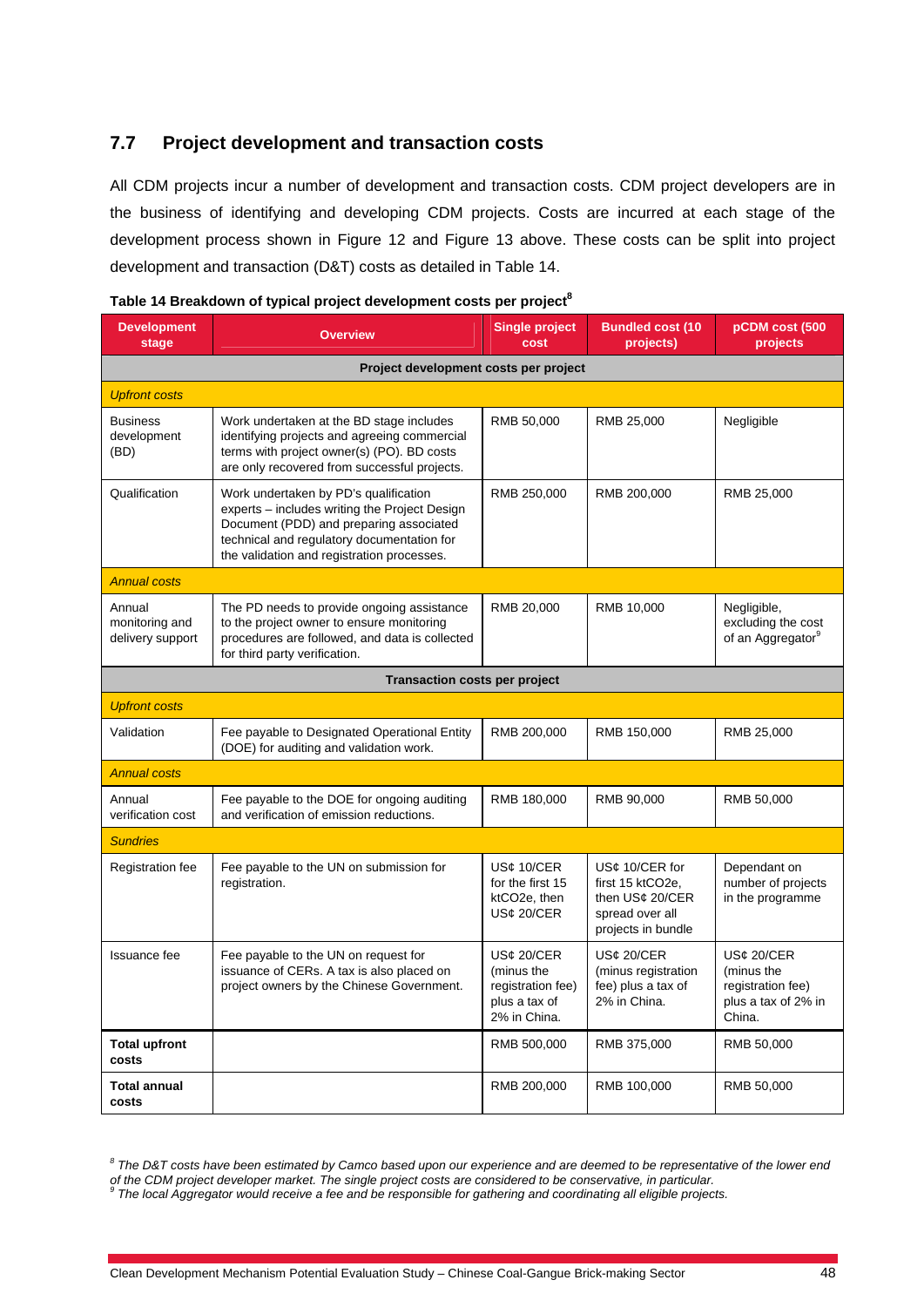## 7.7 Project development and transaction costs

All CDM projects incur a number of development and transaction costs. CDM project developers are in the business of identifying and developing CDM projects. Costs are incurred at each stage of the development process shown in Figure 12 and Figure 13 above. These costs can be split into project development and transaction (D&T) costs as detailed in Table 14.

**Table 14 Breakdown of typical project development costs per project[8]**

| Development stage | Overview | Single project cost | Bundled cost (10 projects) | pCDM cost (500 projects |
|---|---|---|---|---|
| **Project development costs per project** | | | | |
| *Upfront costs* | | | | |
| Business development (BD) | Work undertaken at the BD stage includes identifying projects and agreeing commercial terms with project owner(s) (PO). BD costs are only recovered from successful projects. | RMB 50,000 | RMB 25,000 | Negligible |
| Qualification | Work undertaken by PD's qualification experts – includes writing the Project Design Document (PDD) and preparing associated technical and regulatory documentation for the validation and registration processes. | RMB 250,000 | RMB 200,000 | RMB 25,000 |
| *Annual costs* | | | | |
| Annual monitoring and delivery support | The PD needs to provide ongoing assistance to the project owner to ensure monitoring procedures are followed, and data is collected for third party verification. | RMB 20,000 | RMB 10,000 | Negligible, excluding the cost of an Aggregator[9] |
| **Transaction costs per project** | | | | |
| *Upfront costs* | | | | |
| Validation | Fee payable to Designated Operational Entity (DOE) for auditing and validation work. | RMB 200,000 | RMB 150,000 | RMB 25,000 |
| *Annual costs* | | | | |
| Annual verification cost | Fee payable to the DOE for ongoing auditing and verification of emission reductions. | RMB 180,000 | RMB 90,000 | RMB 50,000 |
| *Sundries* | | | | |
| Registration fee | Fee payable to the UN on submission for registration. | US¢ 10/CER for the first 15 ktCO2e, then US¢ 20/CER | US¢ 10/CER for first 15 ktCO2e, then US¢ 20/CER spread over all projects in bundle | Dependant on number of projects in the programme |
| Issuance fee | Fee payable to the UN on request for issuance of CERs. A tax is also placed on project owners by the Chinese Government. | US¢ 20/CER (minus the registration fee) plus a tax of 2% in China. | US¢ 20/CER (minus registration fee) plus a tax of 2% in China. | US¢ 20/CER (minus the registration fee) plus a tax of 2% in China. |
| **Total upfront costs** | | RMB 500,000 | RMB 375,000 | RMB 50,000 |
| **Total annual costs** | | RMB 200,000 | RMB 100,000 | RMB 50,000 |

[8] *The D&T costs have been estimated by Camco based upon our experience and are deemed to be representative of the lower end of the CDM project developer market. The single project costs are considered to be conservative, in particular.*

[9] *The local Aggregator would receive a fee and be responsible for gathering and coordinating all eligible projects.*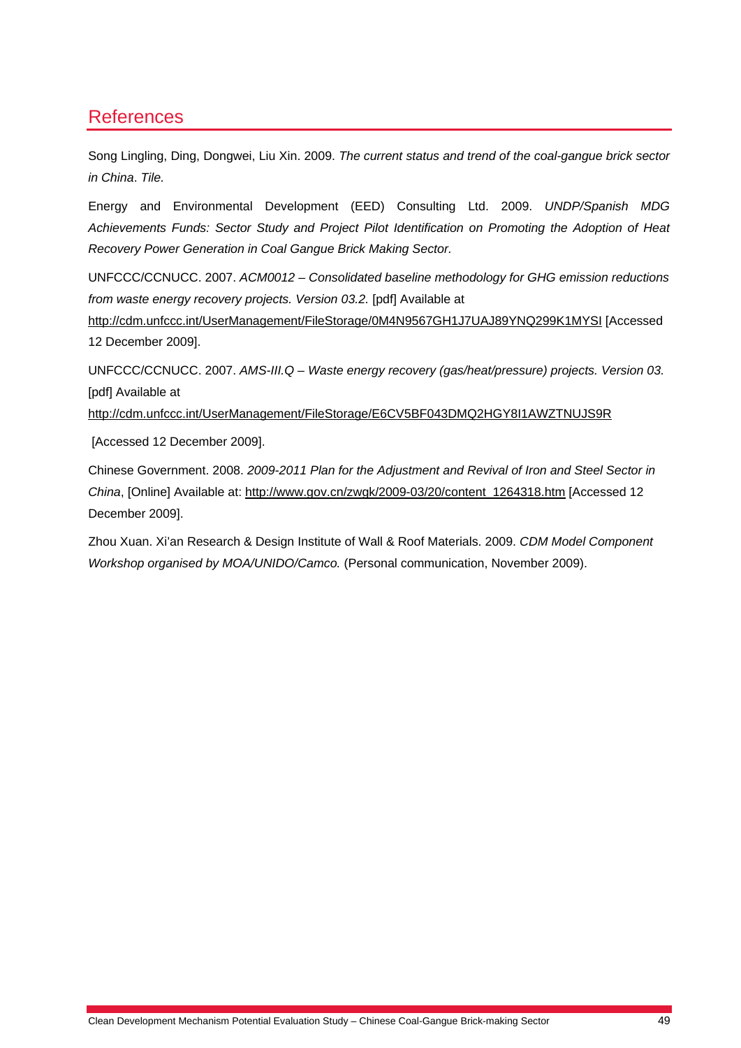# References

Song Lingling, Ding, Dongwei, Liu Xin. 2009. *The current status and trend of the coal-gangue brick sector in China*. *Tile.*

Energy and Environmental Development (EED) Consulting Ltd. 2009. *UNDP/Spanish MDG Achievements Funds: Sector Study and Project Pilot Identification on Promoting the Adoption of Heat Recovery Power Generation in Coal Gangue Brick Making Sector.*

UNFCCC/CCNUCC. 2007. *ACM0012 – Consolidated baseline methodology for GHG emission reductions from waste energy recovery projects. Version 03.2.* [pdf] Available at http://cdm.unfccc.int/UserManagement/FileStorage/0M4N9567GH1J7UAJ89YNQ299K1MYSI [Accessed 12 December 2009].

UNFCCC/CCNUCC. 2007. *AMS-III.Q – Waste energy recovery (gas/heat/pressure) projects. Version 03.* [pdf] Available at http://cdm.unfccc.int/UserManagement/FileStorage/E6CV5BF043DMQ2HGY8I1AWZTNUJS9R

[Accessed 12 December 2009].

Chinese Government. 2008. *2009-2011 Plan for the Adjustment and Revival of Iron and Steel Sector in China*, [Online] Available at: http://www.gov.cn/zwgk/2009-03/20/content_1264318.htm [Accessed 12 December 2009].

Zhou Xuan. Xi'an Research & Design Institute of Wall & Roof Materials. 2009. *CDM Model Component Workshop organised by MOA/UNIDO/Camco.* (Personal communication, November 2009).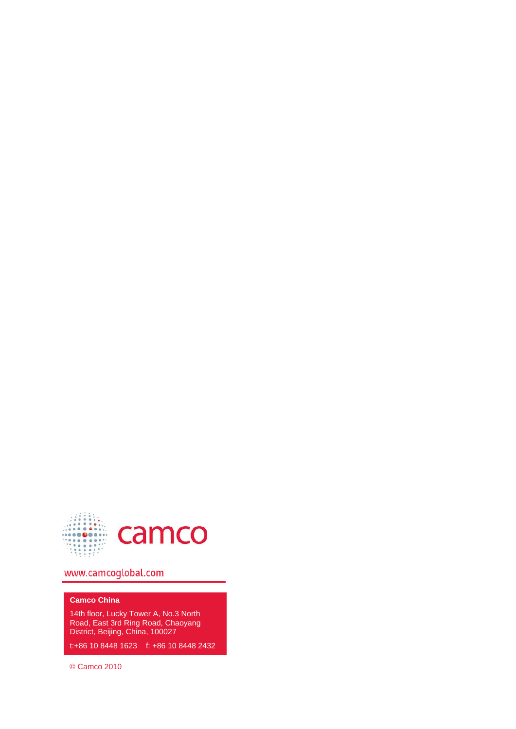camco

www.camcoglobal.com

**Camco China**

14th floor, Lucky Tower A, No.3 North Road, East 3rd Ring Road, Chaoyang District, Beijing, China, 100027

t:+86 10 8448 1623 f: +86 10 8448 2432

© Camco 2010